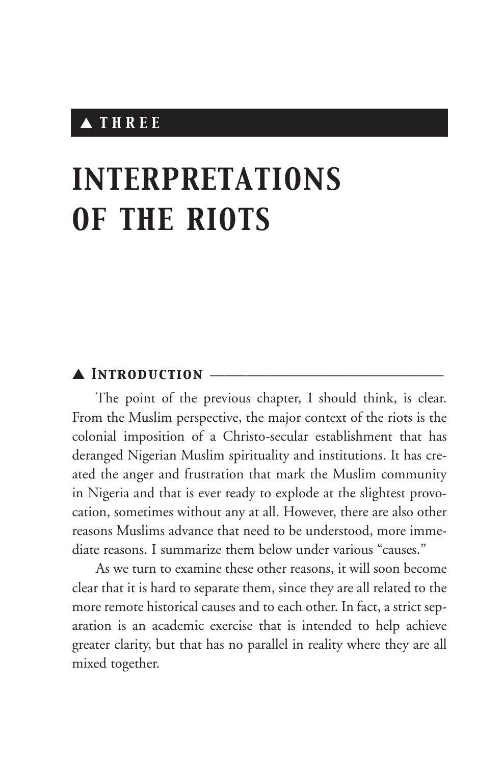▲ THREE

# INTERPRETATIONS OF THE RIOTS

## ▲ Introduction

The point of the previous chapter, I should think, is clear. From the Muslim perspective, the major context of the riots is the colonial imposition of a Christo-secular establishment that has deranged Nigerian Muslim spirituality and institutions. It has created the anger and frustration that mark the Muslim community in Nigeria and that is ever ready to explode at the slightest provocation, sometimes without any at all. However, there are also other reasons Muslims advance that need to be understood, more immediate reasons. I summarize them below under various "causes."

As we turn to examine these other reasons, it will soon become clear that it is hard to separate them, since they are all related to the more remote historical causes and to each other. In fact, a strict separation is an academic exercise that is intended to help achieve greater clarity, but that has no parallel in reality where they are all mixed together.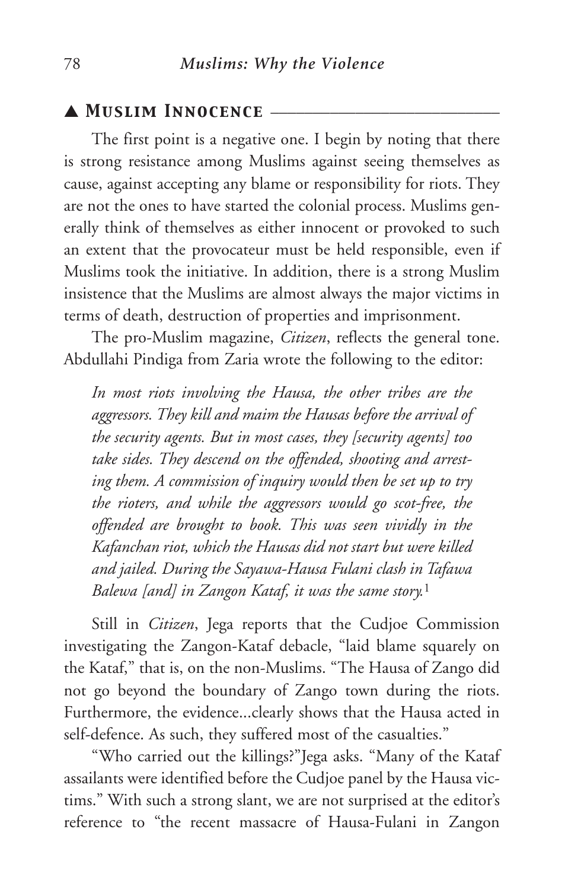## ▲ Muslim Innocence

The first point is a negative one. I begin by noting that there is strong resistance among Muslims against seeing themselves as cause, against accepting any blame or responsibility for riots. They are not the ones to have started the colonial process. Muslims generally think of themselves as either innocent or provoked to such an extent that the provocateur must be held responsible, even if Muslims took the initiative. In addition, there is a strong Muslim insistence that the Muslims are almost always the major victims in terms of death, destruction of properties and imprisonment.

The pro-Muslim magazine, *Citizen*, reflects the general tone. Abdullahi Pindiga from Zaria wrote the following to the editor:

> *In most riots involving the Hausa, the other tribes are the aggressors. They kill and maim the Hausas before the arrival of the security agents. But in most cases, they [security agents] too take sides. They descend on the offended, shooting and arresting them. A commission of inquiry would then be set up to try the rioters, and while the aggressors would go scot-free, the offended are brought to book. This was seen vividly in the Kafanchan riot, which the Hausas did not start but were killed and jailed. During the Sayawa-Hausa Fulani clash in Tafawa Balewa [and] in Zangon Kataf, it was the same story.*[1]

Still in *Citizen*, Jega reports that the Cudjoe Commission investigating the Zangon-Kataf debacle, "laid blame squarely on the Kataf," that is, on the non-Muslims. "The Hausa of Zango did not go beyond the boundary of Zango town during the riots. Furthermore, the evidence...clearly shows that the Hausa acted in self-defence. As such, they suffered most of the casualties."

"Who carried out the killings?"Jega asks. "Many of the Kataf assailants were identified before the Cudjoe panel by the Hausa victims." With such a strong slant, we are not surprised at the editor's reference to "the recent massacre of Hausa-Fulani in Zangon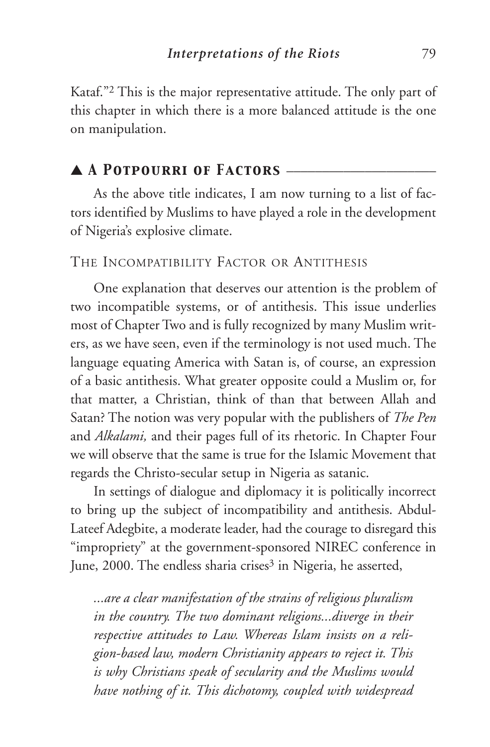Kataf."[2] This is the major representative attitude. The only part of this chapter in which there is a more balanced attitude is the one on manipulation.

## ▲ A Potpourri of Factors

As the above title indicates, I am now turning to a list of factors identified by Muslims to have played a role in the development of Nigeria's explosive climate.

### The Incompatibility Factor or Antithesis

One explanation that deserves our attention is the problem of two incompatible systems, or of antithesis. This issue underlies most of Chapter Two and is fully recognized by many Muslim writers, as we have seen, even if the terminology is not used much. The language equating America with Satan is, of course, an expression of a basic antithesis. What greater opposite could a Muslim or, for that matter, a Christian, think of than that between Allah and Satan? The notion was very popular with the publishers of *The Pen* and *Alkalami,* and their pages full of its rhetoric. In Chapter Four we will observe that the same is true for the Islamic Movement that regards the Christo-secular setup in Nigeria as satanic.

In settings of dialogue and diplomacy it is politically incorrect to bring up the subject of incompatibility and antithesis. Abdul-Lateef Adegbite, a moderate leader, had the courage to disregard this "impropriety" at the government-sponsored NIREC conference in June, 2000. The endless sharia crises[3] in Nigeria, he asserted,

> *...are a clear manifestation of the strains of religious pluralism in the country. The two dominant religions...diverge in their respective attitudes to Law. Whereas Islam insists on a religion-based law, modern Christianity appears to reject it. This is why Christians speak of secularity and the Muslims would have nothing of it. This dichotomy, coupled with widespread*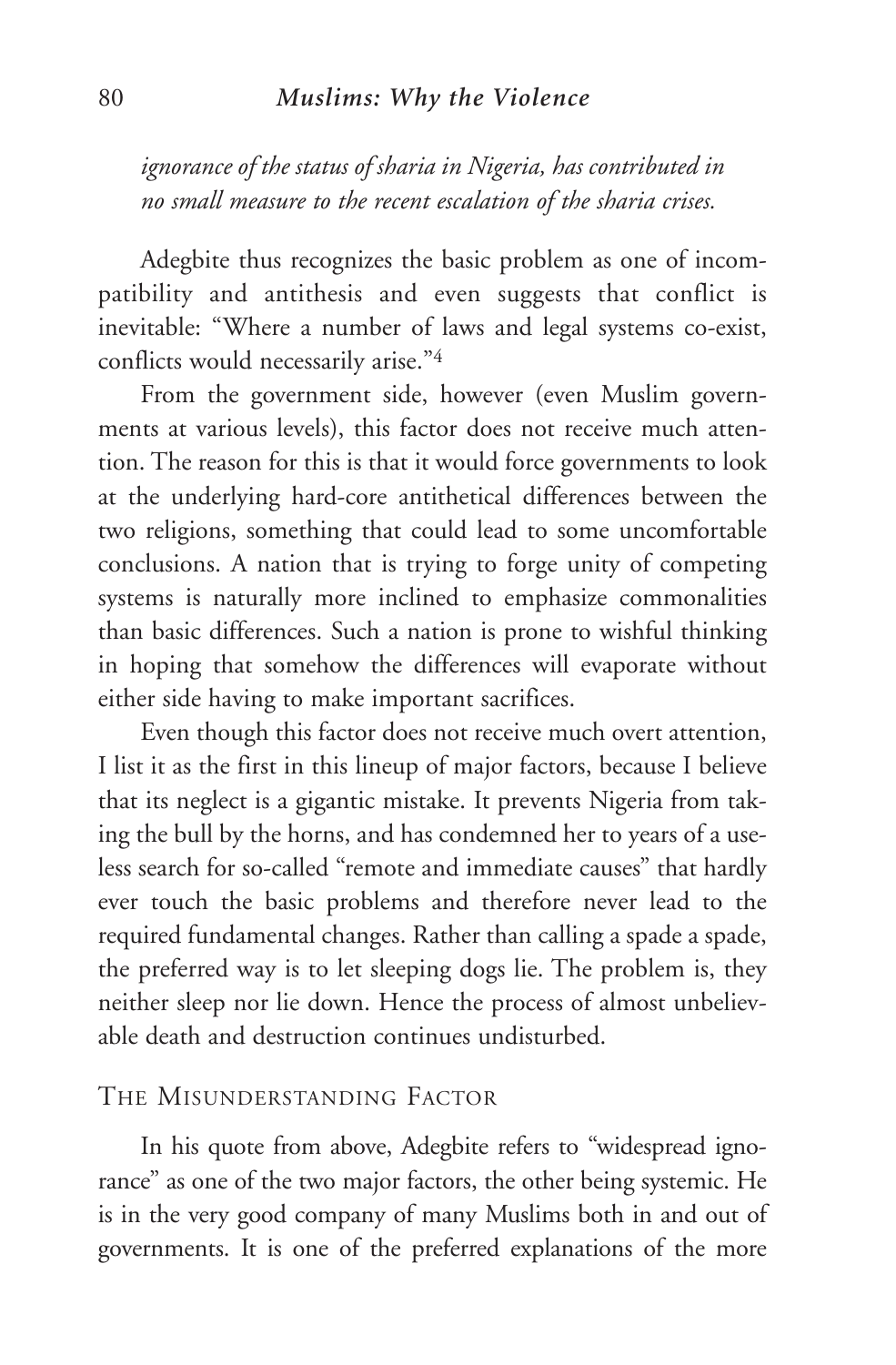*ignorance of the status of sharia in Nigeria, has contributed in no small measure to the recent escalation of the sharia crises.*

Adegbite thus recognizes the basic problem as one of incompatibility and antithesis and even suggests that conflict is inevitable: "Where a number of laws and legal systems co-exist, conflicts would necessarily arise."[4]

From the government side, however (even Muslim governments at various levels), this factor does not receive much attention. The reason for this is that it would force governments to look at the underlying hard-core antithetical differences between the two religions, something that could lead to some uncomfortable conclusions. A nation that is trying to forge unity of competing systems is naturally more inclined to emphasize commonalities than basic differences. Such a nation is prone to wishful thinking in hoping that somehow the differences will evaporate without either side having to make important sacrifices.

Even though this factor does not receive much overt attention, I list it as the first in this lineup of major factors, because I believe that its neglect is a gigantic mistake. It prevents Nigeria from taking the bull by the horns, and has condemned her to years of a useless search for so-called "remote and immediate causes" that hardly ever touch the basic problems and therefore never lead to the required fundamental changes. Rather than calling a spade a spade, the preferred way is to let sleeping dogs lie. The problem is, they neither sleep nor lie down. Hence the process of almost unbelievable death and destruction continues undisturbed.

## The Misunderstanding Factor

In his quote from above, Adegbite refers to "widespread ignorance" as one of the two major factors, the other being systemic. He is in the very good company of many Muslims both in and out of governments. It is one of the preferred explanations of the more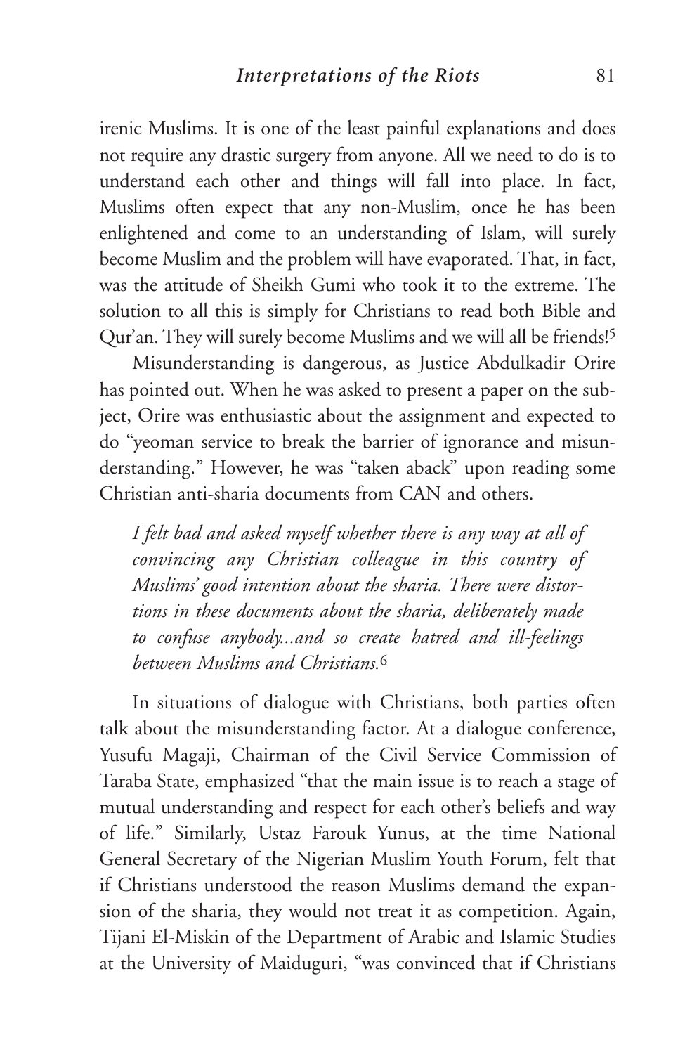irenic Muslims. It is one of the least painful explanations and does not require any drastic surgery from anyone. All we need to do is to understand each other and things will fall into place. In fact, Muslims often expect that any non-Muslim, once he has been enlightened and come to an understanding of Islam, will surely become Muslim and the problem will have evaporated. That, in fact, was the attitude of Sheikh Gumi who took it to the extreme. The solution to all this is simply for Christians to read both Bible and Qur'an. They will surely become Muslims and we will all be friends![5]

Misunderstanding is dangerous, as Justice Abdulkadir Orire has pointed out. When he was asked to present a paper on the subject, Orire was enthusiastic about the assignment and expected to do "yeoman service to break the barrier of ignorance and misunderstanding." However, he was "taken aback" upon reading some Christian anti-sharia documents from CAN and others.

> *I felt bad and asked myself whether there is any way at all of convincing any Christian colleague in this country of Muslims' good intention about the sharia. There were distortions in these documents about the sharia, deliberately made to confuse anybody...and so create hatred and ill-feelings between Muslims and Christians.*[6]

In situations of dialogue with Christians, both parties often talk about the misunderstanding factor. At a dialogue conference, Yusufu Magaji, Chairman of the Civil Service Commission of Taraba State, emphasized "that the main issue is to reach a stage of mutual understanding and respect for each other's beliefs and way of life." Similarly, Ustaz Farouk Yunus, at the time National General Secretary of the Nigerian Muslim Youth Forum, felt that if Christians understood the reason Muslims demand the expansion of the sharia, they would not treat it as competition. Again, Tijani El-Miskin of the Department of Arabic and Islamic Studies at the University of Maiduguri, "was convinced that if Christians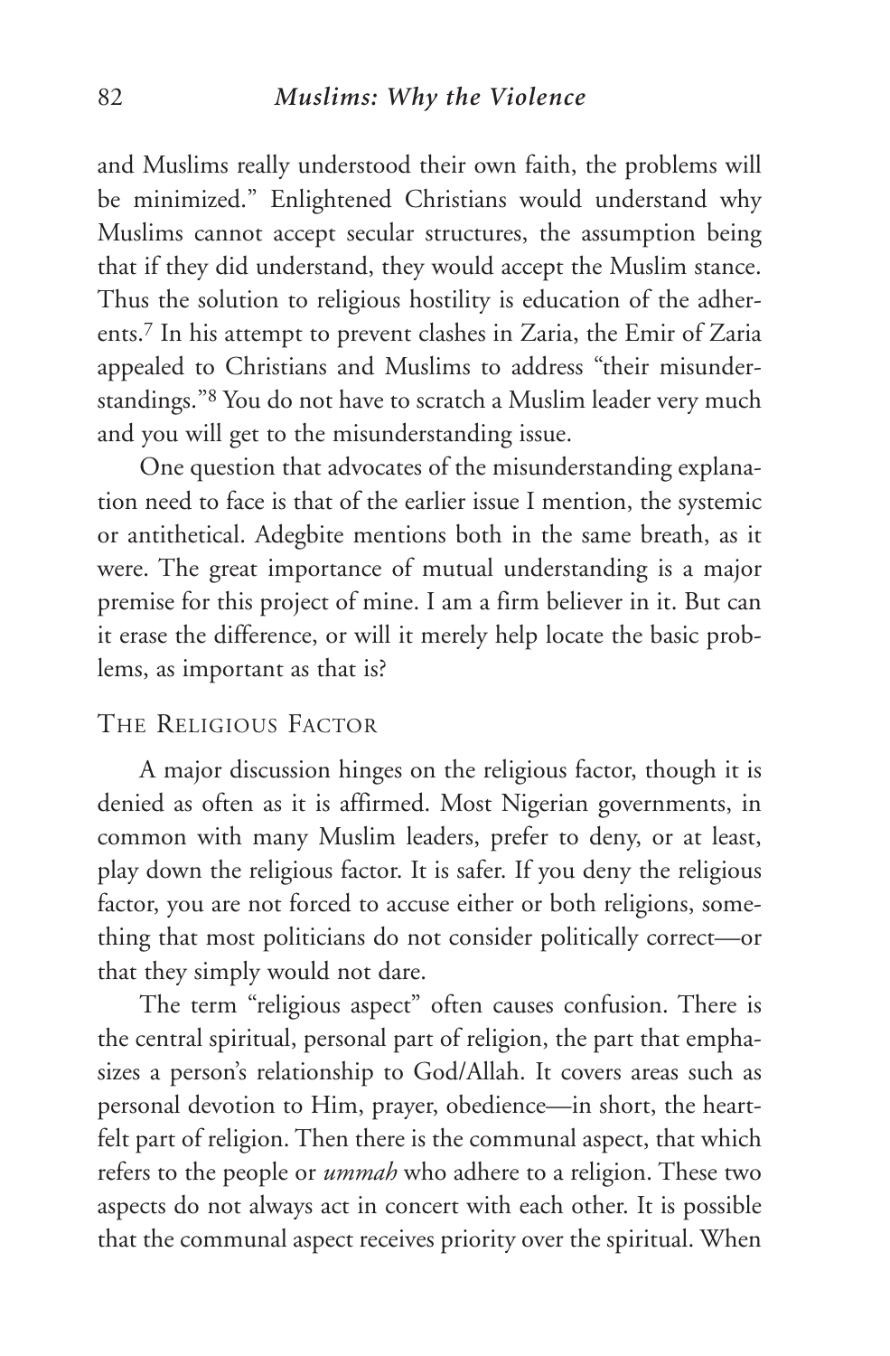and Muslims really understood their own faith, the problems will be minimized." Enlightened Christians would understand why Muslims cannot accept secular structures, the assumption being that if they did understand, they would accept the Muslim stance. Thus the solution to religious hostility is education of the adherents.[7] In his attempt to prevent clashes in Zaria, the Emir of Zaria appealed to Christians and Muslims to address "their misunderstandings."[8] You do not have to scratch a Muslim leader very much and you will get to the misunderstanding issue.

One question that advocates of the misunderstanding explanation need to face is that of the earlier issue I mention, the systemic or antithetical. Adegbite mentions both in the same breath, as it were. The great importance of mutual understanding is a major premise for this project of mine. I am a firm believer in it. But can it erase the difference, or will it merely help locate the basic problems, as important as that is?

## The Religious Factor

A major discussion hinges on the religious factor, though it is denied as often as it is affirmed. Most Nigerian governments, in common with many Muslim leaders, prefer to deny, or at least, play down the religious factor. It is safer. If you deny the religious factor, you are not forced to accuse either or both religions, something that most politicians do not consider politically correct—or that they simply would not dare.

The term "religious aspect" often causes confusion. There is the central spiritual, personal part of religion, the part that emphasizes a person's relationship to God/Allah. It covers areas such as personal devotion to Him, prayer, obedience—in short, the heartfelt part of religion. Then there is the communal aspect, that which refers to the people or *ummah* who adhere to a religion. These two aspects do not always act in concert with each other. It is possible that the communal aspect receives priority over the spiritual. When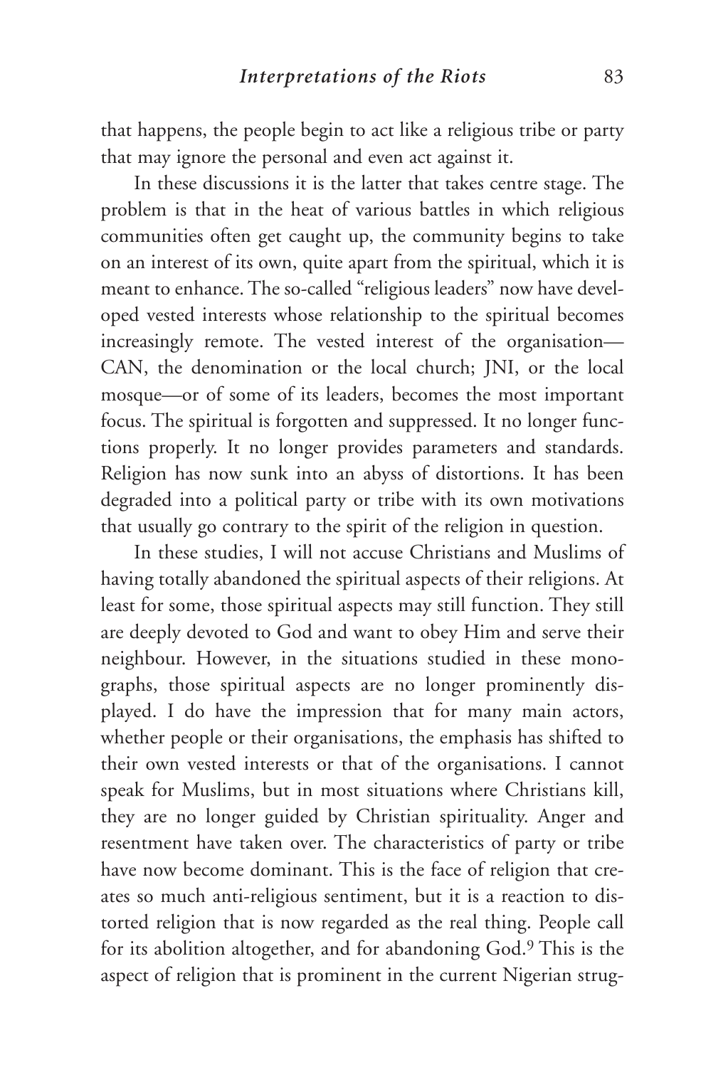that happens, the people begin to act like a religious tribe or party that may ignore the personal and even act against it.

In these discussions it is the latter that takes centre stage. The problem is that in the heat of various battles in which religious communities often get caught up, the community begins to take on an interest of its own, quite apart from the spiritual, which it is meant to enhance. The so-called "religious leaders" now have developed vested interests whose relationship to the spiritual becomes increasingly remote. The vested interest of the organisation—CAN, the denomination or the local church; JNI, or the local mosque—or of some of its leaders, becomes the most important focus. The spiritual is forgotten and suppressed. It no longer functions properly. It no longer provides parameters and standards. Religion has now sunk into an abyss of distortions. It has been degraded into a political party or tribe with its own motivations that usually go contrary to the spirit of the religion in question.

In these studies, I will not accuse Christians and Muslims of having totally abandoned the spiritual aspects of their religions. At least for some, those spiritual aspects may still function. They still are deeply devoted to God and want to obey Him and serve their neighbour. However, in the situations studied in these monographs, those spiritual aspects are no longer prominently displayed. I do have the impression that for many main actors, whether people or their organisations, the emphasis has shifted to their own vested interests or that of the organisations. I cannot speak for Muslims, but in most situations where Christians kill, they are no longer guided by Christian spirituality. Anger and resentment have taken over. The characteristics of party or tribe have now become dominant. This is the face of religion that creates so much anti-religious sentiment, but it is a reaction to distorted religion that is now regarded as the real thing. People call for its abolition altogether, and for abandoning God.[9] This is the aspect of religion that is prominent in the current Nigerian strug-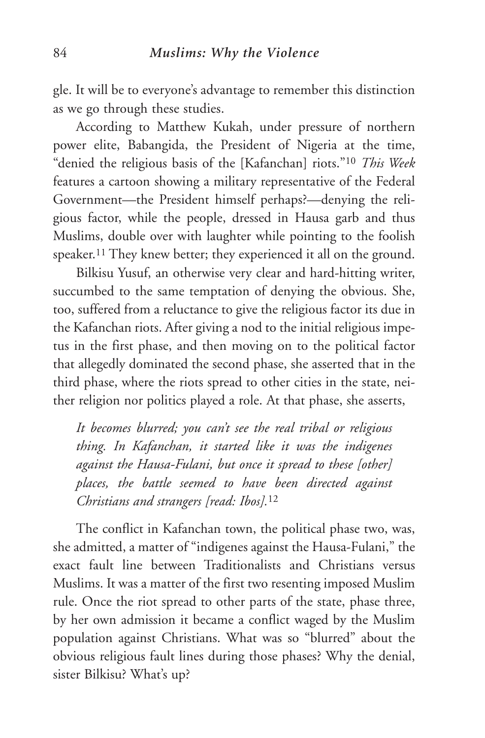gle. It will be to everyone's advantage to remember this distinction as we go through these studies.

According to Matthew Kukah, under pressure of northern power elite, Babangida, the President of Nigeria at the time, "denied the religious basis of the [Kafanchan] riots."[10] *This Week* features a cartoon showing a military representative of the Federal Government—the President himself perhaps?—denying the religious factor, while the people, dressed in Hausa garb and thus Muslims, double over with laughter while pointing to the foolish speaker.[11] They knew better; they experienced it all on the ground.

Bilkisu Yusuf, an otherwise very clear and hard-hitting writer, succumbed to the same temptation of denying the obvious. She, too, suffered from a reluctance to give the religious factor its due in the Kafanchan riots. After giving a nod to the initial religious impetus in the first phase, and then moving on to the political factor that allegedly dominated the second phase, she asserted that in the third phase, where the riots spread to other cities in the state, neither religion nor politics played a role. At that phase, she asserts,

> *It becomes blurred; you can't see the real tribal or religious thing. In Kafanchan, it started like it was the indigenes against the Hausa-Fulani, but once it spread to these [other] places, the battle seemed to have been directed against Christians and strangers [read: Ibos].*[12]

The conflict in Kafanchan town, the political phase two, was, she admitted, a matter of "indigenes against the Hausa-Fulani," the exact fault line between Traditionalists and Christians versus Muslims. It was a matter of the first two resenting imposed Muslim rule. Once the riot spread to other parts of the state, phase three, by her own admission it became a conflict waged by the Muslim population against Christians. What was so "blurred" about the obvious religious fault lines during those phases? Why the denial, sister Bilkisu? What's up?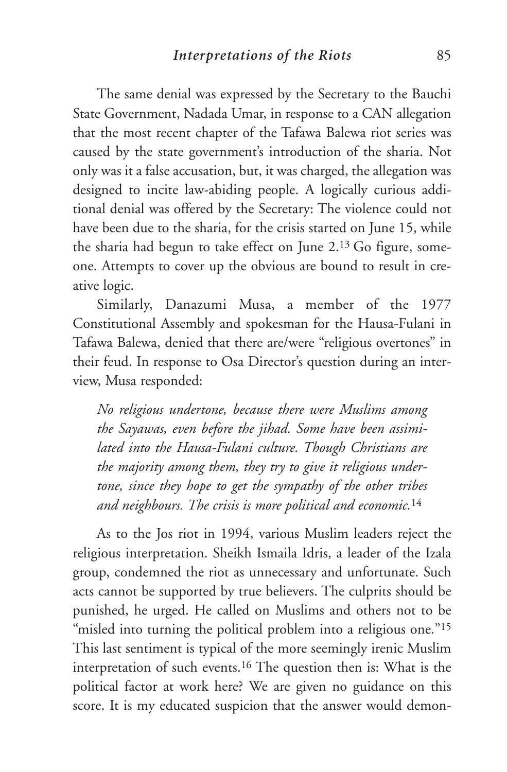The same denial was expressed by the Secretary to the Bauchi State Government, Nadada Umar, in response to a CAN allegation that the most recent chapter of the Tafawa Balewa riot series was caused by the state government's introduction of the sharia. Not only was it a false accusation, but, it was charged, the allegation was designed to incite law-abiding people. A logically curious additional denial was offered by the Secretary: The violence could not have been due to the sharia, for the crisis started on June 15, while the sharia had begun to take effect on June 2.[13] Go figure, someone. Attempts to cover up the obvious are bound to result in creative logic.

Similarly, Danazumi Musa, a member of the 1977 Constitutional Assembly and spokesman for the Hausa-Fulani in Tafawa Balewa, denied that there are/were "religious overtones" in their feud. In response to Osa Director's question during an interview, Musa responded:

> *No religious undertone, because there were Muslims among the Sayawas, even before the jihad. Some have been assimilated into the Hausa-Fulani culture. Though Christians are the majority among them, they try to give it religious undertone, since they hope to get the sympathy of the other tribes and neighbours. The crisis is more political and economic.*[14]

As to the Jos riot in 1994, various Muslim leaders reject the religious interpretation. Sheikh Ismaila Idris, a leader of the Izala group, condemned the riot as unnecessary and unfortunate. Such acts cannot be supported by true believers. The culprits should be punished, he urged. He called on Muslims and others not to be "misled into turning the political problem into a religious one."[15] This last sentiment is typical of the more seemingly irenic Muslim interpretation of such events.[16] The question then is: What is the political factor at work here? We are given no guidance on this score. It is my educated suspicion that the answer would demon-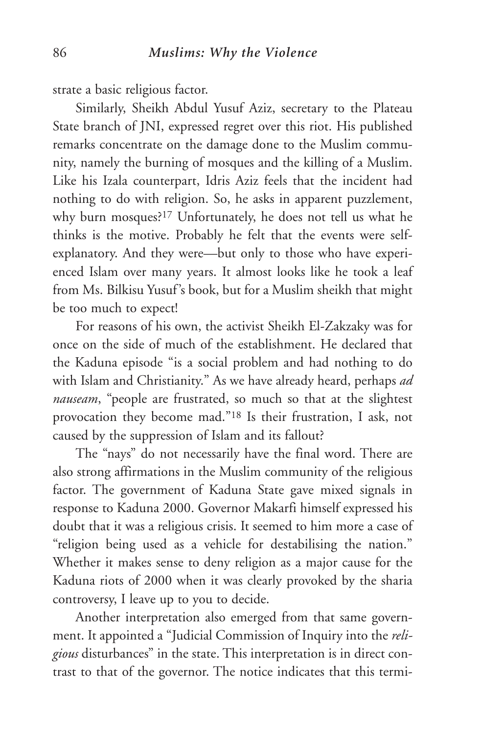strate a basic religious factor.

Similarly, Sheikh Abdul Yusuf Aziz, secretary to the Plateau State branch of JNI, expressed regret over this riot. His published remarks concentrate on the damage done to the Muslim community, namely the burning of mosques and the killing of a Muslim. Like his Izala counterpart, Idris Aziz feels that the incident had nothing to do with religion. So, he asks in apparent puzzlement, why burn mosques?[17] Unfortunately, he does not tell us what he thinks is the motive. Probably he felt that the events were self-explanatory. And they were—but only to those who have experienced Islam over many years. It almost looks like he took a leaf from Ms. Bilkisu Yusuf's book, but for a Muslim sheikh that might be too much to expect!

For reasons of his own, the activist Sheikh El-Zakzaky was for once on the side of much of the establishment. He declared that the Kaduna episode "is a social problem and had nothing to do with Islam and Christianity." As we have already heard, perhaps *ad nauseam*, "people are frustrated, so much so that at the slightest provocation they become mad."[18] Is their frustration, I ask, not caused by the suppression of Islam and its fallout?

The "nays" do not necessarily have the final word. There are also strong affirmations in the Muslim community of the religious factor. The government of Kaduna State gave mixed signals in response to Kaduna 2000. Governor Makarfi himself expressed his doubt that it was a religious crisis. It seemed to him more a case of "religion being used as a vehicle for destabilising the nation." Whether it makes sense to deny religion as a major cause for the Kaduna riots of 2000 when it was clearly provoked by the sharia controversy, I leave up to you to decide.

Another interpretation also emerged from that same government. It appointed a "Judicial Commission of Inquiry into the *religious* disturbances" in the state. This interpretation is in direct contrast to that of the governor. The notice indicates that this termi-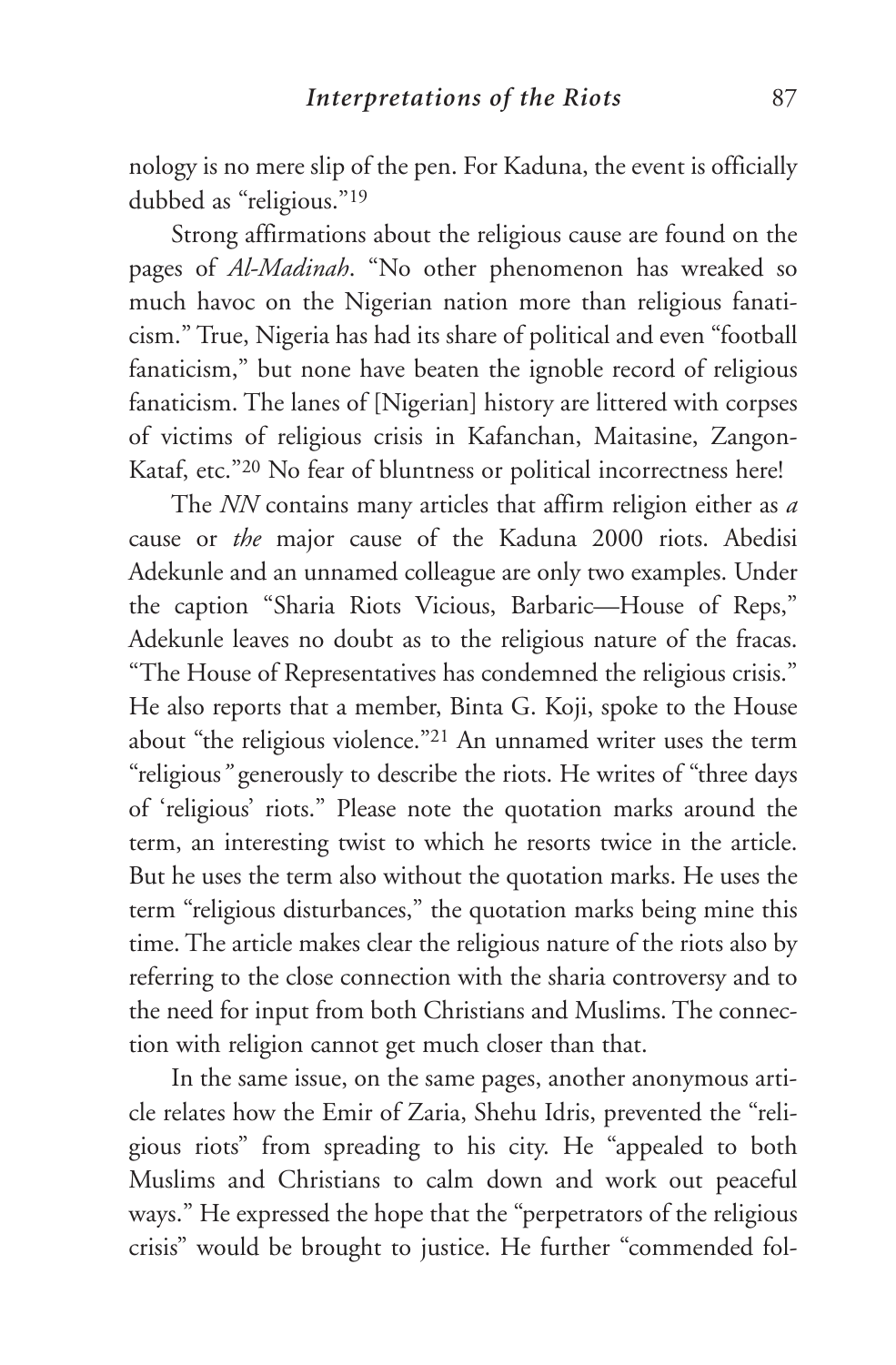nology is no mere slip of the pen. For Kaduna, the event is officially dubbed as "religious."[19]

Strong affirmations about the religious cause are found on the pages of *Al-Madinah*. "No other phenomenon has wreaked so much havoc on the Nigerian nation more than religious fanaticism." True, Nigeria has had its share of political and even "football fanaticism," but none have beaten the ignoble record of religious fanaticism. The lanes of [Nigerian] history are littered with corpses of victims of religious crisis in Kafanchan, Maitasine, Zangon-Kataf, etc."[20] No fear of bluntness or political incorrectness here!

The *NN* contains many articles that affirm religion either as *a* cause or *the* major cause of the Kaduna 2000 riots. Abedisi Adekunle and an unnamed colleague are only two examples. Under the caption "Sharia Riots Vicious, Barbaric—House of Reps," Adekunle leaves no doubt as to the religious nature of the fracas. "The House of Representatives has condemned the religious crisis." He also reports that a member, Binta G. Koji, spoke to the House about "the religious violence."[21] An unnamed writer uses the term "religious*"* generously to describe the riots. He writes of "three days of 'religious' riots." Please note the quotation marks around the term, an interesting twist to which he resorts twice in the article. But he uses the term also without the quotation marks. He uses the term "religious disturbances," the quotation marks being mine this time. The article makes clear the religious nature of the riots also by referring to the close connection with the sharia controversy and to the need for input from both Christians and Muslims. The connection with religion cannot get much closer than that.

In the same issue, on the same pages, another anonymous article relates how the Emir of Zaria, Shehu Idris, prevented the "religious riots" from spreading to his city. He "appealed to both Muslims and Christians to calm down and work out peaceful ways." He expressed the hope that the "perpetrators of the religious crisis" would be brought to justice. He further "commended fol-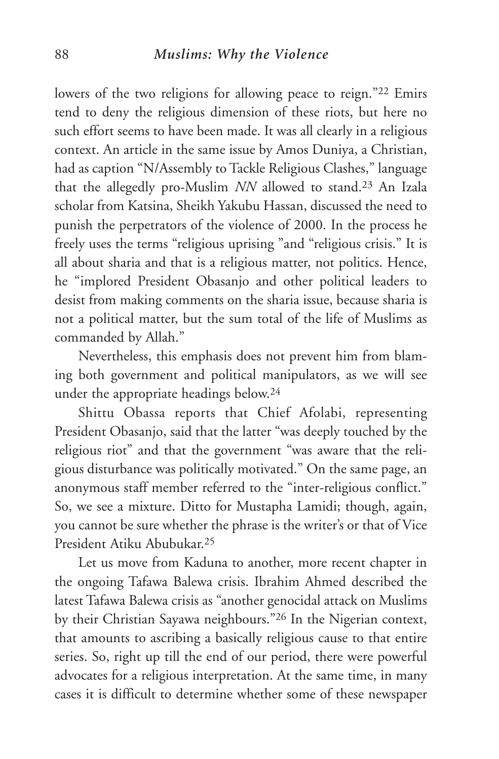lowers of the two religions for allowing peace to reign."[22] Emirs tend to deny the religious dimension of these riots, but here no such effort seems to have been made. It was all clearly in a religious context. An article in the same issue by Amos Duniya, a Christian, had as caption "N/Assembly to Tackle Religious Clashes," language that the allegedly pro-Muslim *NN* allowed to stand.[23] An Izala scholar from Katsina, Sheikh Yakubu Hassan, discussed the need to punish the perpetrators of the violence of 2000. In the process he freely uses the terms "religious uprising "and "religious crisis." It is all about sharia and that is a religious matter, not politics. Hence, he "implored President Obasanjo and other political leaders to desist from making comments on the sharia issue, because sharia is not a political matter, but the sum total of the life of Muslims as commanded by Allah."

Nevertheless, this emphasis does not prevent him from blaming both government and political manipulators, as we will see under the appropriate headings below.[24]

Shittu Obassa reports that Chief Afolabi, representing President Obasanjo, said that the latter "was deeply touched by the religious riot" and that the government "was aware that the religious disturbance was politically motivated." On the same page, an anonymous staff member referred to the "inter-religious conflict." So, we see a mixture. Ditto for Mustapha Lamidi; though, again, you cannot be sure whether the phrase is the writer's or that of Vice President Atiku Abubukar.[25]

Let us move from Kaduna to another, more recent chapter in the ongoing Tafawa Balewa crisis. Ibrahim Ahmed described the latest Tafawa Balewa crisis as "another genocidal attack on Muslims by their Christian Sayawa neighbours."[26] In the Nigerian context, that amounts to ascribing a basically religious cause to that entire series. So, right up till the end of our period, there were powerful advocates for a religious interpretation. At the same time, in many cases it is difficult to determine whether some of these newspaper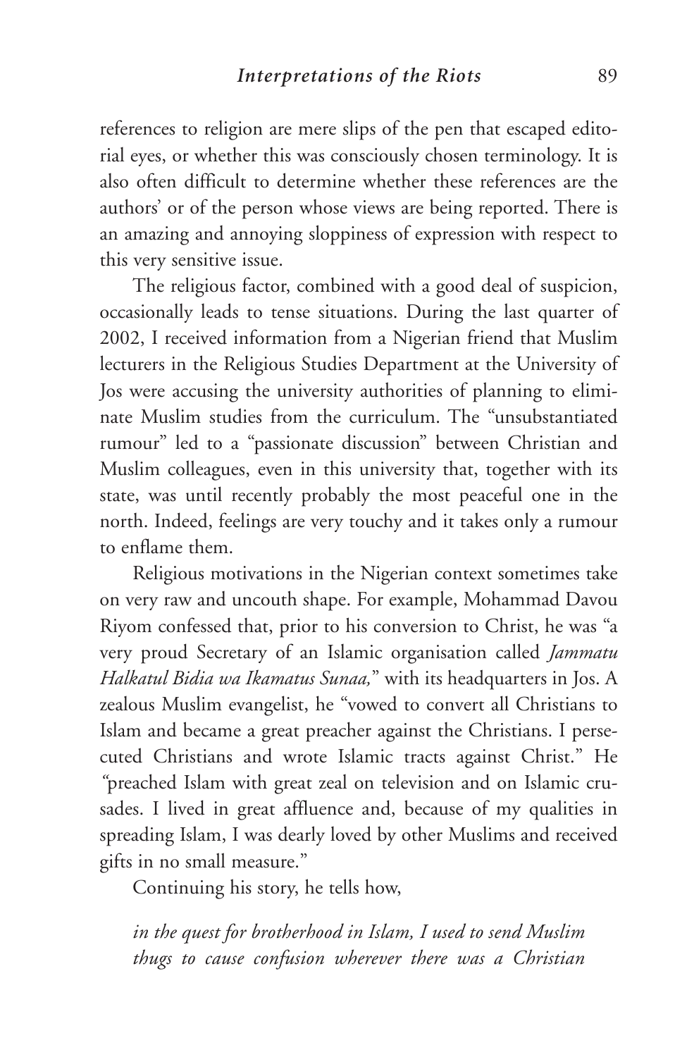references to religion are mere slips of the pen that escaped editorial eyes, or whether this was consciously chosen terminology. It is also often difficult to determine whether these references are the authors' or of the person whose views are being reported. There is an amazing and annoying sloppiness of expression with respect to this very sensitive issue.

The religious factor, combined with a good deal of suspicion, occasionally leads to tense situations. During the last quarter of 2002, I received information from a Nigerian friend that Muslim lecturers in the Religious Studies Department at the University of Jos were accusing the university authorities of planning to eliminate Muslim studies from the curriculum. The "unsubstantiated rumour" led to a "passionate discussion" between Christian and Muslim colleagues, even in this university that, together with its state, was until recently probably the most peaceful one in the north. Indeed, feelings are very touchy and it takes only a rumour to enflame them.

Religious motivations in the Nigerian context sometimes take on very raw and uncouth shape. For example, Mohammad Davou Riyom confessed that, prior to his conversion to Christ, he was "a very proud Secretary of an Islamic organisation called *Jammatu Halkatul Bidia wa Ikamatus Sunaa,*" with its headquarters in Jos. A zealous Muslim evangelist, he "vowed to convert all Christians to Islam and became a great preacher against the Christians. I persecuted Christians and wrote Islamic tracts against Christ." He "preached Islam with great zeal on television and on Islamic crusades. I lived in great affluence and, because of my qualities in spreading Islam, I was dearly loved by other Muslims and received gifts in no small measure."

Continuing his story, he tells how,

> *in the quest for brotherhood in Islam, I used to send Muslim thugs to cause confusion wherever there was a Christian*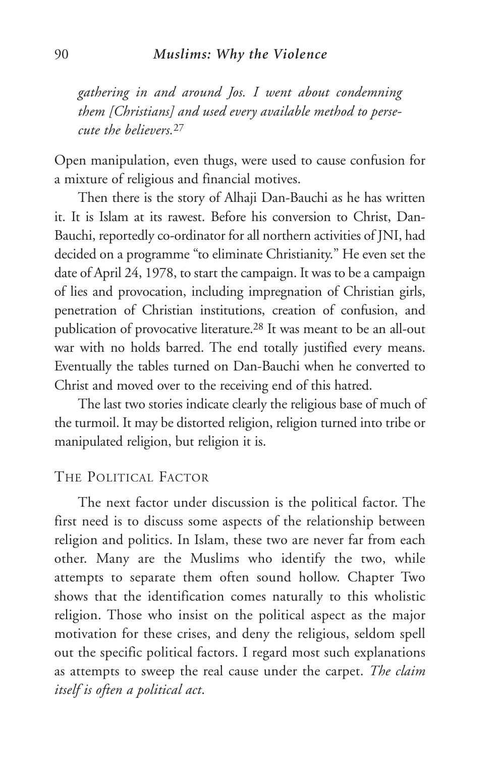*gathering in and around Jos. I went about condemning them [Christians] and used every available method to persecute the believers.*[27]

Open manipulation, even thugs, were used to cause confusion for a mixture of religious and financial motives.

Then there is the story of Alhaji Dan-Bauchi as he has written it. It is Islam at its rawest. Before his conversion to Christ, Dan-Bauchi, reportedly co-ordinator for all northern activities of JNI, had decided on a programme "to eliminate Christianity." He even set the date of April 24, 1978, to start the campaign. It was to be a campaign of lies and provocation, including impregnation of Christian girls, penetration of Christian institutions, creation of confusion, and publication of provocative literature.[28] It was meant to be an all-out war with no holds barred. The end totally justified every means. Eventually the tables turned on Dan-Bauchi when he converted to Christ and moved over to the receiving end of this hatred.

The last two stories indicate clearly the religious base of much of the turmoil. It may be distorted religion, religion turned into tribe or manipulated religion, but religion it is.

## The Political Factor

The next factor under discussion is the political factor. The first need is to discuss some aspects of the relationship between religion and politics. In Islam, these two are never far from each other. Many are the Muslims who identify the two, while attempts to separate them often sound hollow. Chapter Two shows that the identification comes naturally to this wholistic religion. Those who insist on the political aspect as the major motivation for these crises, and deny the religious, seldom spell out the specific political factors. I regard most such explanations as attempts to sweep the real cause under the carpet. *The claim itself is often a political act.*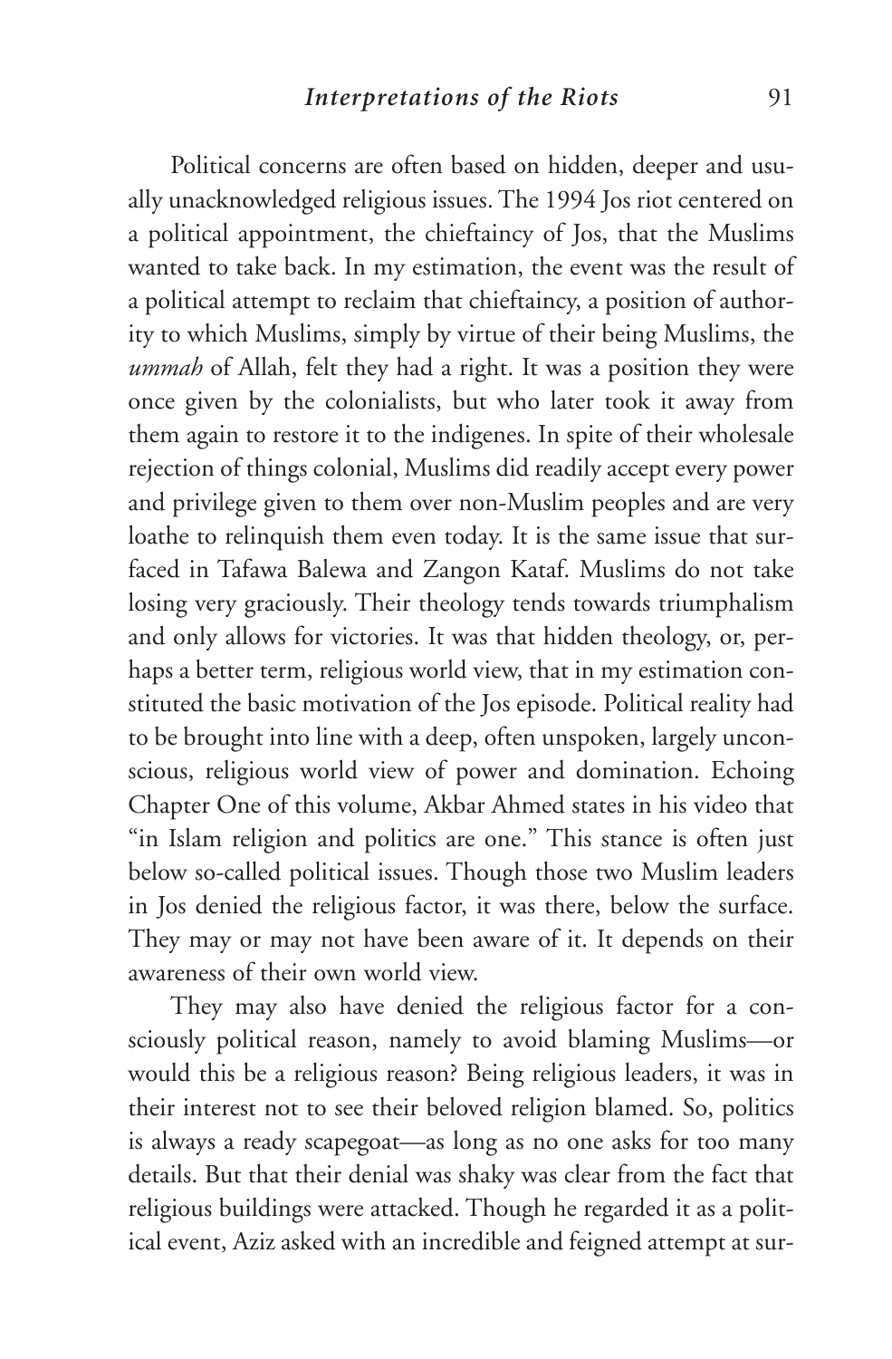Political concerns are often based on hidden, deeper and usually unacknowledged religious issues. The 1994 Jos riot centered on a political appointment, the chieftaincy of Jos, that the Muslims wanted to take back. In my estimation, the event was the result of a political attempt to reclaim that chieftaincy, a position of authority to which Muslims, simply by virtue of their being Muslims, the *ummah* of Allah, felt they had a right. It was a position they were once given by the colonialists, but who later took it away from them again to restore it to the indigenes. In spite of their wholesale rejection of things colonial, Muslims did readily accept every power and privilege given to them over non-Muslim peoples and are very loathe to relinquish them even today. It is the same issue that surfaced in Tafawa Balewa and Zangon Kataf. Muslims do not take losing very graciously. Their theology tends towards triumphalism and only allows for victories. It was that hidden theology, or, perhaps a better term, religious world view, that in my estimation constituted the basic motivation of the Jos episode. Political reality had to be brought into line with a deep, often unspoken, largely unconscious, religious world view of power and domination. Echoing Chapter One of this volume, Akbar Ahmed states in his video that "in Islam religion and politics are one." This stance is often just below so-called political issues. Though those two Muslim leaders in Jos denied the religious factor, it was there, below the surface. They may or may not have been aware of it. It depends on their awareness of their own world view.

They may also have denied the religious factor for a consciously political reason, namely to avoid blaming Muslims—or would this be a religious reason? Being religious leaders, it was in their interest not to see their beloved religion blamed. So, politics is always a ready scapegoat—as long as no one asks for too many details. But that their denial was shaky was clear from the fact that religious buildings were attacked. Though he regarded it as a political event, Aziz asked with an incredible and feigned attempt at sur-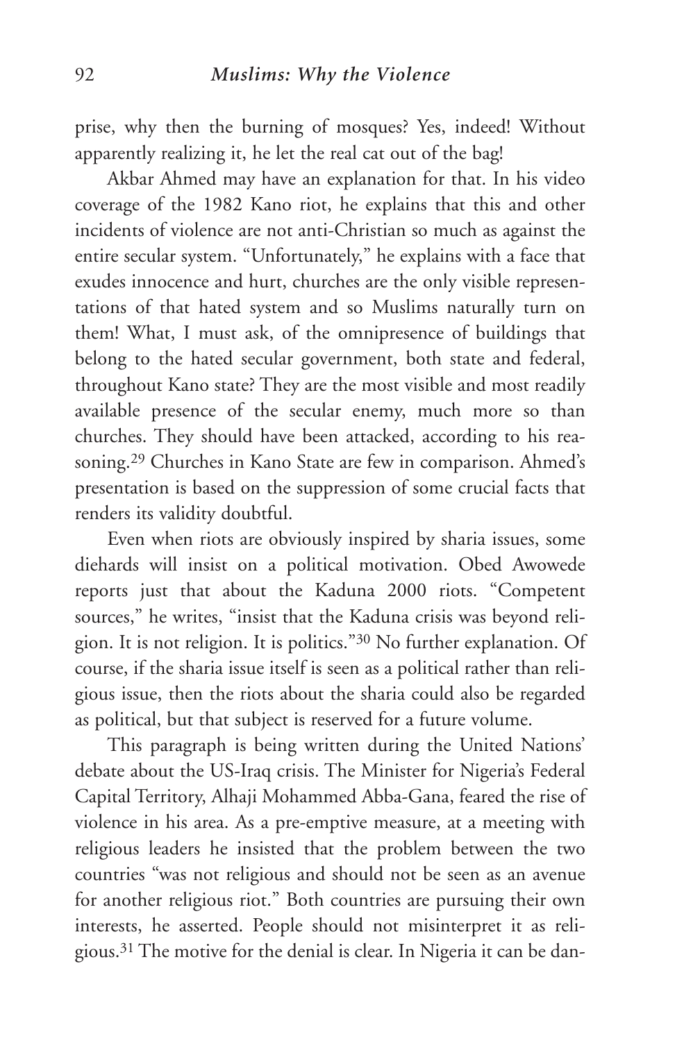prise, why then the burning of mosques? Yes, indeed! Without apparently realizing it, he let the real cat out of the bag!

Akbar Ahmed may have an explanation for that. In his video coverage of the 1982 Kano riot, he explains that this and other incidents of violence are not anti-Christian so much as against the entire secular system. "Unfortunately," he explains with a face that exudes innocence and hurt, churches are the only visible representations of that hated system and so Muslims naturally turn on them! What, I must ask, of the omnipresence of buildings that belong to the hated secular government, both state and federal, throughout Kano state? They are the most visible and most readily available presence of the secular enemy, much more so than churches. They should have been attacked, according to his reasoning.[29] Churches in Kano State are few in comparison. Ahmed's presentation is based on the suppression of some crucial facts that renders its validity doubtful.

Even when riots are obviously inspired by sharia issues, some diehards will insist on a political motivation. Obed Awowede reports just that about the Kaduna 2000 riots. "Competent sources," he writes, "insist that the Kaduna crisis was beyond religion. It is not religion. It is politics."[30] No further explanation. Of course, if the sharia issue itself is seen as a political rather than religious issue, then the riots about the sharia could also be regarded as political, but that subject is reserved for a future volume.

This paragraph is being written during the United Nations' debate about the US-Iraq crisis. The Minister for Nigeria's Federal Capital Territory, Alhaji Mohammed Abba-Gana, feared the rise of violence in his area. As a pre-emptive measure, at a meeting with religious leaders he insisted that the problem between the two countries "was not religious and should not be seen as an avenue for another religious riot." Both countries are pursuing their own interests, he asserted. People should not misinterpret it as religious.[31] The motive for the denial is clear. In Nigeria it can be dan-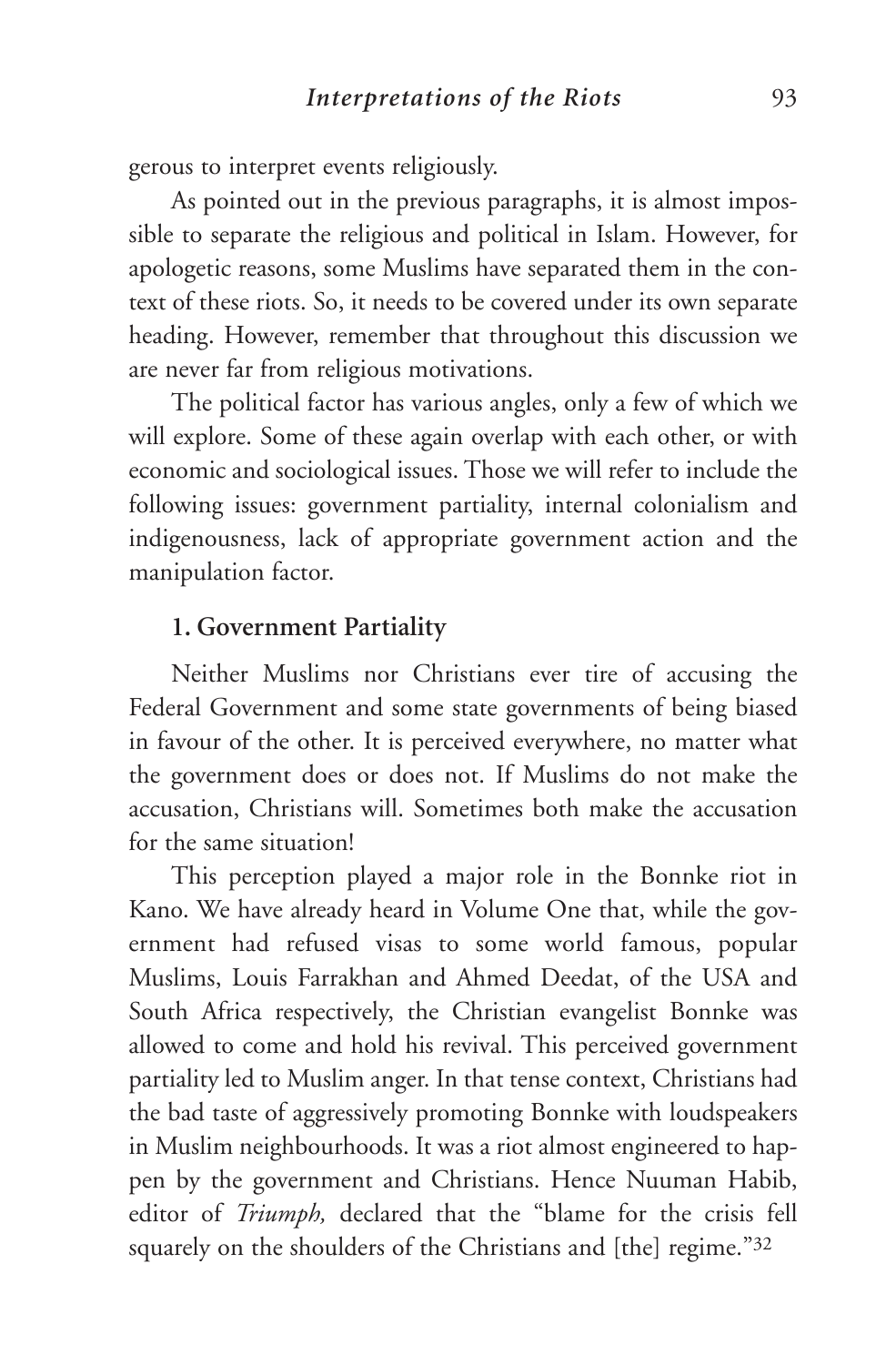gerous to interpret events religiously.

As pointed out in the previous paragraphs, it is almost impossible to separate the religious and political in Islam. However, for apologetic reasons, some Muslims have separated them in the context of these riots. So, it needs to be covered under its own separate heading. However, remember that throughout this discussion we are never far from religious motivations.

The political factor has various angles, only a few of which we will explore. Some of these again overlap with each other, or with economic and sociological issues. Those we will refer to include the following issues: government partiality, internal colonialism and indigenousness, lack of appropriate government action and the manipulation factor.

### 1. Government Partiality

Neither Muslims nor Christians ever tire of accusing the Federal Government and some state governments of being biased in favour of the other. It is perceived everywhere, no matter what the government does or does not. If Muslims do not make the accusation, Christians will. Sometimes both make the accusation for the same situation!

This perception played a major role in the Bonnke riot in Kano. We have already heard in Volume One that, while the government had refused visas to some world famous, popular Muslims, Louis Farrakhan and Ahmed Deedat, of the USA and South Africa respectively, the Christian evangelist Bonnke was allowed to come and hold his revival. This perceived government partiality led to Muslim anger. In that tense context, Christians had the bad taste of aggressively promoting Bonnke with loudspeakers in Muslim neighbourhoods. It was a riot almost engineered to happen by the government and Christians. Hence Nuuman Habib, editor of *Triumph,* declared that the "blame for the crisis fell squarely on the shoulders of the Christians and [the] regime."[32]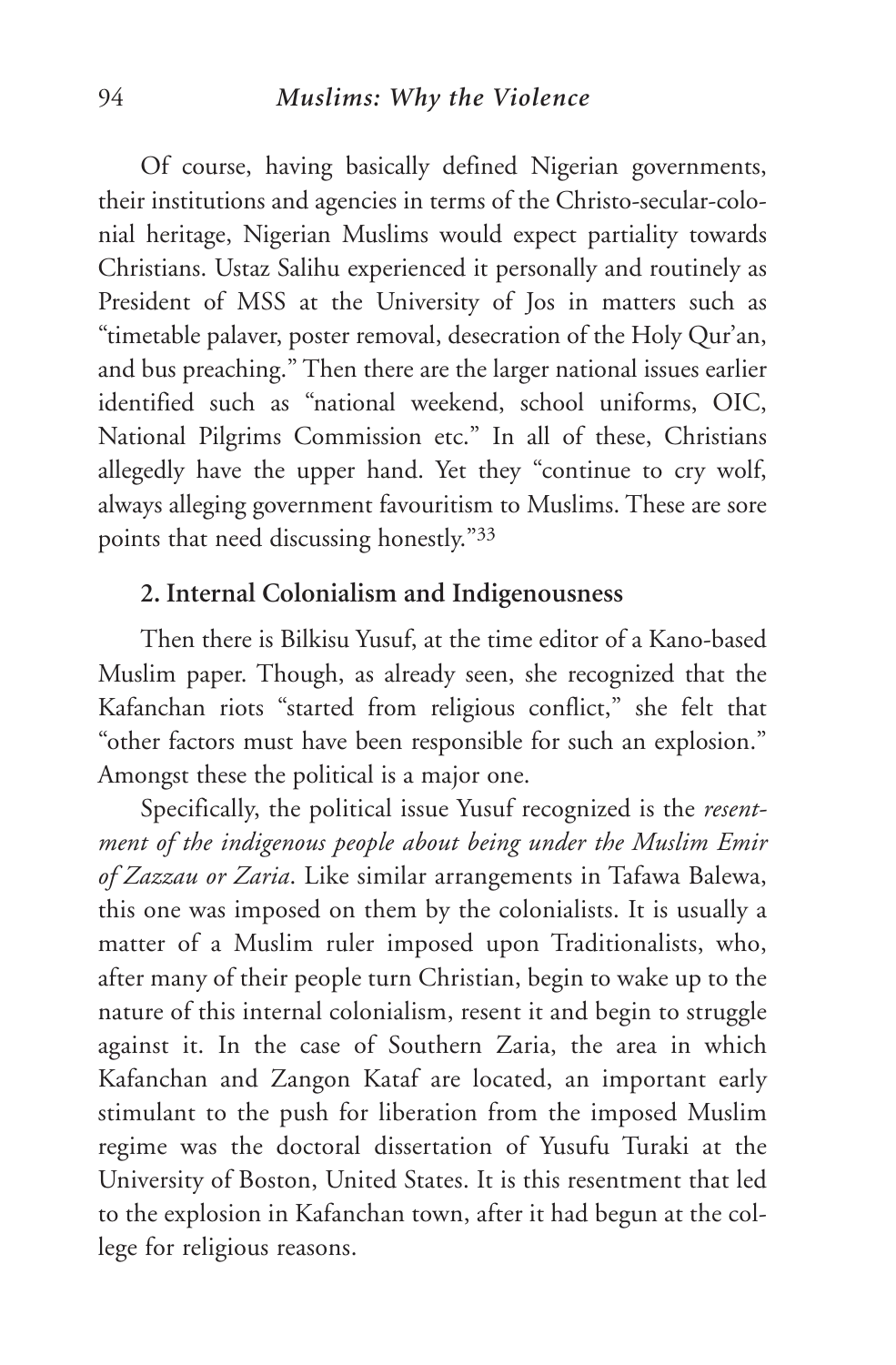Of course, having basically defined Nigerian governments, their institutions and agencies in terms of the Christo-secular-colonial heritage, Nigerian Muslims would expect partiality towards Christians. Ustaz Salihu experienced it personally and routinely as President of MSS at the University of Jos in matters such as "timetable palaver, poster removal, desecration of the Holy Qur'an, and bus preaching." Then there are the larger national issues earlier identified such as "national weekend, school uniforms, OIC, National Pilgrims Commission etc." In all of these, Christians allegedly have the upper hand. Yet they "continue to cry wolf, always alleging government favouritism to Muslims. These are sore points that need discussing honestly."[33]

### 2. Internal Colonialism and Indigenousness

Then there is Bilkisu Yusuf, at the time editor of a Kano-based Muslim paper. Though, as already seen, she recognized that the Kafanchan riots "started from religious conflict," she felt that "other factors must have been responsible for such an explosion." Amongst these the political is a major one.

Specifically, the political issue Yusuf recognized is the *resentment of the indigenous people about being under the Muslim Emir of Zazzau or Zaria*. Like similar arrangements in Tafawa Balewa, this one was imposed on them by the colonialists. It is usually a matter of a Muslim ruler imposed upon Traditionalists, who, after many of their people turn Christian, begin to wake up to the nature of this internal colonialism, resent it and begin to struggle against it. In the case of Southern Zaria, the area in which Kafanchan and Zangon Kataf are located, an important early stimulant to the push for liberation from the imposed Muslim regime was the doctoral dissertation of Yusufu Turaki at the University of Boston, United States. It is this resentment that led to the explosion in Kafanchan town, after it had begun at the college for religious reasons.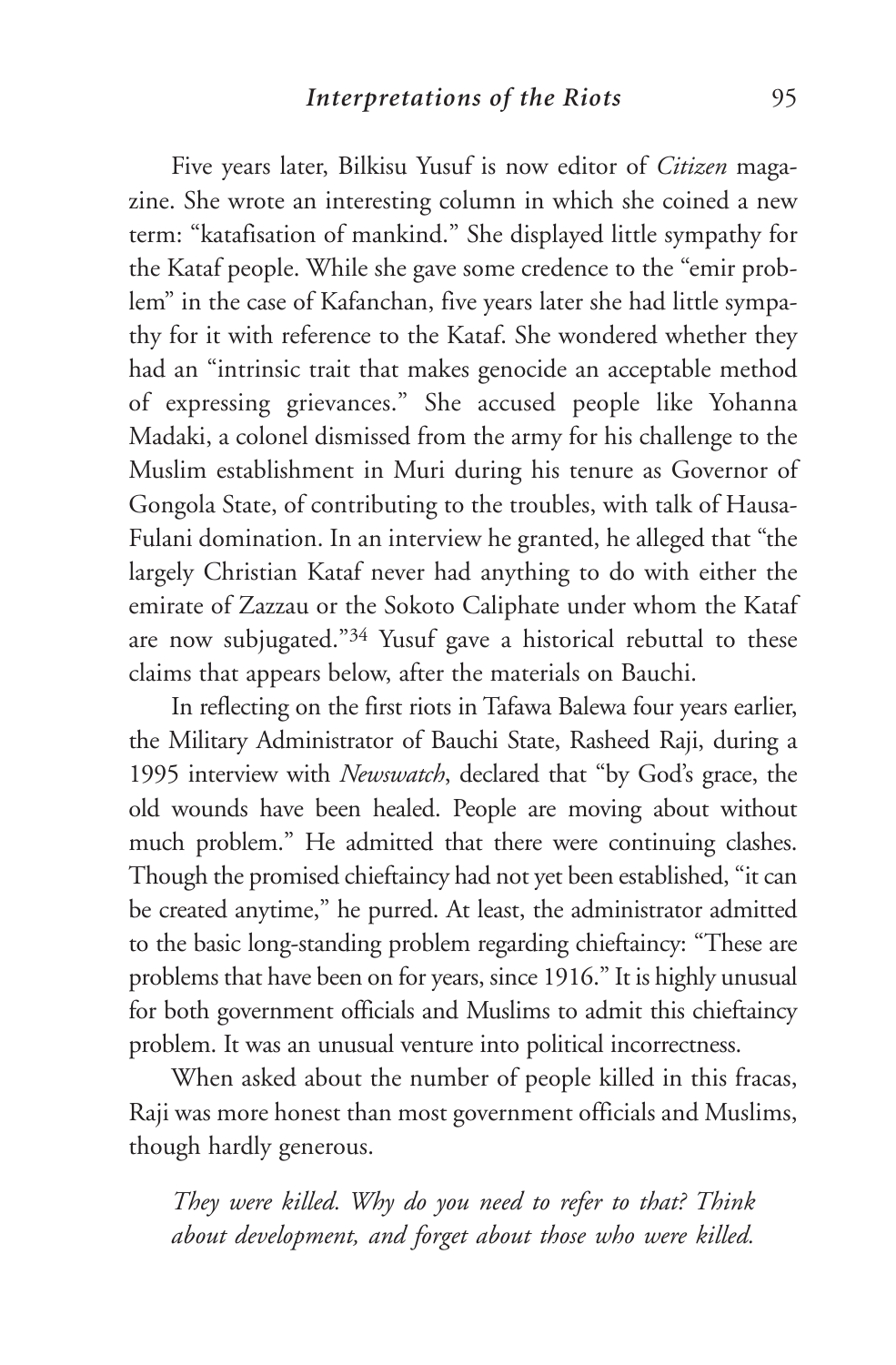Five years later, Bilkisu Yusuf is now editor of *Citizen* magazine. She wrote an interesting column in which she coined a new term: "katafisation of mankind." She displayed little sympathy for the Kataf people. While she gave some credence to the "emir problem" in the case of Kafanchan, five years later she had little sympathy for it with reference to the Kataf. She wondered whether they had an "intrinsic trait that makes genocide an acceptable method of expressing grievances." She accused people like Yohanna Madaki, a colonel dismissed from the army for his challenge to the Muslim establishment in Muri during his tenure as Governor of Gongola State, of contributing to the troubles, with talk of Hausa-Fulani domination. In an interview he granted, he alleged that "the largely Christian Kataf never had anything to do with either the emirate of Zazzau or the Sokoto Caliphate under whom the Kataf are now subjugated."[34] Yusuf gave a historical rebuttal to these claims that appears below, after the materials on Bauchi.

In reflecting on the first riots in Tafawa Balewa four years earlier, the Military Administrator of Bauchi State, Rasheed Raji, during a 1995 interview with *Newswatch*, declared that "by God's grace, the old wounds have been healed. People are moving about without much problem." He admitted that there were continuing clashes. Though the promised chieftaincy had not yet been established, "it can be created anytime," he purred. At least, the administrator admitted to the basic long-standing problem regarding chieftaincy: "These are problems that have been on for years, since 1916." It is highly unusual for both government officials and Muslims to admit this chieftaincy problem. It was an unusual venture into political incorrectness.

When asked about the number of people killed in this fracas, Raji was more honest than most government officials and Muslims, though hardly generous.

> *They were killed. Why do you need to refer to that? Think about development, and forget about those who were killed.*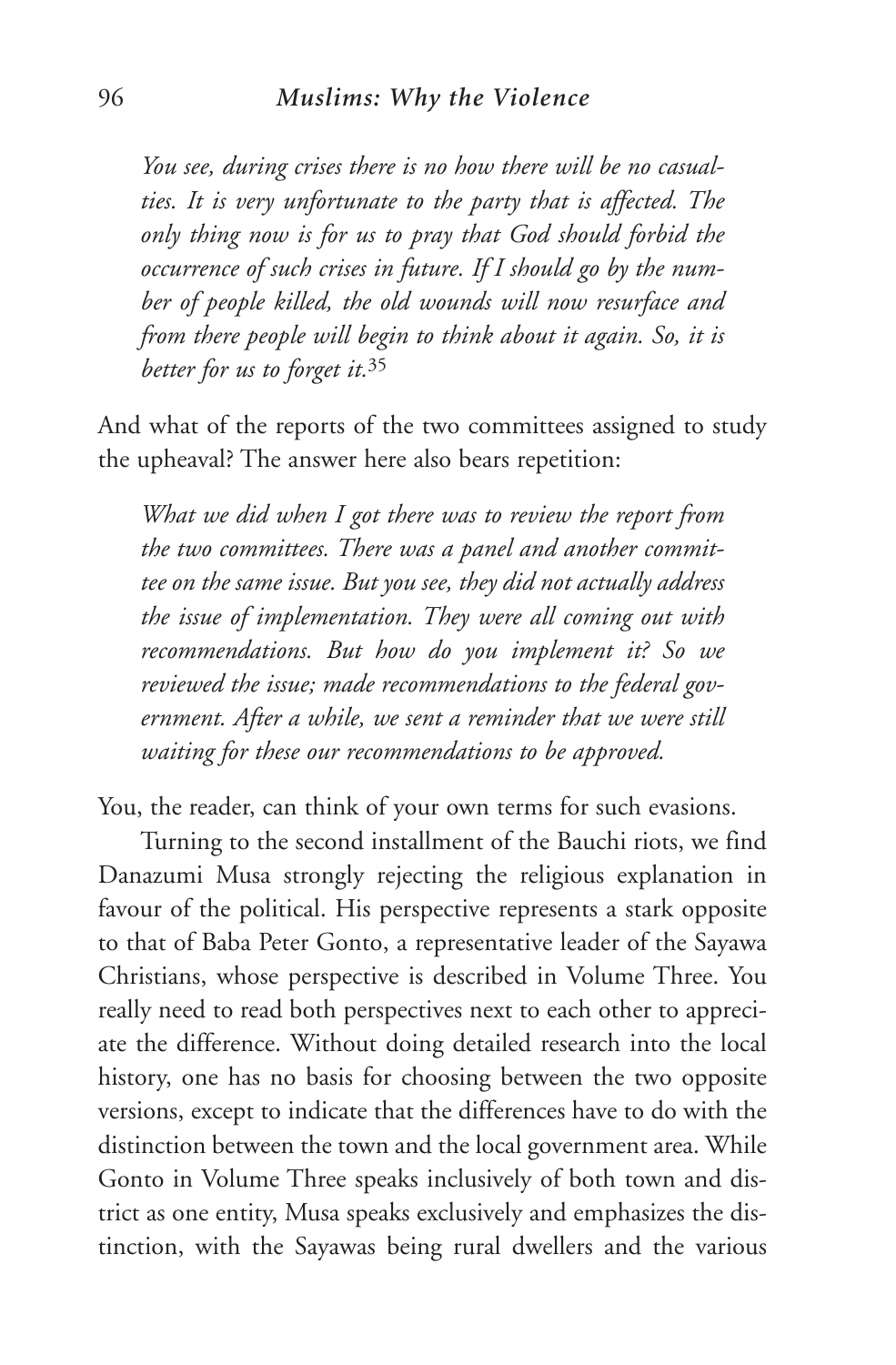*You see, during crises there is no how there will be no casualties. It is very unfortunate to the party that is affected. The only thing now is for us to pray that God should forbid the occurrence of such crises in future. If I should go by the number of people killed, the old wounds will now resurface and from there people will begin to think about it again. So, it is better for us to forget it.*[35]

And what of the reports of the two committees assigned to study the upheaval? The answer here also bears repetition:

*What we did when I got there was to review the report from the two committees. There was a panel and another committee on the same issue. But you see, they did not actually address the issue of implementation. They were all coming out with recommendations. But how do you implement it? So we reviewed the issue; made recommendations to the federal government. After a while, we sent a reminder that we were still waiting for these our recommendations to be approved.*

You, the reader, can think of your own terms for such evasions.

Turning to the second installment of the Bauchi riots, we find Danazumi Musa strongly rejecting the religious explanation in favour of the political. His perspective represents a stark opposite to that of Baba Peter Gonto, a representative leader of the Sayawa Christians, whose perspective is described in Volume Three. You really need to read both perspectives next to each other to appreciate the difference. Without doing detailed research into the local history, one has no basis for choosing between the two opposite versions, except to indicate that the differences have to do with the distinction between the town and the local government area. While Gonto in Volume Three speaks inclusively of both town and district as one entity, Musa speaks exclusively and emphasizes the distinction, with the Sayawas being rural dwellers and the various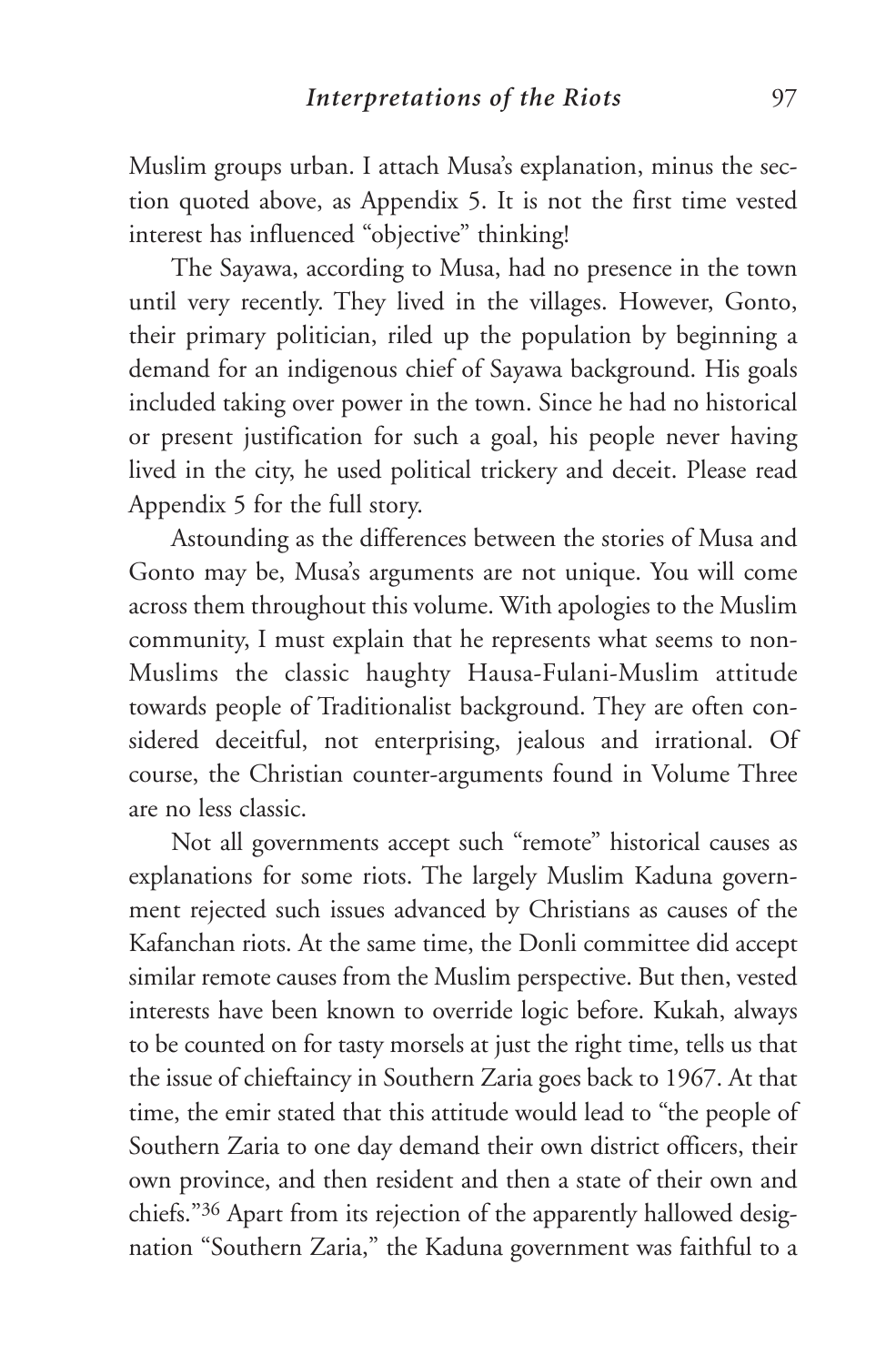Muslim groups urban. I attach Musa's explanation, minus the section quoted above, as Appendix 5. It is not the first time vested interest has influenced "objective" thinking!

The Sayawa, according to Musa, had no presence in the town until very recently. They lived in the villages. However, Gonto, their primary politician, riled up the population by beginning a demand for an indigenous chief of Sayawa background. His goals included taking over power in the town. Since he had no historical or present justification for such a goal, his people never having lived in the city, he used political trickery and deceit. Please read Appendix 5 for the full story.

Astounding as the differences between the stories of Musa and Gonto may be, Musa's arguments are not unique. You will come across them throughout this volume. With apologies to the Muslim community, I must explain that he represents what seems to non-Muslims the classic haughty Hausa-Fulani-Muslim attitude towards people of Traditionalist background. They are often considered deceitful, not enterprising, jealous and irrational. Of course, the Christian counter-arguments found in Volume Three are no less classic.

Not all governments accept such "remote" historical causes as explanations for some riots. The largely Muslim Kaduna government rejected such issues advanced by Christians as causes of the Kafanchan riots. At the same time, the Donli committee did accept similar remote causes from the Muslim perspective. But then, vested interests have been known to override logic before. Kukah, always to be counted on for tasty morsels at just the right time, tells us that the issue of chieftaincy in Southern Zaria goes back to 1967. At that time, the emir stated that this attitude would lead to "the people of Southern Zaria to one day demand their own district officers, their own province, and then resident and then a state of their own and chiefs."[36] Apart from its rejection of the apparently hallowed designation "Southern Zaria," the Kaduna government was faithful to a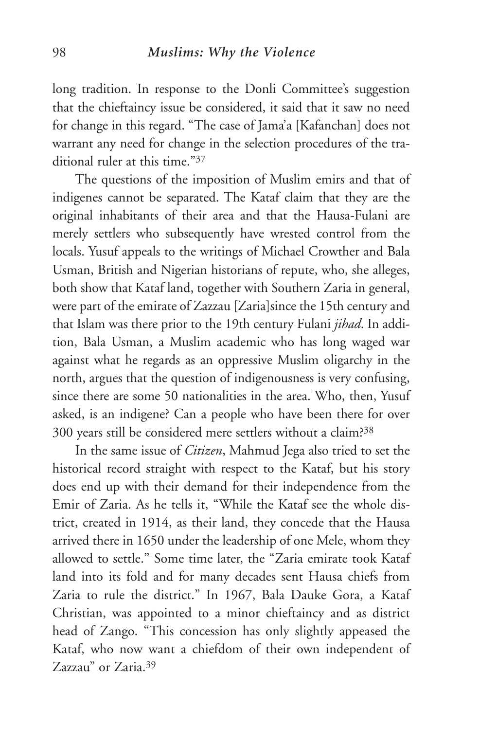long tradition. In response to the Donli Committee's suggestion that the chieftaincy issue be considered, it said that it saw no need for change in this regard. "The case of Jama'a [Kafanchan] does not warrant any need for change in the selection procedures of the traditional ruler at this time."[37]

The questions of the imposition of Muslim emirs and that of indigenes cannot be separated. The Kataf claim that they are the original inhabitants of their area and that the Hausa-Fulani are merely settlers who subsequently have wrested control from the locals. Yusuf appeals to the writings of Michael Crowther and Bala Usman, British and Nigerian historians of repute, who, she alleges, both show that Kataf land, together with Southern Zaria in general, were part of the emirate of Zazzau [Zaria]since the 15th century and that Islam was there prior to the 19th century Fulani *jihad*. In addition, Bala Usman, a Muslim academic who has long waged war against what he regards as an oppressive Muslim oligarchy in the north, argues that the question of indigenousness is very confusing, since there are some 50 nationalities in the area. Who, then, Yusuf asked, is an indigene? Can a people who have been there for over 300 years still be considered mere settlers without a claim?[38]

In the same issue of *Citizen*, Mahmud Jega also tried to set the historical record straight with respect to the Kataf, but his story does end up with their demand for their independence from the Emir of Zaria. As he tells it, "While the Kataf see the whole district, created in 1914, as their land, they concede that the Hausa arrived there in 1650 under the leadership of one Mele, whom they allowed to settle." Some time later, the "Zaria emirate took Kataf land into its fold and for many decades sent Hausa chiefs from Zaria to rule the district." In 1967, Bala Dauke Gora, a Kataf Christian, was appointed to a minor chieftaincy and as district head of Zango. "This concession has only slightly appeased the Kataf, who now want a chiefdom of their own independent of Zazzau" or Zaria.[39]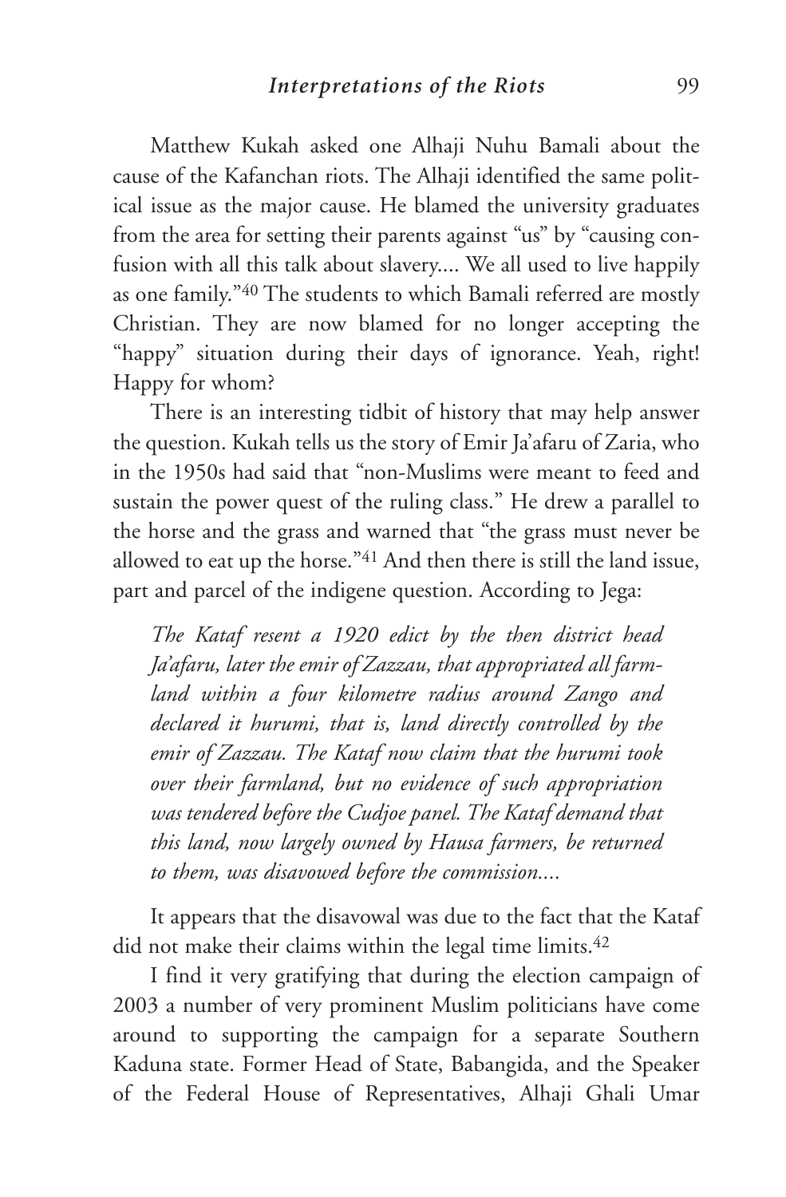Matthew Kukah asked one Alhaji Nuhu Bamali about the cause of the Kafanchan riots. The Alhaji identified the same political issue as the major cause. He blamed the university graduates from the area for setting their parents against "us" by "causing confusion with all this talk about slavery.... We all used to live happily as one family."[40] The students to which Bamali referred are mostly Christian. They are now blamed for no longer accepting the "happy" situation during their days of ignorance. Yeah, right! Happy for whom?

There is an interesting tidbit of history that may help answer the question. Kukah tells us the story of Emir Ja'afaru of Zaria, who in the 1950s had said that "non-Muslims were meant to feed and sustain the power quest of the ruling class." He drew a parallel to the horse and the grass and warned that "the grass must never be allowed to eat up the horse."[41] And then there is still the land issue, part and parcel of the indigene question. According to Jega:

> *The Kataf resent a 1920 edict by the then district head Ja'afaru, later the emir of Zazzau, that appropriated all farmland within a four kilometre radius around Zango and declared it hurumi, that is, land directly controlled by the emir of Zazzau. The Kataf now claim that the hurumi took over their farmland, but no evidence of such appropriation was tendered before the Cudjoe panel. The Kataf demand that this land, now largely owned by Hausa farmers, be returned to them, was disavowed before the commission....*

It appears that the disavowal was due to the fact that the Kataf did not make their claims within the legal time limits.[42]

I find it very gratifying that during the election campaign of 2003 a number of very prominent Muslim politicians have come around to supporting the campaign for a separate Southern Kaduna state. Former Head of State, Babangida, and the Speaker of the Federal House of Representatives, Alhaji Ghali Umar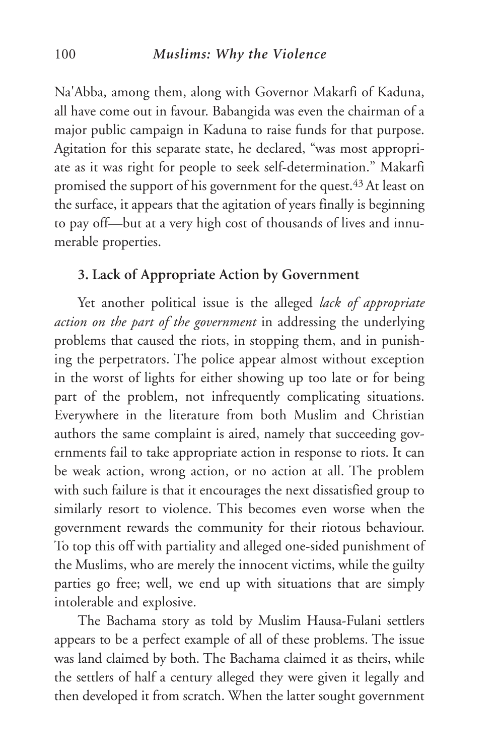Na'Abba, among them, along with Governor Makarfi of Kaduna, all have come out in favour. Babangida was even the chairman of a major public campaign in Kaduna to raise funds for that purpose. Agitation for this separate state, he declared, "was most appropriate as it was right for people to seek self-determination." Makarfi promised the support of his government for the quest.[43] At least on the surface, it appears that the agitation of years finally is beginning to pay off—but at a very high cost of thousands of lives and innumerable properties.

### 3. Lack of Appropriate Action by Government

Yet another political issue is the alleged *lack of appropriate action on the part of the government* in addressing the underlying problems that caused the riots, in stopping them, and in punishing the perpetrators. The police appear almost without exception in the worst of lights for either showing up too late or for being part of the problem, not infrequently complicating situations. Everywhere in the literature from both Muslim and Christian authors the same complaint is aired, namely that succeeding governments fail to take appropriate action in response to riots. It can be weak action, wrong action, or no action at all. The problem with such failure is that it encourages the next dissatisfied group to similarly resort to violence. This becomes even worse when the government rewards the community for their riotous behaviour. To top this off with partiality and alleged one-sided punishment of the Muslims, who are merely the innocent victims, while the guilty parties go free; well, we end up with situations that are simply intolerable and explosive.

The Bachama story as told by Muslim Hausa-Fulani settlers appears to be a perfect example of all of these problems. The issue was land claimed by both. The Bachama claimed it as theirs, while the settlers of half a century alleged they were given it legally and then developed it from scratch. When the latter sought government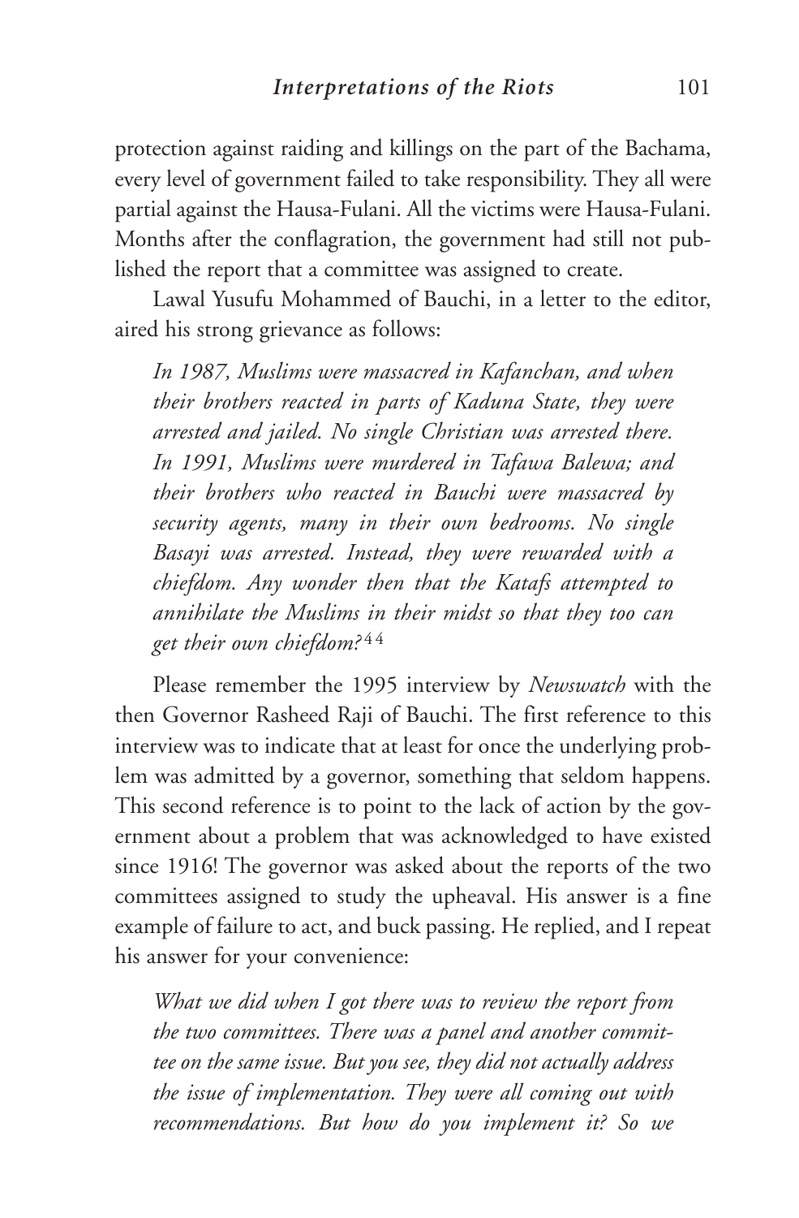protection against raiding and killings on the part of the Bachama, every level of government failed to take responsibility. They all were partial against the Hausa-Fulani. All the victims were Hausa-Fulani. Months after the conflagration, the government had still not published the report that a committee was assigned to create.

Lawal Yusufu Mohammed of Bauchi, in a letter to the editor, aired his strong grievance as follows:

> *In 1987, Muslims were massacred in Kafanchan, and when their brothers reacted in parts of Kaduna State, they were arrested and jailed. No single Christian was arrested there. In 1991, Muslims were murdered in Tafawa Balewa; and their brothers who reacted in Bauchi were massacred by security agents, many in their own bedrooms. No single Basayi was arrested. Instead, they were rewarded with a chiefdom. Any wonder then that the Katafs attempted to annihilate the Muslims in their midst so that they too can get their own chiefdom?*[44]

Please remember the 1995 interview by *Newswatch* with the then Governor Rasheed Raji of Bauchi. The first reference to this interview was to indicate that at least for once the underlying problem was admitted by a governor, something that seldom happens. This second reference is to point to the lack of action by the government about a problem that was acknowledged to have existed since 1916! The governor was asked about the reports of the two committees assigned to study the upheaval. His answer is a fine example of failure to act, and buck passing. He replied, and I repeat his answer for your convenience:

> *What we did when I got there was to review the report from the two committees. There was a panel and another committee on the same issue. But you see, they did not actually address the issue of implementation. They were all coming out with recommendations. But how do you implement it? So we*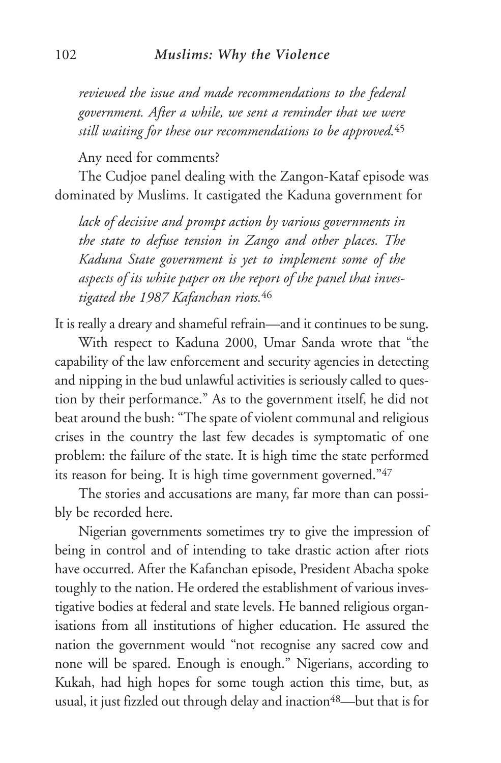*reviewed the issue and made recommendations to the federal government. After a while, we sent a reminder that we were still waiting for these our recommendations to be approved.*[45]

Any need for comments?

The Cudjoe panel dealing with the Zangon-Kataf episode was dominated by Muslims. It castigated the Kaduna government for

*lack of decisive and prompt action by various governments in the state to defuse tension in Zango and other places. The Kaduna State government is yet to implement some of the aspects of its white paper on the report of the panel that investigated the 1987 Kafanchan riots.*[46]

It is really a dreary and shameful refrain—and it continues to be sung.

With respect to Kaduna 2000, Umar Sanda wrote that "the capability of the law enforcement and security agencies in detecting and nipping in the bud unlawful activities is seriously called to question by their performance." As to the government itself, he did not beat around the bush: "The spate of violent communal and religious crises in the country the last few decades is symptomatic of one problem: the failure of the state. It is high time the state performed its reason for being. It is high time government governed."[47]

The stories and accusations are many, far more than can possibly be recorded here.

Nigerian governments sometimes try to give the impression of being in control and of intending to take drastic action after riots have occurred. After the Kafanchan episode, President Abacha spoke toughly to the nation. He ordered the establishment of various investigative bodies at federal and state levels. He banned religious organisations from all institutions of higher education. He assured the nation the government would "not recognise any sacred cow and none will be spared. Enough is enough." Nigerians, according to Kukah, had high hopes for some tough action this time, but, as usual, it just fizzled out through delay and inaction[48]—but that is for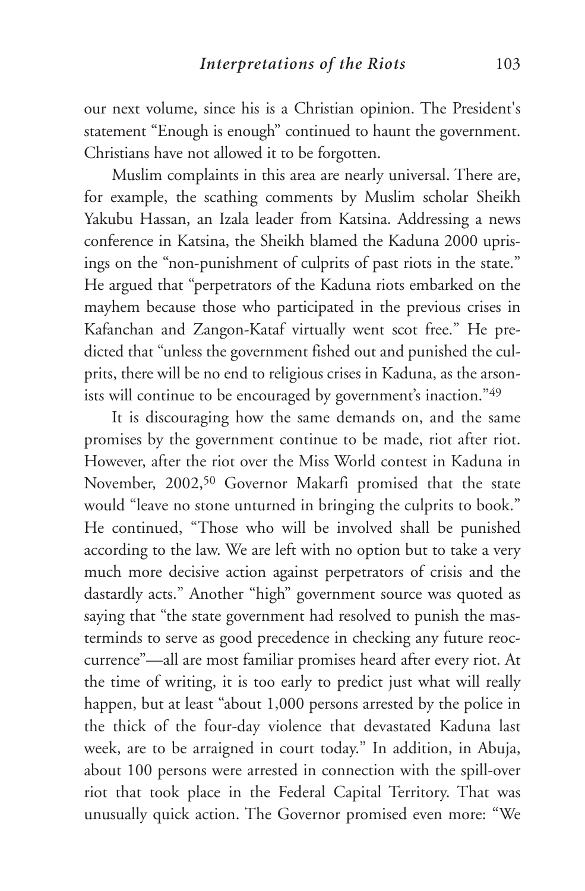our next volume, since his is a Christian opinion. The President's statement "Enough is enough" continued to haunt the government. Christians have not allowed it to be forgotten.

Muslim complaints in this area are nearly universal. There are, for example, the scathing comments by Muslim scholar Sheikh Yakubu Hassan, an Izala leader from Katsina. Addressing a news conference in Katsina, the Sheikh blamed the Kaduna 2000 uprisings on the "non-punishment of culprits of past riots in the state." He argued that "perpetrators of the Kaduna riots embarked on the mayhem because those who participated in the previous crises in Kafanchan and Zangon-Kataf virtually went scot free." He predicted that "unless the government fished out and punished the culprits, there will be no end to religious crises in Kaduna, as the arsonists will continue to be encouraged by government's inaction."[49]

It is discouraging how the same demands on, and the same promises by the government continue to be made, riot after riot. However, after the riot over the Miss World contest in Kaduna in November, 2002,[50] Governor Makarfi promised that the state would "leave no stone unturned in bringing the culprits to book." He continued, "Those who will be involved shall be punished according to the law. We are left with no option but to take a very much more decisive action against perpetrators of crisis and the dastardly acts." Another "high" government source was quoted as saying that "the state government had resolved to punish the masterminds to serve as good precedence in checking any future reoccurrence"—all are most familiar promises heard after every riot. At the time of writing, it is too early to predict just what will really happen, but at least "about 1,000 persons arrested by the police in the thick of the four-day violence that devastated Kaduna last week, are to be arraigned in court today." In addition, in Abuja, about 100 persons were arrested in connection with the spill-over riot that took place in the Federal Capital Territory. That was unusually quick action. The Governor promised even more: "We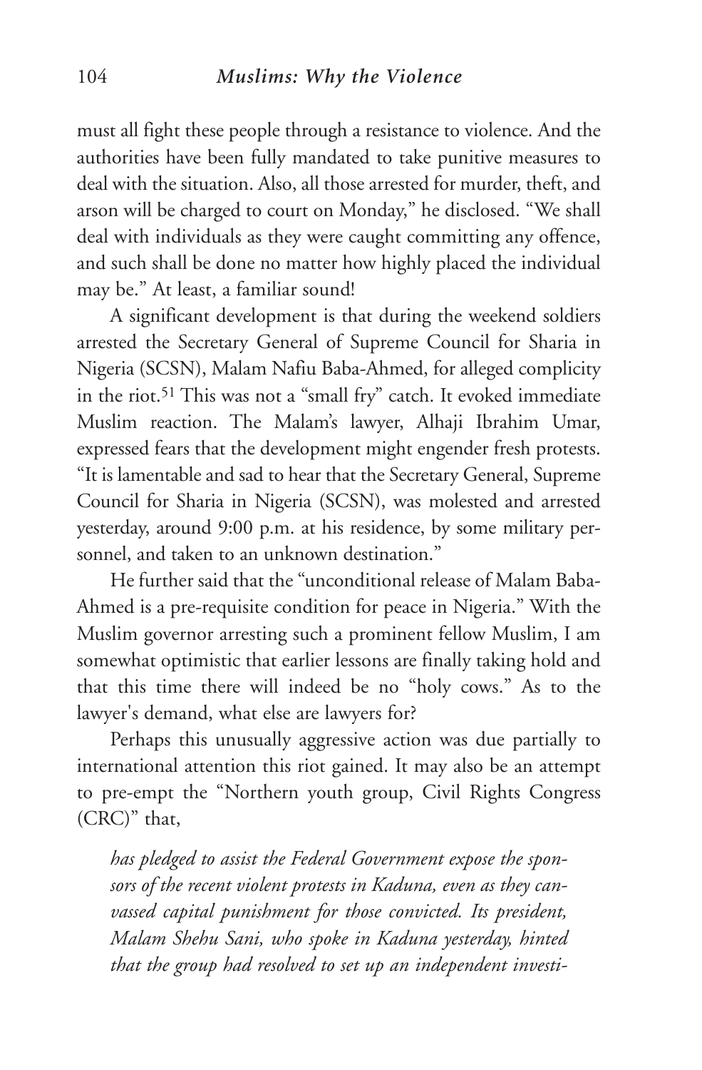must all fight these people through a resistance to violence. And the authorities have been fully mandated to take punitive measures to deal with the situation. Also, all those arrested for murder, theft, and arson will be charged to court on Monday," he disclosed. "We shall deal with individuals as they were caught committing any offence, and such shall be done no matter how highly placed the individual may be." At least, a familiar sound!

A significant development is that during the weekend soldiers arrested the Secretary General of Supreme Council for Sharia in Nigeria (SCSN), Malam Nafiu Baba-Ahmed, for alleged complicity in the riot.[51] This was not a "small fry" catch. It evoked immediate Muslim reaction. The Malam's lawyer, Alhaji Ibrahim Umar, expressed fears that the development might engender fresh protests. "It is lamentable and sad to hear that the Secretary General, Supreme Council for Sharia in Nigeria (SCSN), was molested and arrested yesterday, around 9:00 p.m. at his residence, by some military personnel, and taken to an unknown destination."

He further said that the "unconditional release of Malam Baba-Ahmed is a pre-requisite condition for peace in Nigeria." With the Muslim governor arresting such a prominent fellow Muslim, I am somewhat optimistic that earlier lessons are finally taking hold and that this time there will indeed be no "holy cows." As to the lawyer's demand, what else are lawyers for?

Perhaps this unusually aggressive action was due partially to international attention this riot gained. It may also be an attempt to pre-empt the "Northern youth group, Civil Rights Congress (CRC)" that,

> *has pledged to assist the Federal Government expose the sponsors of the recent violent protests in Kaduna, even as they canvassed capital punishment for those convicted. Its president, Malam Shehu Sani, who spoke in Kaduna yesterday, hinted that the group had resolved to set up an independent investi-*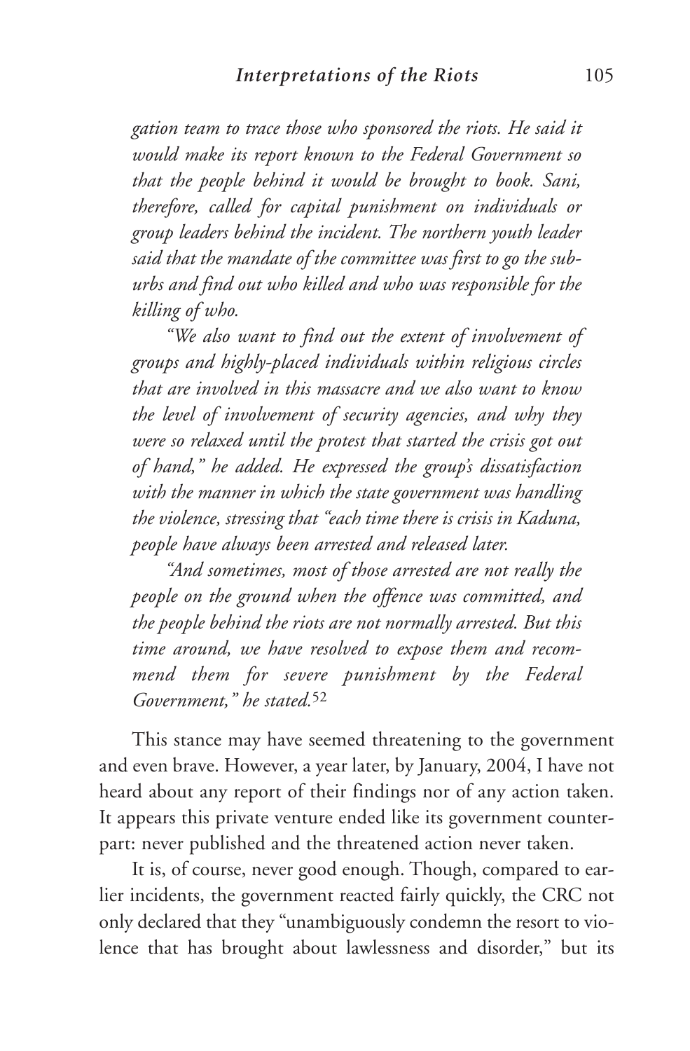*gation team to trace those who sponsored the riots. He said it would make its report known to the Federal Government so that the people behind it would be brought to book. Sani, therefore, called for capital punishment on individuals or group leaders behind the incident. The northern youth leader said that the mandate of the committee was first to go the suburbs and find out who killed and who was responsible for the killing of who.*

*"We also want to find out the extent of involvement of groups and highly-placed individuals within religious circles that are involved in this massacre and we also want to know the level of involvement of security agencies, and why they were so relaxed until the protest that started the crisis got out of hand," he added. He expressed the group's dissatisfaction with the manner in which the state government was handling the violence, stressing that "each time there is crisis in Kaduna, people have always been arrested and released later.*

*"And sometimes, most of those arrested are not really the people on the ground when the offence was committed, and the people behind the riots are not normally arrested. But this time around, we have resolved to expose them and recommend them for severe punishment by the Federal Government," he stated.*[52]

This stance may have seemed threatening to the government and even brave. However, a year later, by January, 2004, I have not heard about any report of their findings nor of any action taken. It appears this private venture ended like its government counterpart: never published and the threatened action never taken.

It is, of course, never good enough. Though, compared to earlier incidents, the government reacted fairly quickly, the CRC not only declared that they "unambiguously condemn the resort to violence that has brought about lawlessness and disorder," but its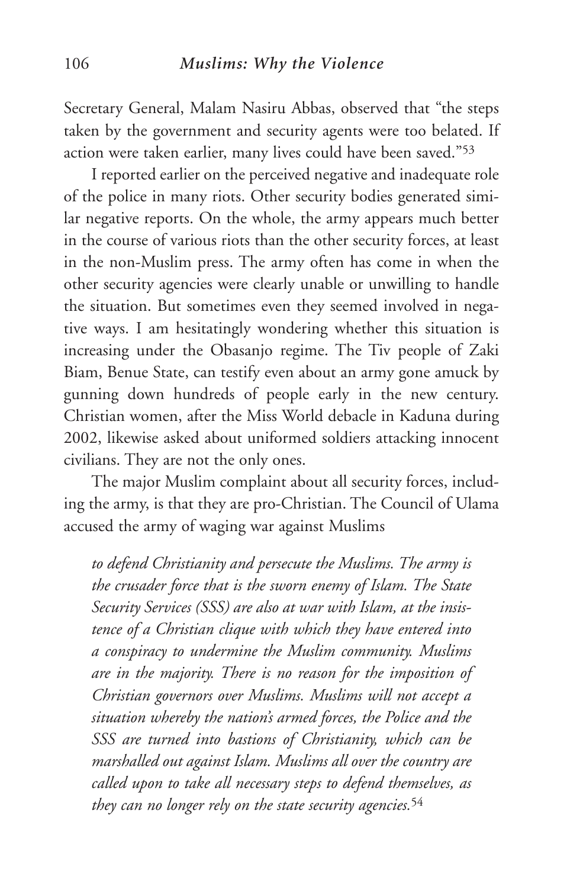Secretary General, Malam Nasiru Abbas, observed that "the steps taken by the government and security agents were too belated. If action were taken earlier, many lives could have been saved."[53]

I reported earlier on the perceived negative and inadequate role of the police in many riots. Other security bodies generated similar negative reports. On the whole, the army appears much better in the course of various riots than the other security forces, at least in the non-Muslim press. The army often has come in when the other security agencies were clearly unable or unwilling to handle the situation. But sometimes even they seemed involved in negative ways. I am hesitatingly wondering whether this situation is increasing under the Obasanjo regime. The Tiv people of Zaki Biam, Benue State, can testify even about an army gone amuck by gunning down hundreds of people early in the new century. Christian women, after the Miss World debacle in Kaduna during 2002, likewise asked about uniformed soldiers attacking innocent civilians. They are not the only ones.

The major Muslim complaint about all security forces, including the army, is that they are pro-Christian. The Council of Ulama accused the army of waging war against Muslims

> *to defend Christianity and persecute the Muslims. The army is the crusader force that is the sworn enemy of Islam. The State Security Services (SSS) are also at war with Islam, at the insistence of a Christian clique with which they have entered into a conspiracy to undermine the Muslim community. Muslims are in the majority. There is no reason for the imposition of Christian governors over Muslims. Muslims will not accept a situation whereby the nation's armed forces, the Police and the SSS are turned into bastions of Christianity, which can be marshalled out against Islam. Muslims all over the country are called upon to take all necessary steps to defend themselves, as they can no longer rely on the state security agencies.*[54]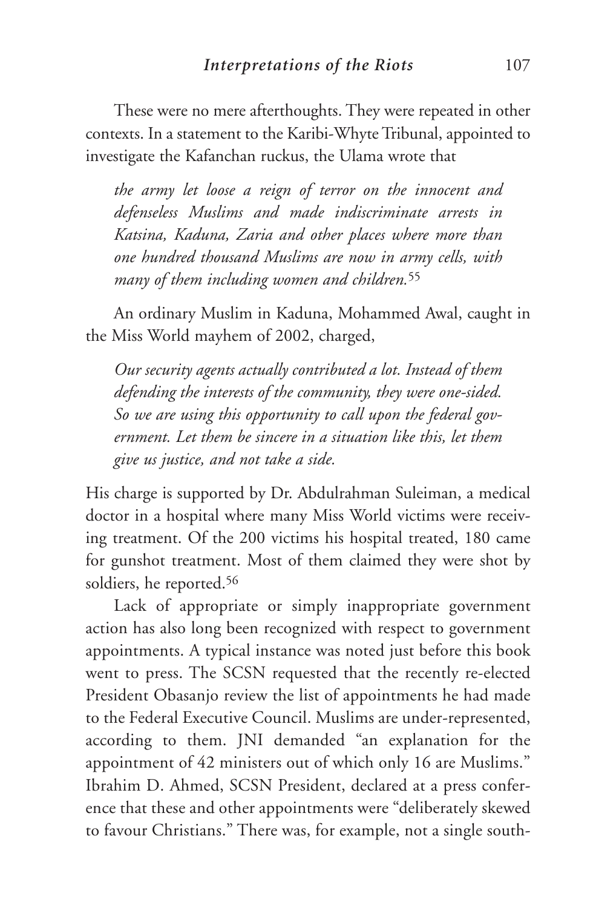These were no mere afterthoughts. They were repeated in other contexts. In a statement to the Karibi-Whyte Tribunal, appointed to investigate the Kafanchan ruckus, the Ulama wrote that

> *the army let loose a reign of terror on the innocent and defenseless Muslims and made indiscriminate arrests in Katsina, Kaduna, Zaria and other places where more than one hundred thousand Muslims are now in army cells, with many of them including women and children.*[55]

An ordinary Muslim in Kaduna, Mohammed Awal, caught in the Miss World mayhem of 2002, charged,

> *Our security agents actually contributed a lot. Instead of them defending the interests of the community, they were one-sided. So we are using this opportunity to call upon the federal government. Let them be sincere in a situation like this, let them give us justice, and not take a side.*

His charge is supported by Dr. Abdulrahman Suleiman, a medical doctor in a hospital where many Miss World victims were receiving treatment. Of the 200 victims his hospital treated, 180 came for gunshot treatment. Most of them claimed they were shot by soldiers, he reported.[56]

Lack of appropriate or simply inappropriate government action has also long been recognized with respect to government appointments. A typical instance was noted just before this book went to press. The SCSN requested that the recently re-elected President Obasanjo review the list of appointments he had made to the Federal Executive Council. Muslims are under-represented, according to them. JNI demanded "an explanation for the appointment of 42 ministers out of which only 16 are Muslims." Ibrahim D. Ahmed, SCSN President, declared at a press conference that these and other appointments were "deliberately skewed to favour Christians." There was, for example, not a single south-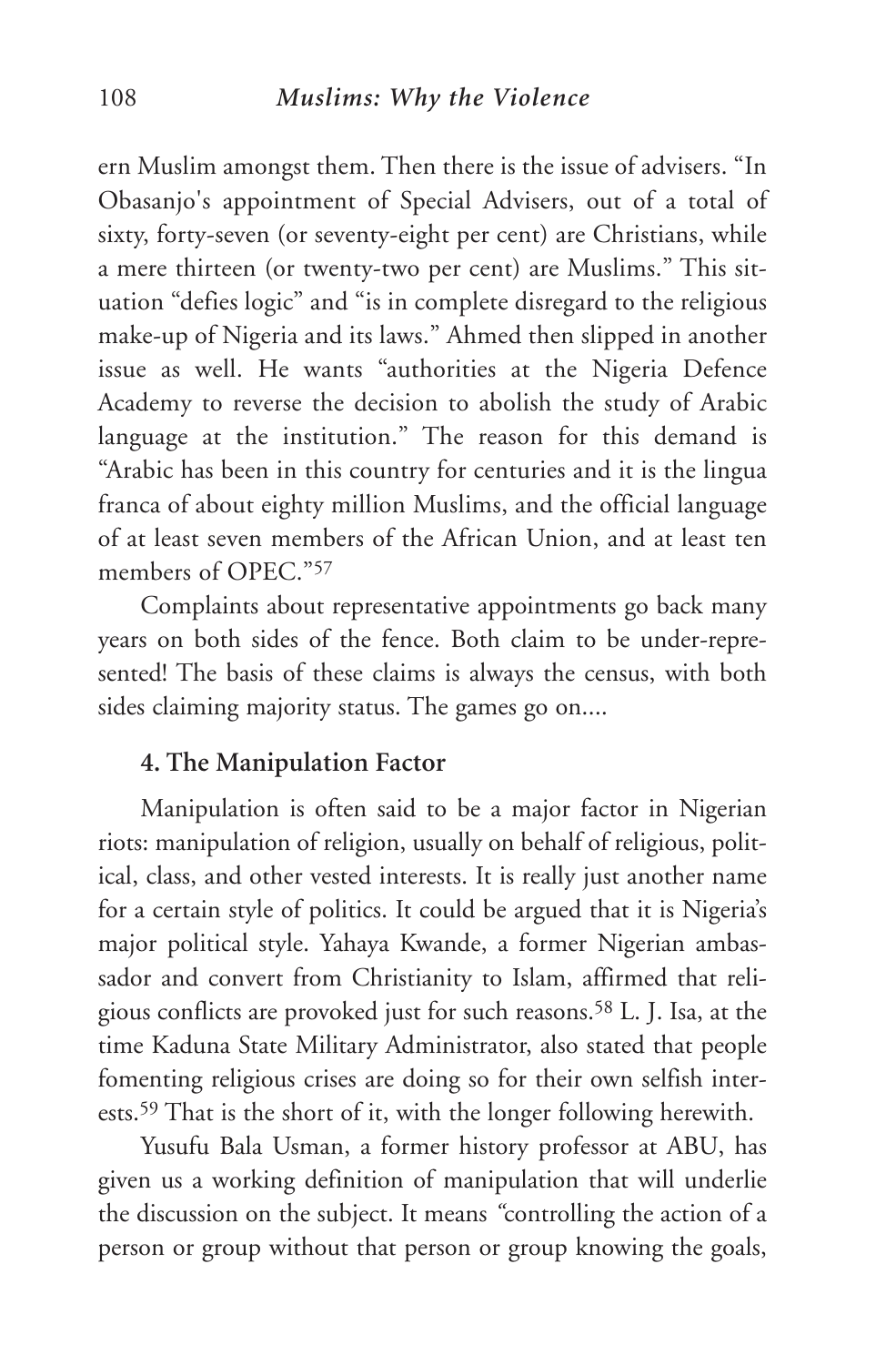ern Muslim amongst them. Then there is the issue of advisers. "In Obasanjo's appointment of Special Advisers, out of a total of sixty, forty-seven (or seventy-eight per cent) are Christians, while a mere thirteen (or twenty-two per cent) are Muslims." This situation "defies logic" and "is in complete disregard to the religious make-up of Nigeria and its laws." Ahmed then slipped in another issue as well. He wants "authorities at the Nigeria Defence Academy to reverse the decision to abolish the study of Arabic language at the institution." The reason for this demand is "Arabic has been in this country for centuries and it is the lingua franca of about eighty million Muslims, and the official language of at least seven members of the African Union, and at least ten members of OPEC."[57]

Complaints about representative appointments go back many years on both sides of the fence. Both claim to be under-represented! The basis of these claims is always the census, with both sides claiming majority status. The games go on....

### 4. The Manipulation Factor

Manipulation is often said to be a major factor in Nigerian riots: manipulation of religion, usually on behalf of religious, political, class, and other vested interests. It is really just another name for a certain style of politics. It could be argued that it is Nigeria's major political style. Yahaya Kwande, a former Nigerian ambassador and convert from Christianity to Islam, affirmed that religious conflicts are provoked just for such reasons.[58] L. J. Isa, at the time Kaduna State Military Administrator, also stated that people fomenting religious crises are doing so for their own selfish interests.[59] That is the short of it, with the longer following herewith.

Yusufu Bala Usman, a former history professor at ABU, has given us a working definition of manipulation that will underlie the discussion on the subject. It means *"*controlling the action of a person or group without that person or group knowing the goals,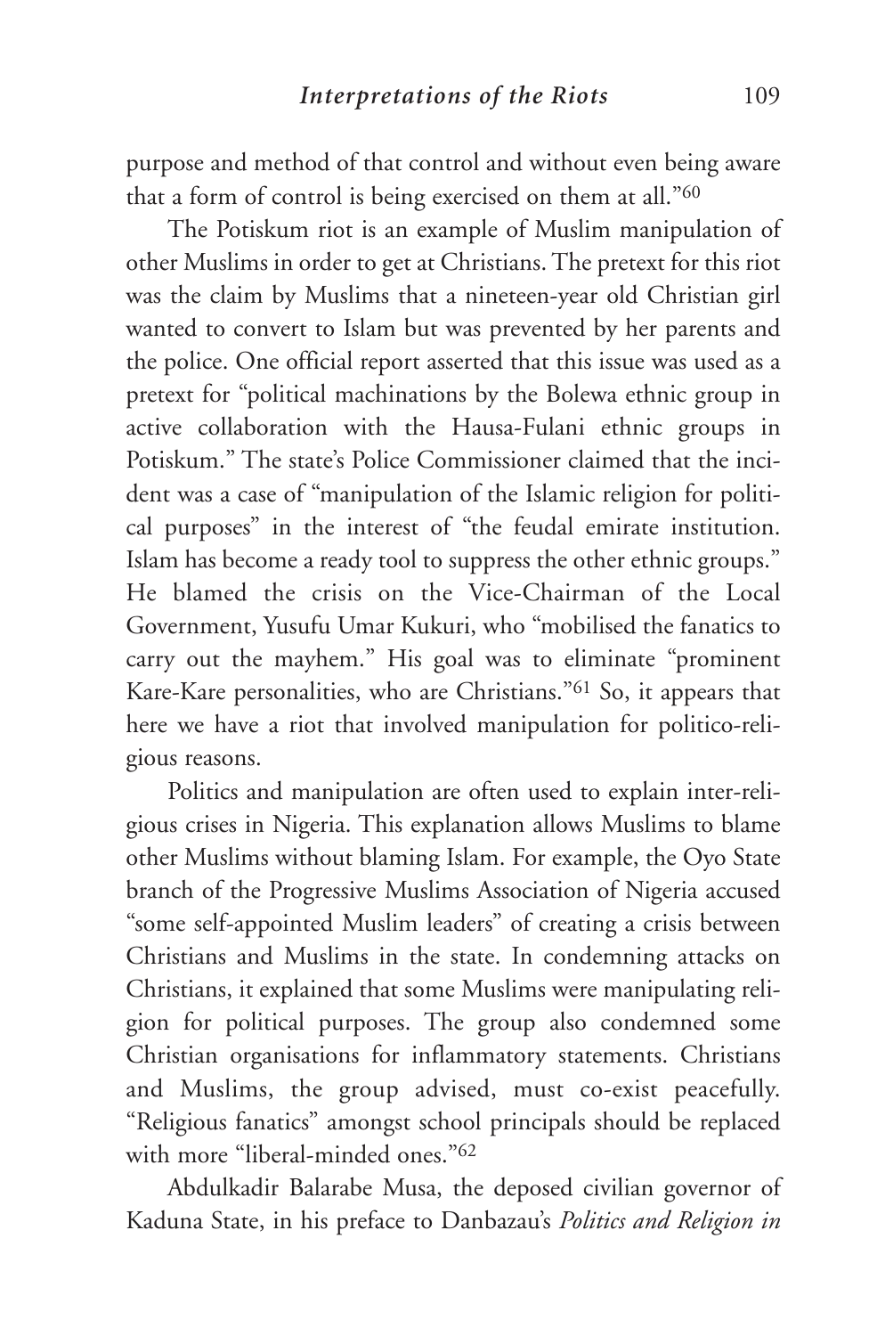purpose and method of that control and without even being aware that a form of control is being exercised on them at all."[60]

The Potiskum riot is an example of Muslim manipulation of other Muslims in order to get at Christians. The pretext for this riot was the claim by Muslims that a nineteen-year old Christian girl wanted to convert to Islam but was prevented by her parents and the police. One official report asserted that this issue was used as a pretext for "political machinations by the Bolewa ethnic group in active collaboration with the Hausa-Fulani ethnic groups in Potiskum." The state's Police Commissioner claimed that the incident was a case of "manipulation of the Islamic religion for political purposes" in the interest of "the feudal emirate institution. Islam has become a ready tool to suppress the other ethnic groups." He blamed the crisis on the Vice-Chairman of the Local Government, Yusufu Umar Kukuri, who "mobilised the fanatics to carry out the mayhem." His goal was to eliminate "prominent Kare-Kare personalities, who are Christians."[61] So, it appears that here we have a riot that involved manipulation for politico-religious reasons.

Politics and manipulation are often used to explain inter-religious crises in Nigeria. This explanation allows Muslims to blame other Muslims without blaming Islam. For example, the Oyo State branch of the Progressive Muslims Association of Nigeria accused "some self-appointed Muslim leaders" of creating a crisis between Christians and Muslims in the state. In condemning attacks on Christians, it explained that some Muslims were manipulating religion for political purposes. The group also condemned some Christian organisations for inflammatory statements. Christians and Muslims, the group advised, must co-exist peacefully. "Religious fanatics" amongst school principals should be replaced with more "liberal-minded ones."[62]

Abdulkadir Balarabe Musa, the deposed civilian governor of Kaduna State, in his preface to Danbazau's *Politics and Religion in*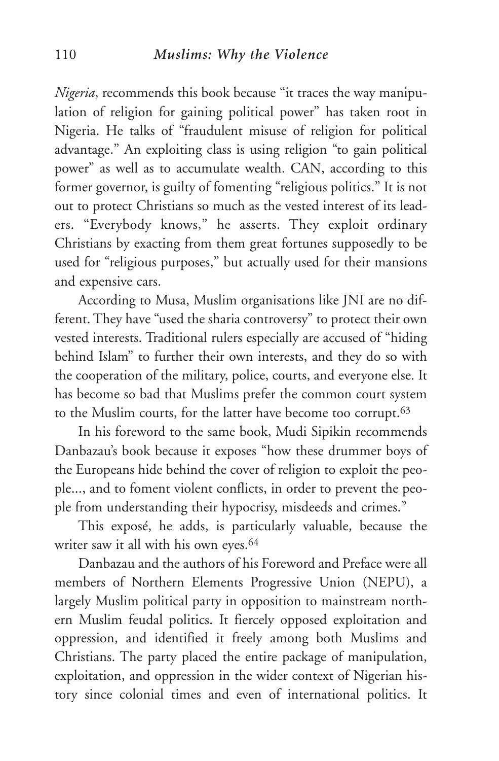*Nigeria*, recommends this book because "it traces the way manipulation of religion for gaining political power" has taken root in Nigeria. He talks of "fraudulent misuse of religion for political advantage." An exploiting class is using religion "to gain political power" as well as to accumulate wealth. CAN, according to this former governor, is guilty of fomenting "religious politics." It is not out to protect Christians so much as the vested interest of its leaders. "Everybody knows," he asserts. They exploit ordinary Christians by exacting from them great fortunes supposedly to be used for "religious purposes," but actually used for their mansions and expensive cars.

According to Musa, Muslim organisations like JNI are no different. They have "used the sharia controversy" to protect their own vested interests. Traditional rulers especially are accused of "hiding behind Islam" to further their own interests, and they do so with the cooperation of the military, police, courts, and everyone else. It has become so bad that Muslims prefer the common court system to the Muslim courts, for the latter have become too corrupt.[63]

In his foreword to the same book, Mudi Sipikin recommends Danbazau's book because it exposes "how these drummer boys of the Europeans hide behind the cover of religion to exploit the people..., and to foment violent conflicts, in order to prevent the people from understanding their hypocrisy, misdeeds and crimes."

This exposé, he adds, is particularly valuable, because the writer saw it all with his own eyes.[64]

Danbazau and the authors of his Foreword and Preface were all members of Northern Elements Progressive Union (NEPU), a largely Muslim political party in opposition to mainstream northern Muslim feudal politics. It fiercely opposed exploitation and oppression, and identified it freely among both Muslims and Christians. The party placed the entire package of manipulation, exploitation, and oppression in the wider context of Nigerian history since colonial times and even of international politics. It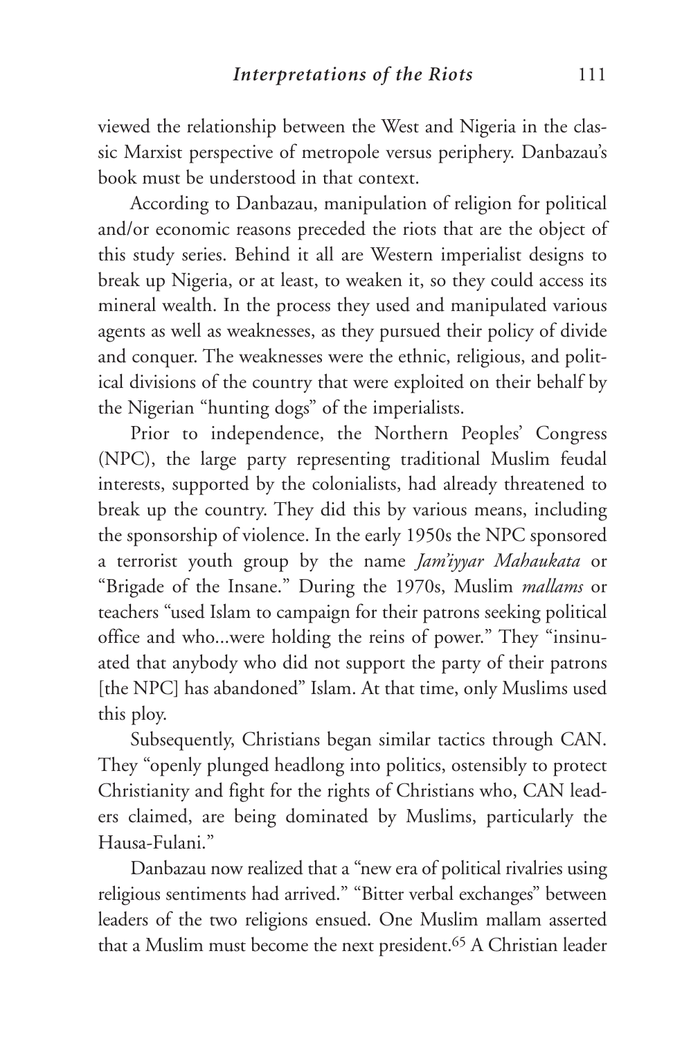viewed the relationship between the West and Nigeria in the classic Marxist perspective of metropole versus periphery. Danbazau's book must be understood in that context.

According to Danbazau, manipulation of religion for political and/or economic reasons preceded the riots that are the object of this study series. Behind it all are Western imperialist designs to break up Nigeria, or at least, to weaken it, so they could access its mineral wealth. In the process they used and manipulated various agents as well as weaknesses, as they pursued their policy of divide and conquer. The weaknesses were the ethnic, religious, and political divisions of the country that were exploited on their behalf by the Nigerian "hunting dogs" of the imperialists.

Prior to independence, the Northern Peoples' Congress (NPC), the large party representing traditional Muslim feudal interests, supported by the colonialists, had already threatened to break up the country. They did this by various means, including the sponsorship of violence. In the early 1950s the NPC sponsored a terrorist youth group by the name *Jam'iyyar Mahaukata* or "Brigade of the Insane." During the 1970s, Muslim *mallams* or teachers "used Islam to campaign for their patrons seeking political office and who...were holding the reins of power." They "insinuated that anybody who did not support the party of their patrons [the NPC] has abandoned" Islam. At that time, only Muslims used this ploy.

Subsequently, Christians began similar tactics through CAN. They "openly plunged headlong into politics, ostensibly to protect Christianity and fight for the rights of Christians who, CAN leaders claimed, are being dominated by Muslims, particularly the Hausa-Fulani."

Danbazau now realized that a "new era of political rivalries using religious sentiments had arrived." "Bitter verbal exchanges" between leaders of the two religions ensued. One Muslim mallam asserted that a Muslim must become the next president.[65] A Christian leader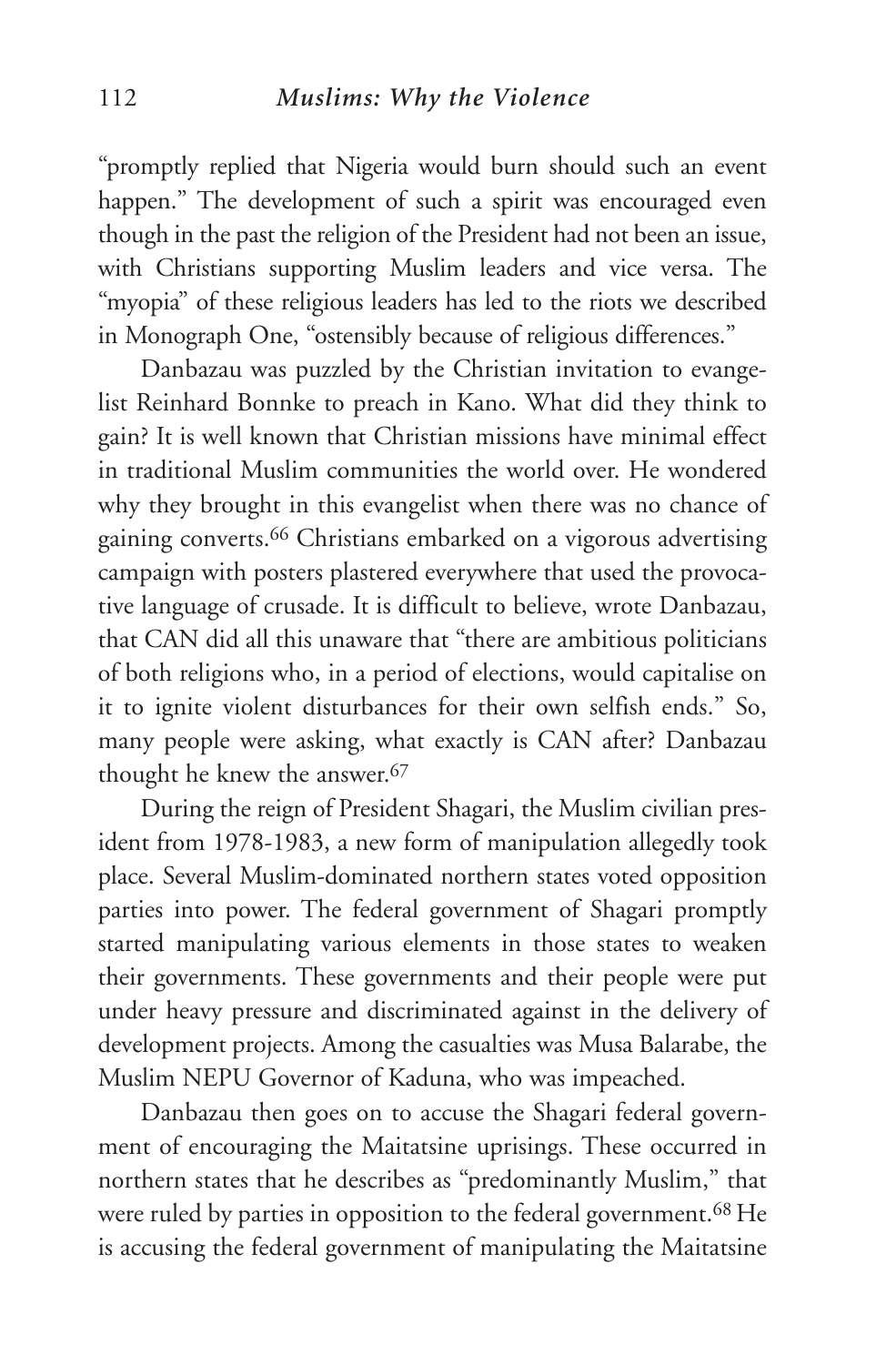"promptly replied that Nigeria would burn should such an event happen." The development of such a spirit was encouraged even though in the past the religion of the President had not been an issue, with Christians supporting Muslim leaders and vice versa. The "myopia" of these religious leaders has led to the riots we described in Monograph One, "ostensibly because of religious differences."

Danbazau was puzzled by the Christian invitation to evangelist Reinhard Bonnke to preach in Kano. What did they think to gain? It is well known that Christian missions have minimal effect in traditional Muslim communities the world over. He wondered why they brought in this evangelist when there was no chance of gaining converts.[66] Christians embarked on a vigorous advertising campaign with posters plastered everywhere that used the provocative language of crusade. It is difficult to believe, wrote Danbazau, that CAN did all this unaware that "there are ambitious politicians of both religions who, in a period of elections, would capitalise on it to ignite violent disturbances for their own selfish ends." So, many people were asking, what exactly is CAN after? Danbazau thought he knew the answer.[67]

During the reign of President Shagari, the Muslim civilian president from 1978-1983, a new form of manipulation allegedly took place. Several Muslim-dominated northern states voted opposition parties into power. The federal government of Shagari promptly started manipulating various elements in those states to weaken their governments. These governments and their people were put under heavy pressure and discriminated against in the delivery of development projects. Among the casualties was Musa Balarabe, the Muslim NEPU Governor of Kaduna, who was impeached.

Danbazau then goes on to accuse the Shagari federal government of encouraging the Maitatsine uprisings. These occurred in northern states that he describes as "predominantly Muslim," that were ruled by parties in opposition to the federal government.[68] He is accusing the federal government of manipulating the Maitatsine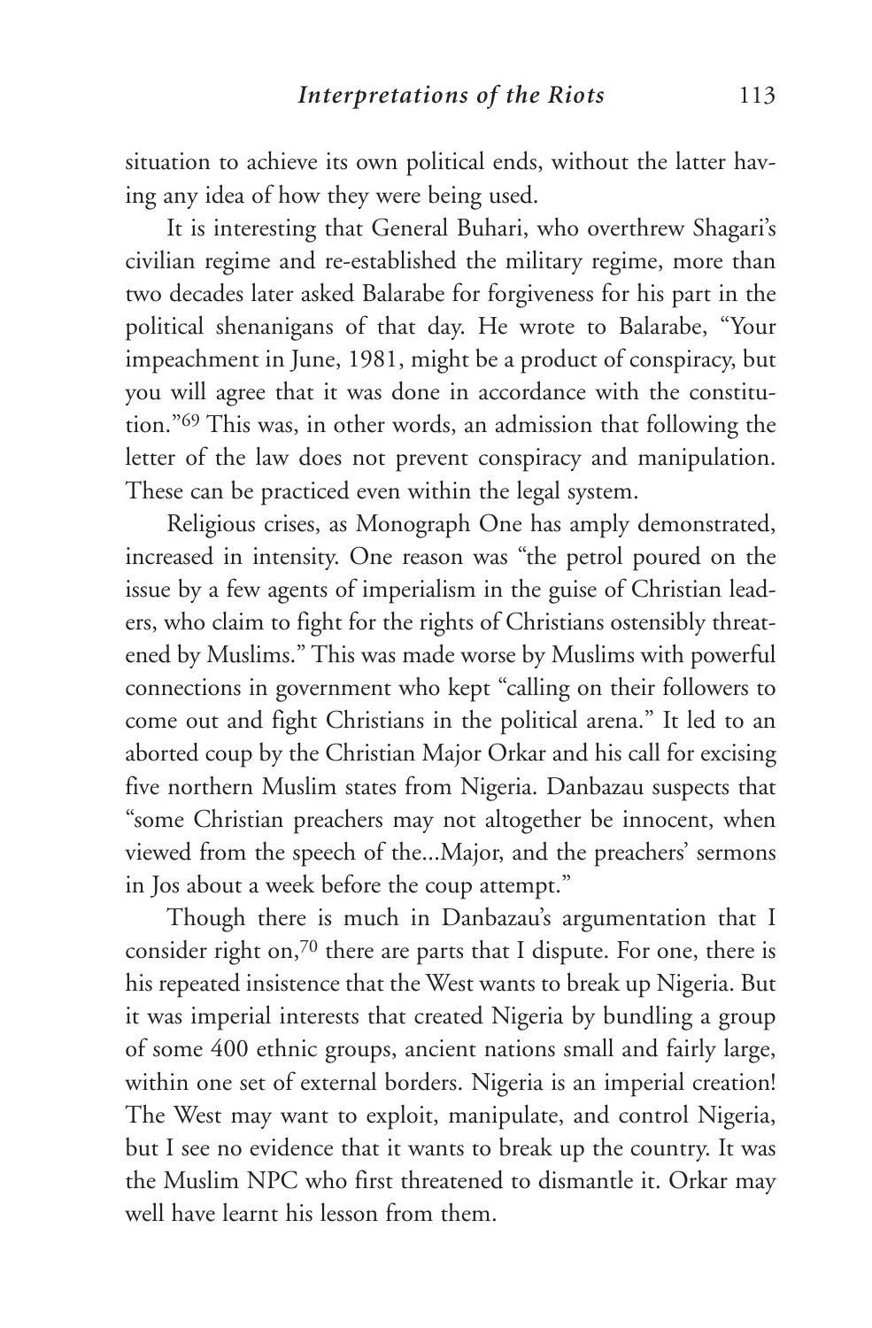situation to achieve its own political ends, without the latter having any idea of how they were being used.

It is interesting that General Buhari, who overthrew Shagari's civilian regime and re-established the military regime, more than two decades later asked Balarabe for forgiveness for his part in the political shenanigans of that day. He wrote to Balarabe, "Your impeachment in June, 1981, might be a product of conspiracy, but you will agree that it was done in accordance with the constitution."[69] This was, in other words, an admission that following the letter of the law does not prevent conspiracy and manipulation. These can be practiced even within the legal system.

Religious crises, as Monograph One has amply demonstrated, increased in intensity. One reason was "the petrol poured on the issue by a few agents of imperialism in the guise of Christian leaders, who claim to fight for the rights of Christians ostensibly threatened by Muslims." This was made worse by Muslims with powerful connections in government who kept "calling on their followers to come out and fight Christians in the political arena." It led to an aborted coup by the Christian Major Orkar and his call for excising five northern Muslim states from Nigeria. Danbazau suspects that "some Christian preachers may not altogether be innocent, when viewed from the speech of the...Major, and the preachers' sermons in Jos about a week before the coup attempt."

Though there is much in Danbazau's argumentation that I consider right on,[70] there are parts that I dispute. For one, there is his repeated insistence that the West wants to break up Nigeria. But it was imperial interests that created Nigeria by bundling a group of some 400 ethnic groups, ancient nations small and fairly large, within one set of external borders. Nigeria is an imperial creation! The West may want to exploit, manipulate, and control Nigeria, but I see no evidence that it wants to break up the country. It was the Muslim NPC who first threatened to dismantle it. Orkar may well have learnt his lesson from them.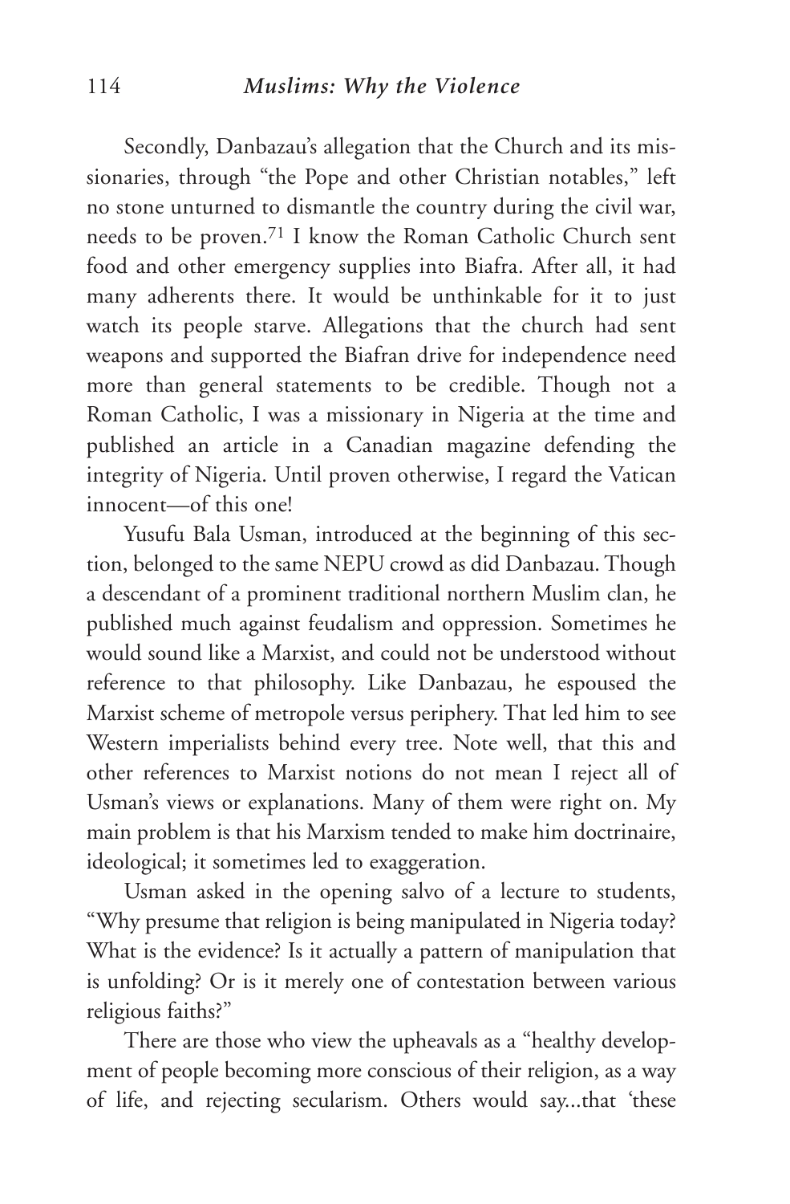Secondly, Danbazau's allegation that the Church and its missionaries, through "the Pope and other Christian notables," left no stone unturned to dismantle the country during the civil war, needs to be proven.[71] I know the Roman Catholic Church sent food and other emergency supplies into Biafra. After all, it had many adherents there. It would be unthinkable for it to just watch its people starve. Allegations that the church had sent weapons and supported the Biafran drive for independence need more than general statements to be credible. Though not a Roman Catholic, I was a missionary in Nigeria at the time and published an article in a Canadian magazine defending the integrity of Nigeria. Until proven otherwise, I regard the Vatican innocent—of this one!

Yusufu Bala Usman, introduced at the beginning of this section, belonged to the same NEPU crowd as did Danbazau. Though a descendant of a prominent traditional northern Muslim clan, he published much against feudalism and oppression. Sometimes he would sound like a Marxist, and could not be understood without reference to that philosophy. Like Danbazau, he espoused the Marxist scheme of metropole versus periphery. That led him to see Western imperialists behind every tree. Note well, that this and other references to Marxist notions do not mean I reject all of Usman's views or explanations. Many of them were right on. My main problem is that his Marxism tended to make him doctrinaire, ideological; it sometimes led to exaggeration.

Usman asked in the opening salvo of a lecture to students, "Why presume that religion is being manipulated in Nigeria today? What is the evidence? Is it actually a pattern of manipulation that is unfolding? Or is it merely one of contestation between various religious faiths?"

There are those who view the upheavals as a "healthy development of people becoming more conscious of their religion, as a way of life, and rejecting secularism. Others would say...that 'these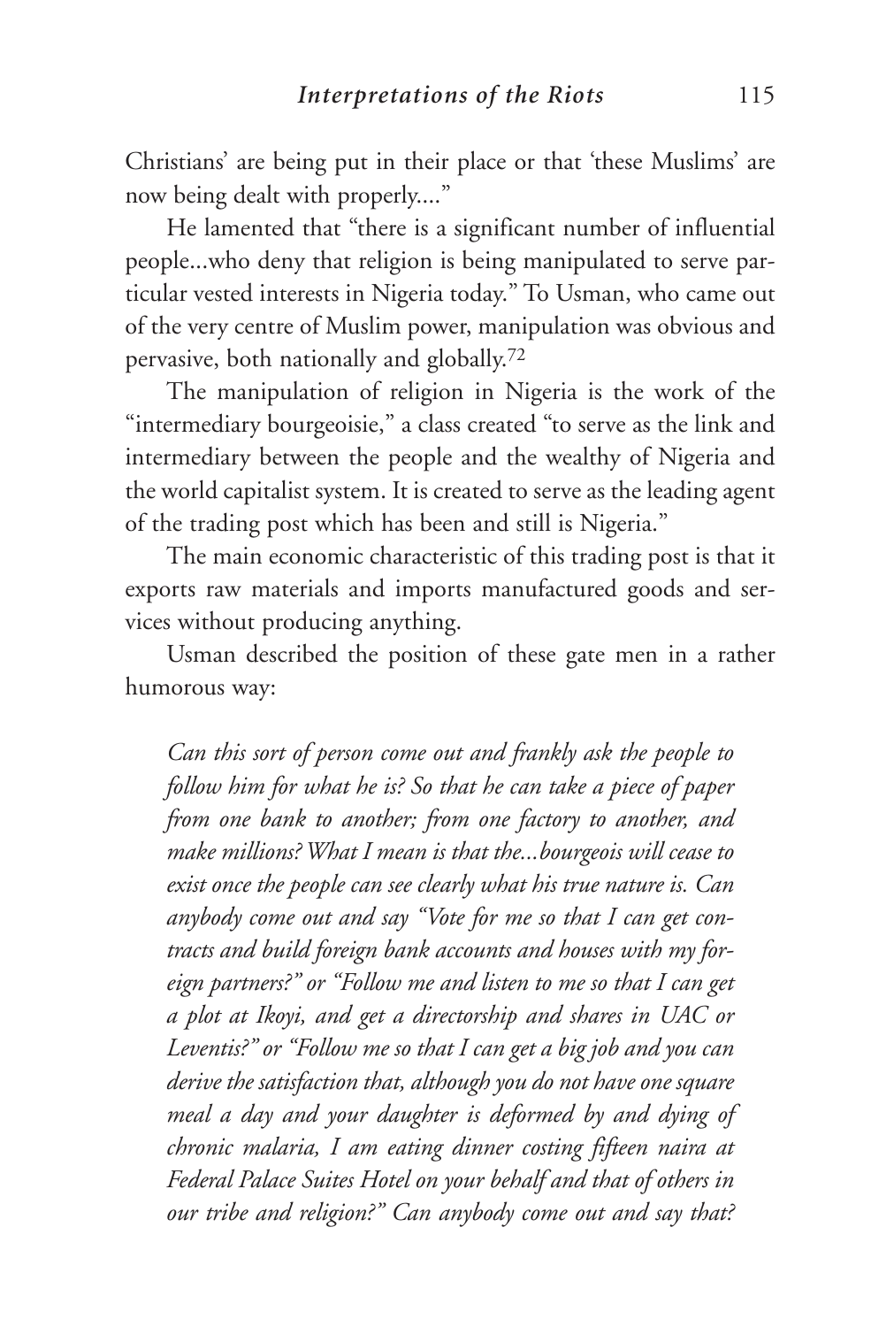Christians' are being put in their place or that 'these Muslims' are now being dealt with properly...."

He lamented that "there is a significant number of influential people...who deny that religion is being manipulated to serve particular vested interests in Nigeria today." To Usman, who came out of the very centre of Muslim power, manipulation was obvious and pervasive, both nationally and globally.[72]

The manipulation of religion in Nigeria is the work of the "intermediary bourgeoisie," a class created "to serve as the link and intermediary between the people and the wealthy of Nigeria and the world capitalist system. It is created to serve as the leading agent of the trading post which has been and still is Nigeria."

The main economic characteristic of this trading post is that it exports raw materials and imports manufactured goods and services without producing anything.

Usman described the position of these gate men in a rather humorous way:

> *Can this sort of person come out and frankly ask the people to follow him for what he is? So that he can take a piece of paper from one bank to another; from one factory to another, and make millions? What I mean is that the...bourgeois will cease to exist once the people can see clearly what his true nature is. Can anybody come out and say "Vote for me so that I can get contracts and build foreign bank accounts and houses with my foreign partners?" or "Follow me and listen to me so that I can get a plot at Ikoyi, and get a directorship and shares in UAC or Leventis?" or "Follow me so that I can get a big job and you can derive the satisfaction that, although you do not have one square meal a day and your daughter is deformed by and dying of chronic malaria, I am eating dinner costing fifteen naira at Federal Palace Suites Hotel on your behalf and that of others in our tribe and religion?" Can anybody come out and say that?*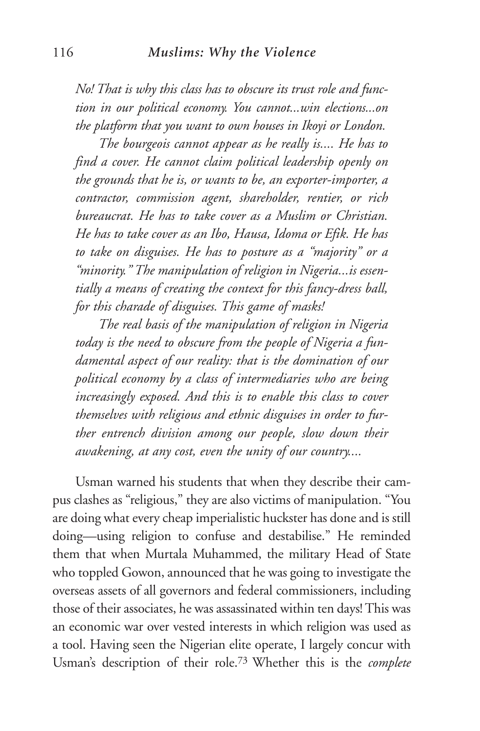*No! That is why this class has to obscure its trust role and function in our political economy. You cannot...win elections...on the platform that you want to own houses in Ikoyi or London.*

*The bourgeois cannot appear as he really is.... He has to find a cover. He cannot claim political leadership openly on the grounds that he is, or wants to be, an exporter-importer, a contractor, commission agent, shareholder, rentier, or rich bureaucrat. He has to take cover as a Muslim or Christian. He has to take cover as an Ibo, Hausa, Idoma or Efik. He has to take on disguises. He has to posture as a "majority" or a "minority." The manipulation of religion in Nigeria...is essentially a means of creating the context for this fancy-dress ball, for this charade of disguises. This game of masks!*

*The real basis of the manipulation of religion in Nigeria today is the need to obscure from the people of Nigeria a fundamental aspect of our reality: that is the domination of our political economy by a class of intermediaries who are being increasingly exposed. And this is to enable this class to cover themselves with religious and ethnic disguises in order to further entrench division among our people, slow down their awakening, at any cost, even the unity of our country....*

Usman warned his students that when they describe their campus clashes as "religious," they are also victims of manipulation. "You are doing what every cheap imperialistic huckster has done and is still doing—using religion to confuse and destabilise." He reminded them that when Murtala Muhammed, the military Head of State who toppled Gowon, announced that he was going to investigate the overseas assets of all governors and federal commissioners, including those of their associates, he was assassinated within ten days! This was an economic war over vested interests in which religion was used as a tool. Having seen the Nigerian elite operate, I largely concur with Usman's description of their role.[73] Whether this is the *complete*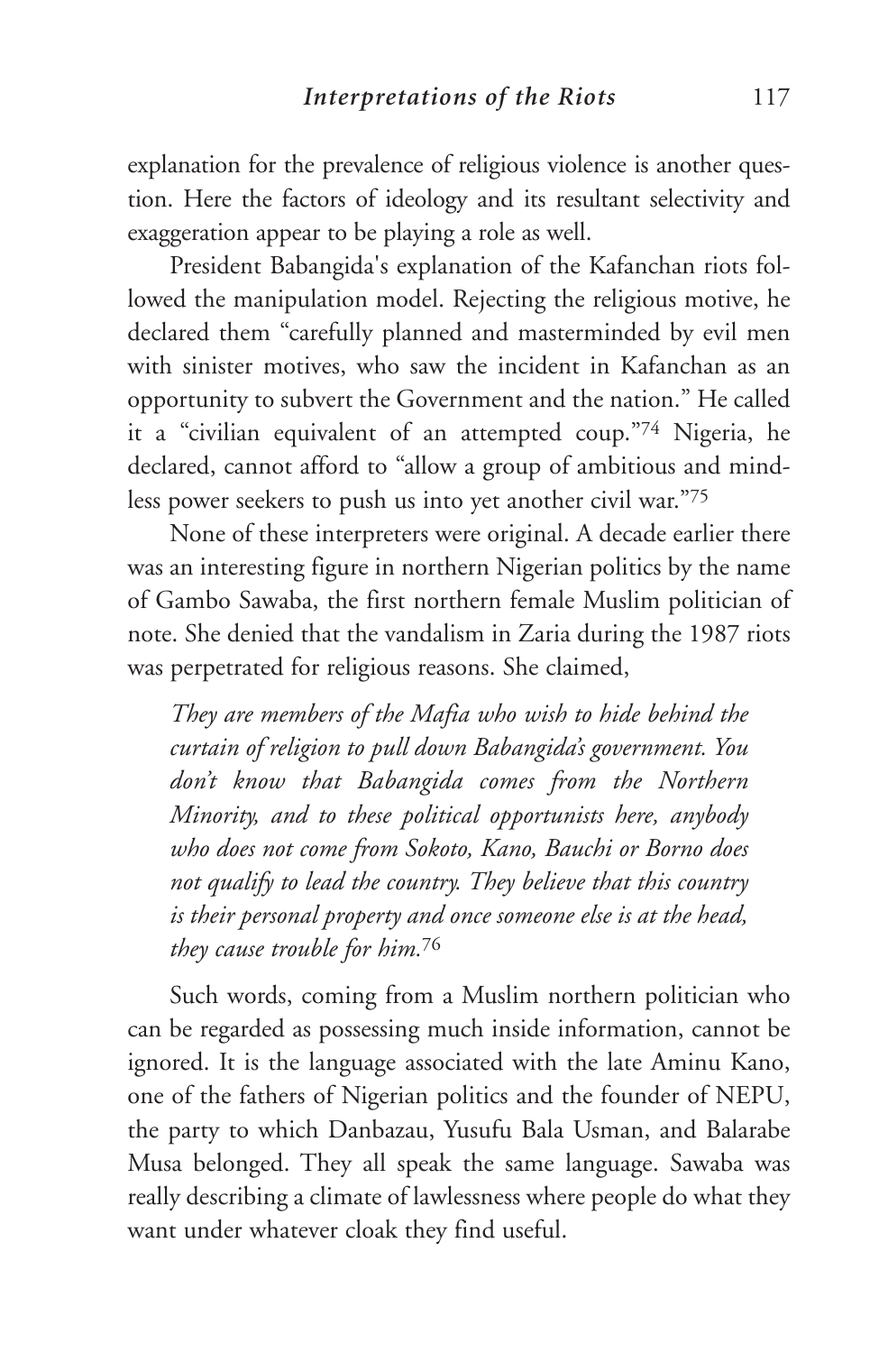explanation for the prevalence of religious violence is another question. Here the factors of ideology and its resultant selectivity and exaggeration appear to be playing a role as well.

President Babangida's explanation of the Kafanchan riots followed the manipulation model. Rejecting the religious motive, he declared them "carefully planned and masterminded by evil men with sinister motives, who saw the incident in Kafanchan as an opportunity to subvert the Government and the nation." He called it a "civilian equivalent of an attempted coup."[74] Nigeria, he declared, cannot afford to "allow a group of ambitious and mindless power seekers to push us into yet another civil war."[75]

None of these interpreters were original. A decade earlier there was an interesting figure in northern Nigerian politics by the name of Gambo Sawaba, the first northern female Muslim politician of note. She denied that the vandalism in Zaria during the 1987 riots was perpetrated for religious reasons. She claimed,

> *They are members of the Mafia who wish to hide behind the curtain of religion to pull down Babangida's government. You don't know that Babangida comes from the Northern Minority, and to these political opportunists here, anybody who does not come from Sokoto, Kano, Bauchi or Borno does not qualify to lead the country. They believe that this country is their personal property and once someone else is at the head, they cause trouble for him.*[76]

Such words, coming from a Muslim northern politician who can be regarded as possessing much inside information, cannot be ignored. It is the language associated with the late Aminu Kano, one of the fathers of Nigerian politics and the founder of NEPU, the party to which Danbazau, Yusufu Bala Usman, and Balarabe Musa belonged. They all speak the same language. Sawaba was really describing a climate of lawlessness where people do what they want under whatever cloak they find useful.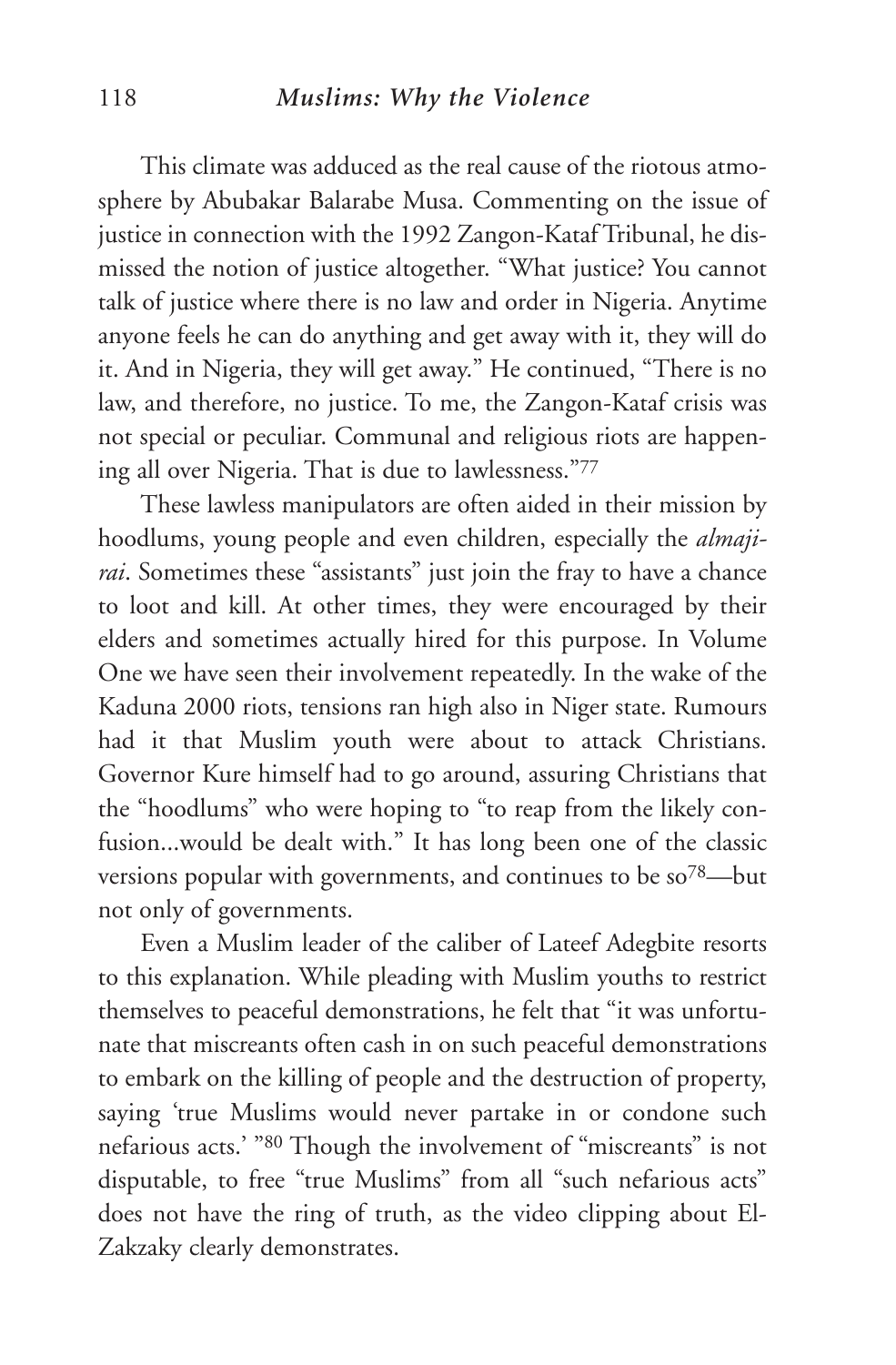This climate was adduced as the real cause of the riotous atmosphere by Abubakar Balarabe Musa. Commenting on the issue of justice in connection with the 1992 Zangon-Kataf Tribunal, he dismissed the notion of justice altogether. "What justice? You cannot talk of justice where there is no law and order in Nigeria. Anytime anyone feels he can do anything and get away with it, they will do it. And in Nigeria, they will get away." He continued, "There is no law, and therefore, no justice. To me, the Zangon-Kataf crisis was not special or peculiar. Communal and religious riots are happening all over Nigeria. That is due to lawlessness."[77]

These lawless manipulators are often aided in their mission by hoodlums, young people and even children, especially the *almajirai*. Sometimes these "assistants" just join the fray to have a chance to loot and kill. At other times, they were encouraged by their elders and sometimes actually hired for this purpose. In Volume One we have seen their involvement repeatedly. In the wake of the Kaduna 2000 riots, tensions ran high also in Niger state. Rumours had it that Muslim youth were about to attack Christians. Governor Kure himself had to go around, assuring Christians that the "hoodlums" who were hoping to "to reap from the likely confusion...would be dealt with." It has long been one of the classic versions popular with governments, and continues to be so[78]—but not only of governments.

Even a Muslim leader of the caliber of Lateef Adegbite resorts to this explanation. While pleading with Muslim youths to restrict themselves to peaceful demonstrations, he felt that "it was unfortunate that miscreants often cash in on such peaceful demonstrations to embark on the killing of people and the destruction of property, saying 'true Muslims would never partake in or condone such nefarious acts.' "[80] Though the involvement of "miscreants" is not disputable, to free "true Muslims" from all "such nefarious acts" does not have the ring of truth, as the video clipping about El-Zakzaky clearly demonstrates.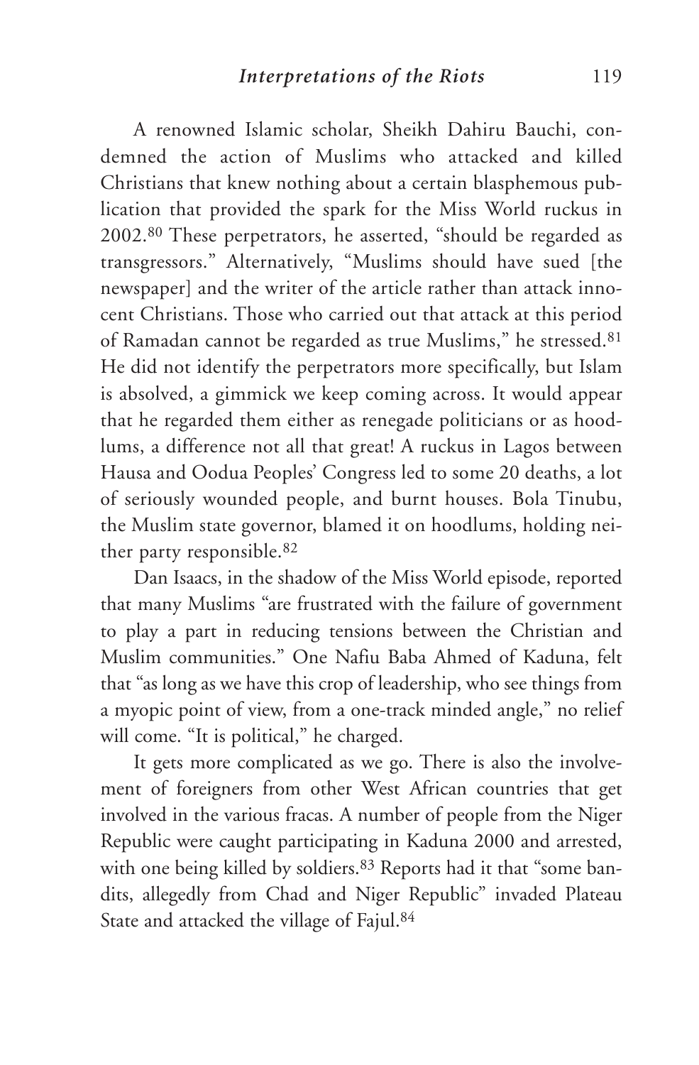A renowned Islamic scholar, Sheikh Dahiru Bauchi, condemned the action of Muslims who attacked and killed Christians that knew nothing about a certain blasphemous publication that provided the spark for the Miss World ruckus in 2002.[80] These perpetrators, he asserted, "should be regarded as transgressors." Alternatively, "Muslims should have sued [the newspaper] and the writer of the article rather than attack innocent Christians. Those who carried out that attack at this period of Ramadan cannot be regarded as true Muslims," he stressed.[81] He did not identify the perpetrators more specifically, but Islam is absolved, a gimmick we keep coming across. It would appear that he regarded them either as renegade politicians or as hoodlums, a difference not all that great! A ruckus in Lagos between Hausa and Oodua Peoples' Congress led to some 20 deaths, a lot of seriously wounded people, and burnt houses. Bola Tinubu, the Muslim state governor, blamed it on hoodlums, holding neither party responsible.[82]

Dan Isaacs, in the shadow of the Miss World episode, reported that many Muslims "are frustrated with the failure of government to play a part in reducing tensions between the Christian and Muslim communities." One Nafiu Baba Ahmed of Kaduna, felt that "as long as we have this crop of leadership, who see things from a myopic point of view, from a one-track minded angle," no relief will come. "It is political," he charged.

It gets more complicated as we go. There is also the involvement of foreigners from other West African countries that get involved in the various fracas. A number of people from the Niger Republic were caught participating in Kaduna 2000 and arrested, with one being killed by soldiers.[83] Reports had it that "some bandits, allegedly from Chad and Niger Republic" invaded Plateau State and attacked the village of Fajul.[84]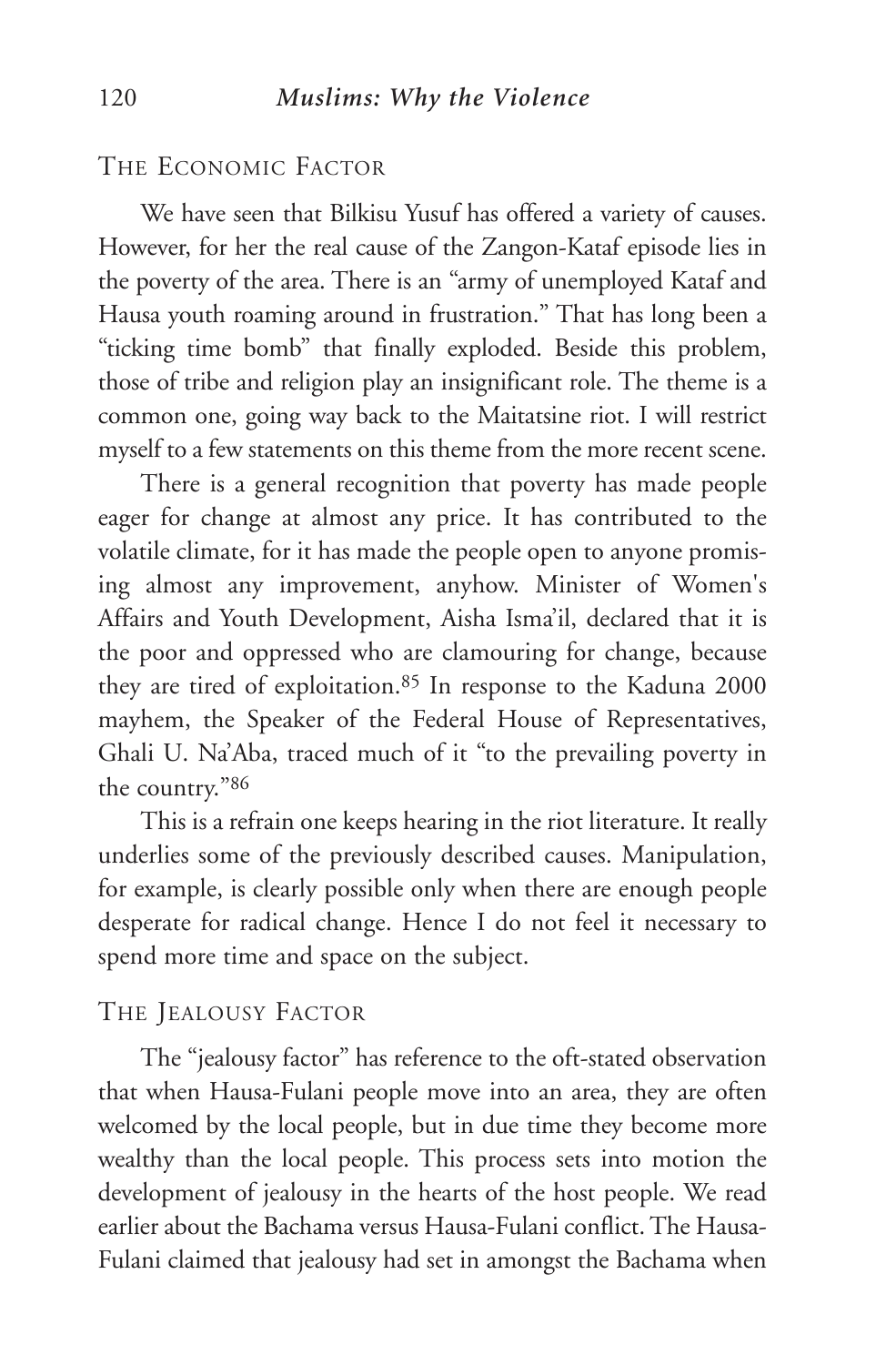## The Economic Factor

We have seen that Bilkisu Yusuf has offered a variety of causes. However, for her the real cause of the Zangon-Kataf episode lies in the poverty of the area. There is an "army of unemployed Kataf and Hausa youth roaming around in frustration." That has long been a "ticking time bomb" that finally exploded. Beside this problem, those of tribe and religion play an insignificant role. The theme is a common one, going way back to the Maitatsine riot. I will restrict myself to a few statements on this theme from the more recent scene.

There is a general recognition that poverty has made people eager for change at almost any price. It has contributed to the volatile climate, for it has made the people open to anyone promising almost any improvement, anyhow. Minister of Women's Affairs and Youth Development, Aisha Isma'il, declared that it is the poor and oppressed who are clamouring for change, because they are tired of exploitation.[85] In response to the Kaduna 2000 mayhem, the Speaker of the Federal House of Representatives, Ghali U. Na'Aba, traced much of it "to the prevailing poverty in the country."[86]

This is a refrain one keeps hearing in the riot literature. It really underlies some of the previously described causes. Manipulation, for example, is clearly possible only when there are enough people desperate for radical change. Hence I do not feel it necessary to spend more time and space on the subject.

## The Jealousy Factor

The "jealousy factor" has reference to the oft-stated observation that when Hausa-Fulani people move into an area, they are often welcomed by the local people, but in due time they become more wealthy than the local people. This process sets into motion the development of jealousy in the hearts of the host people. We read earlier about the Bachama versus Hausa-Fulani conflict. The Hausa-Fulani claimed that jealousy had set in amongst the Bachama when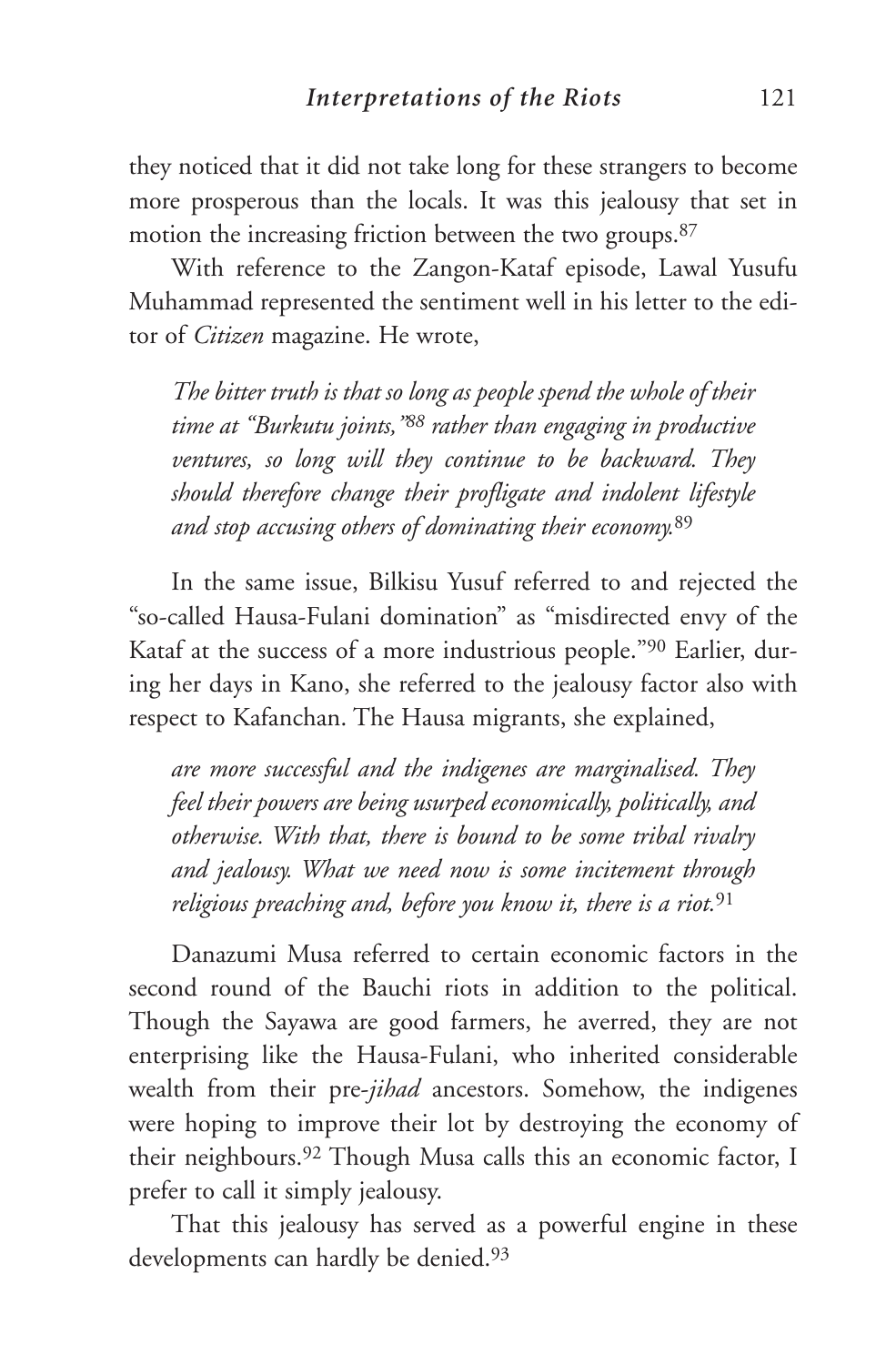they noticed that it did not take long for these strangers to become more prosperous than the locals. It was this jealousy that set in motion the increasing friction between the two groups.[87]

With reference to the Zangon-Kataf episode, Lawal Yusufu Muhammad represented the sentiment well in his letter to the editor of *Citizen* magazine. He wrote,

> *The bitter truth is that so long as people spend the whole of their time at "Burkutu joints,"*[88] *rather than engaging in productive ventures, so long will they continue to be backward. They should therefore change their profligate and indolent lifestyle and stop accusing others of dominating their economy.*[89]

In the same issue, Bilkisu Yusuf referred to and rejected the "so-called Hausa-Fulani domination" as "misdirected envy of the Kataf at the success of a more industrious people."[90] Earlier, during her days in Kano, she referred to the jealousy factor also with respect to Kafanchan. The Hausa migrants, she explained,

> *are more successful and the indigenes are marginalised. They feel their powers are being usurped economically, politically, and otherwise. With that, there is bound to be some tribal rivalry and jealousy. What we need now is some incitement through religious preaching and, before you know it, there is a riot.*[91]

Danazumi Musa referred to certain economic factors in the second round of the Bauchi riots in addition to the political. Though the Sayawa are good farmers, he averred, they are not enterprising like the Hausa-Fulani, who inherited considerable wealth from their pre-*jihad* ancestors. Somehow, the indigenes were hoping to improve their lot by destroying the economy of their neighbours.[92] Though Musa calls this an economic factor, I prefer to call it simply jealousy.

That this jealousy has served as a powerful engine in these developments can hardly be denied.[93]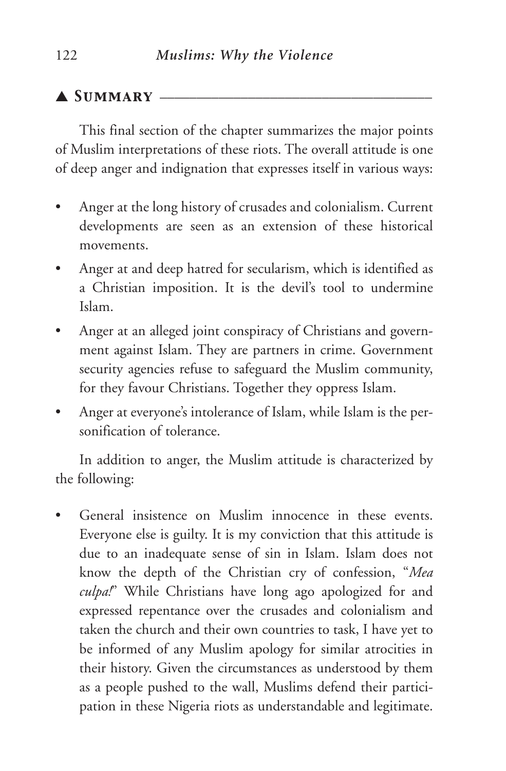## ▲ Summary

This final section of the chapter summarizes the major points of Muslim interpretations of these riots. The overall attitude is one of deep anger and indignation that expresses itself in various ways:

- Anger at the long history of crusades and colonialism. Current developments are seen as an extension of these historical movements.
- Anger at and deep hatred for secularism, which is identified as a Christian imposition. It is the devil's tool to undermine Islam.
- Anger at an alleged joint conspiracy of Christians and government against Islam. They are partners in crime. Government security agencies refuse to safeguard the Muslim community, for they favour Christians. Together they oppress Islam.
- Anger at everyone's intolerance of Islam, while Islam is the personification of tolerance.

In addition to anger, the Muslim attitude is characterized by the following:

- General insistence on Muslim innocence in these events. Everyone else is guilty. It is my conviction that this attitude is due to an inadequate sense of sin in Islam. Islam does not know the depth of the Christian cry of confession, "*Mea culpa!*" While Christians have long ago apologized for and expressed repentance over the crusades and colonialism and taken the church and their own countries to task, I have yet to be informed of any Muslim apology for similar atrocities in their history. Given the circumstances as understood by them as a people pushed to the wall, Muslims defend their participation in these Nigeria riots as understandable and legitimate.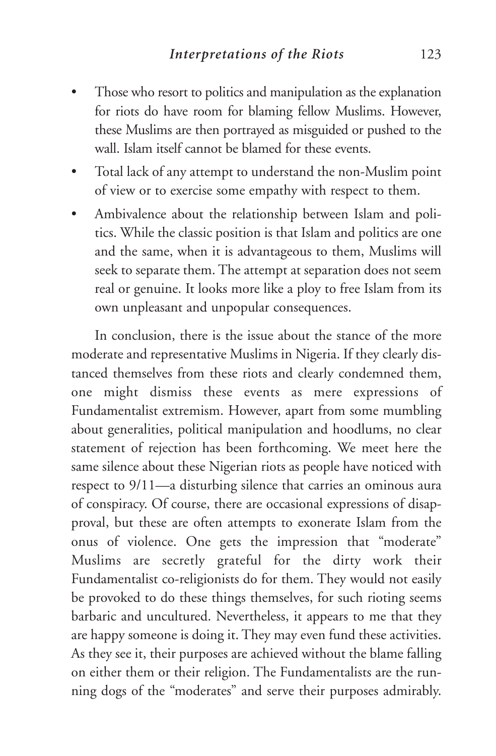- Those who resort to politics and manipulation as the explanation for riots do have room for blaming fellow Muslims. However, these Muslims are then portrayed as misguided or pushed to the wall. Islam itself cannot be blamed for these events.
- Total lack of any attempt to understand the non-Muslim point of view or to exercise some empathy with respect to them.
- Ambivalence about the relationship between Islam and politics. While the classic position is that Islam and politics are one and the same, when it is advantageous to them, Muslims will seek to separate them. The attempt at separation does not seem real or genuine. It looks more like a ploy to free Islam from its own unpleasant and unpopular consequences.

In conclusion, there is the issue about the stance of the more moderate and representative Muslims in Nigeria. If they clearly distanced themselves from these riots and clearly condemned them, one might dismiss these events as mere expressions of Fundamentalist extremism. However, apart from some mumbling about generalities, political manipulation and hoodlums, no clear statement of rejection has been forthcoming. We meet here the same silence about these Nigerian riots as people have noticed with respect to 9/11—a disturbing silence that carries an ominous aura of conspiracy. Of course, there are occasional expressions of disapproval, but these are often attempts to exonerate Islam from the onus of violence. One gets the impression that "moderate" Muslims are secretly grateful for the dirty work their Fundamentalist co-religionists do for them. They would not easily be provoked to do these things themselves, for such rioting seems barbaric and uncultured. Nevertheless, it appears to me that they are happy someone is doing it. They may even fund these activities. As they see it, their purposes are achieved without the blame falling on either them or their religion. The Fundamentalists are the running dogs of the "moderates" and serve their purposes admirably.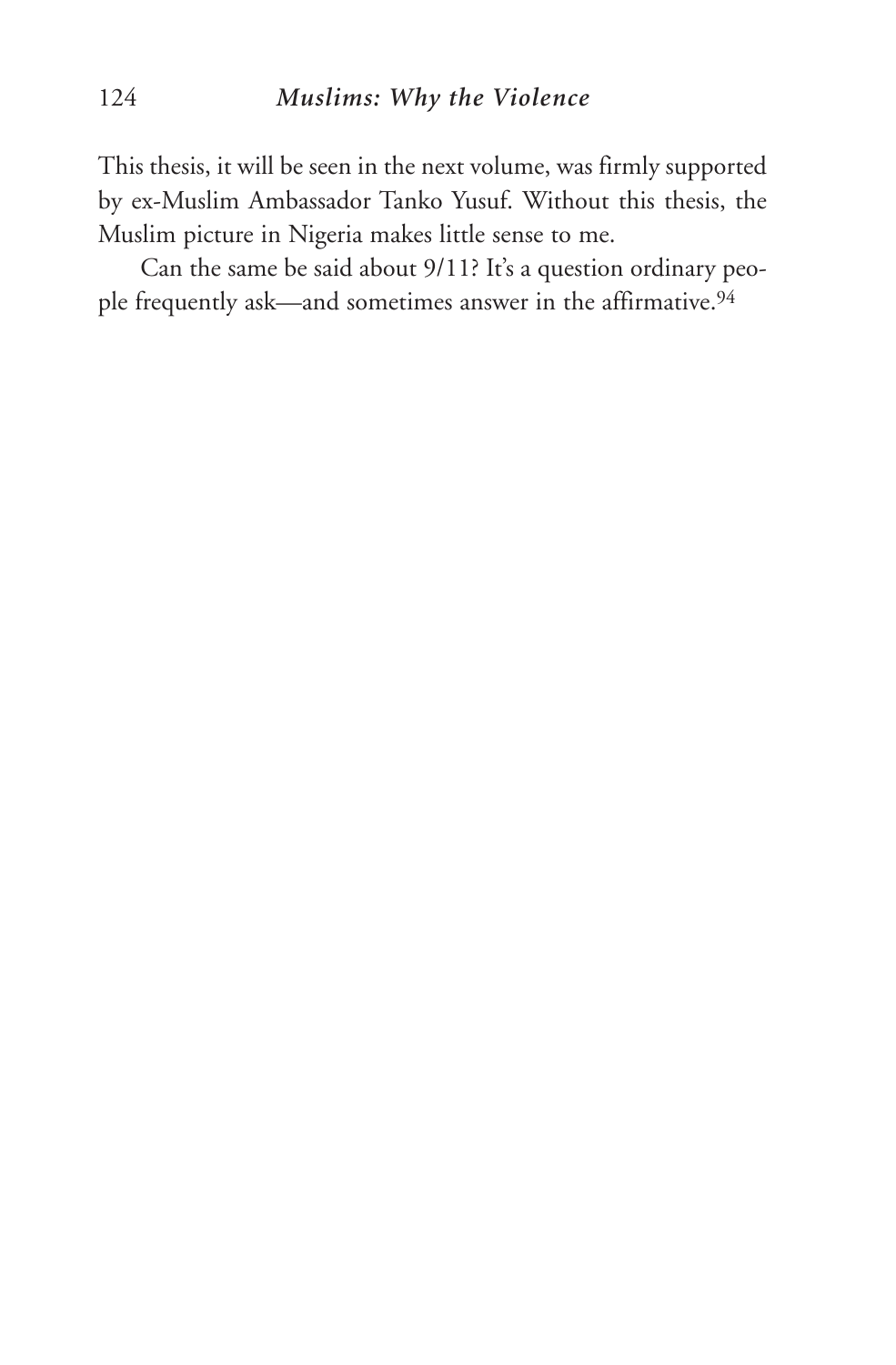This thesis, it will be seen in the next volume, was firmly supported by ex-Muslim Ambassador Tanko Yusuf. Without this thesis, the Muslim picture in Nigeria makes little sense to me.

Can the same be said about 9/11? It's a question ordinary people frequently ask—and sometimes answer in the affirmative.[94]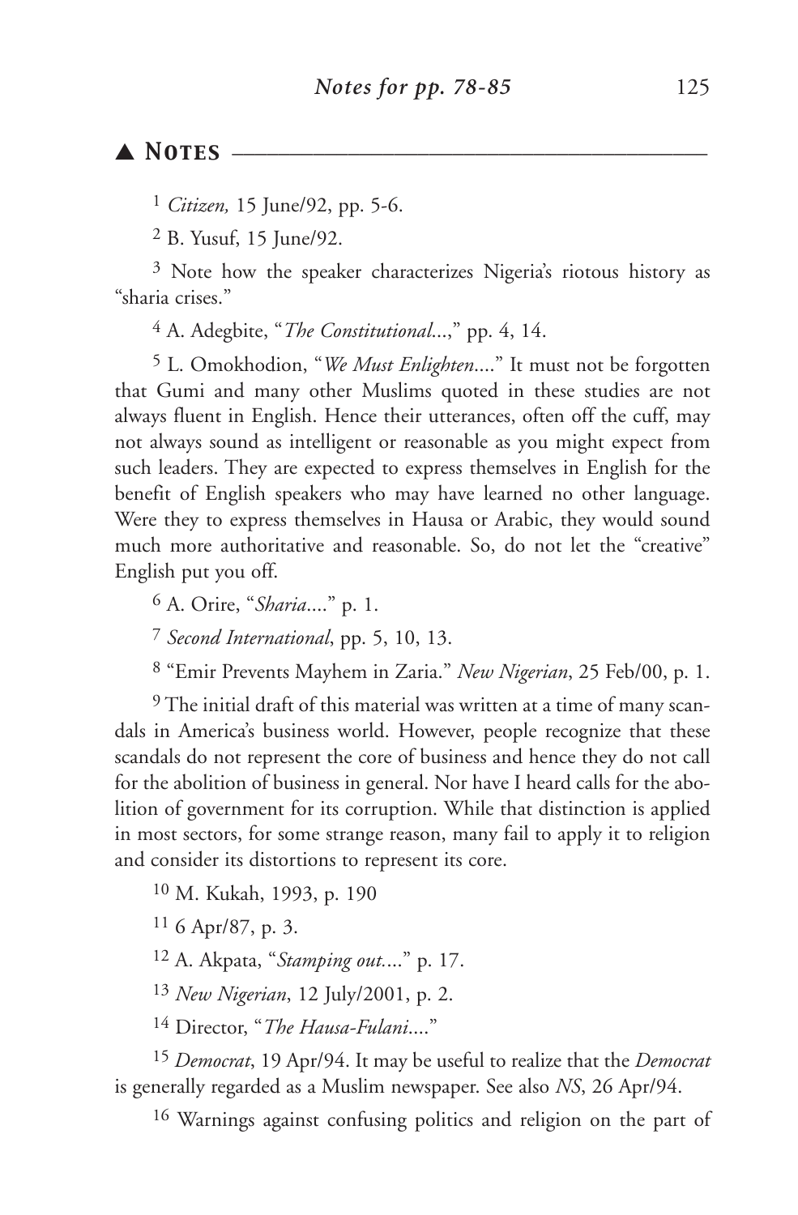## ▲ Notes

[1] *Citizen,* 15 June/92, pp. 5-6.

[2] B. Yusuf, 15 June/92.

[3] Note how the speaker characterizes Nigeria's riotous history as "sharia crises."

[4] A. Adegbite, "*The Constitutional*...," pp. 4, 14.

[5] L. Omokhodion, "*We Must Enlighten*...." It must not be forgotten that Gumi and many other Muslims quoted in these studies are not always fluent in English. Hence their utterances, often off the cuff, may not always sound as intelligent or reasonable as you might expect from such leaders. They are expected to express themselves in English for the benefit of English speakers who may have learned no other language. Were they to express themselves in Hausa or Arabic, they would sound much more authoritative and reasonable. So, do not let the "creative" English put you off.

[6] A. Orire, "*Sharia*...." p. 1.

[7] *Second International*, pp. 5, 10, 13.

[8] "Emir Prevents Mayhem in Zaria." *New Nigerian*, 25 Feb/00, p. 1.

[9] The initial draft of this material was written at a time of many scandals in America's business world. However, people recognize that these scandals do not represent the core of business and hence they do not call for the abolition of business in general. Nor have I heard calls for the abolition of government for its corruption. While that distinction is applied in most sectors, for some strange reason, many fail to apply it to religion and consider its distortions to represent its core.

[10] M. Kukah, 1993, p. 190

[11] 6 Apr/87, p. 3.

[12] A. Akpata, "*Stamping out*...." p. 17.

[13] *New Nigerian*, 12 July/2001, p. 2.

[14] Director, "*The Hausa-Fulani*...."

[15] *Democrat*, 19 Apr/94. It may be useful to realize that the *Democrat* is generally regarded as a Muslim newspaper. See also *NS*, 26 Apr/94.

[16] Warnings against confusing politics and religion on the part of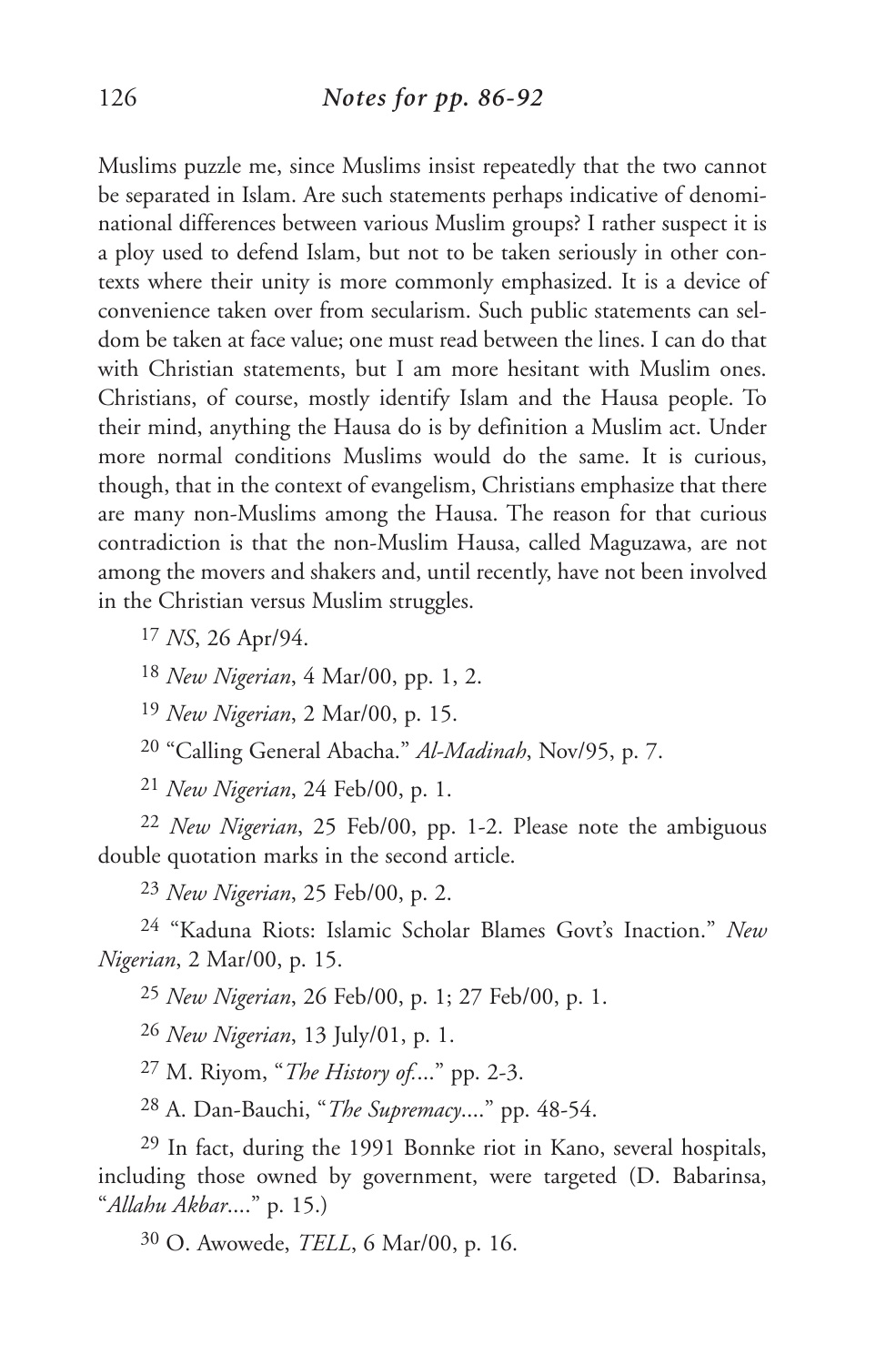Muslims puzzle me, since Muslims insist repeatedly that the two cannot be separated in Islam. Are such statements perhaps indicative of denominational differences between various Muslim groups? I rather suspect it is a ploy used to defend Islam, but not to be taken seriously in other contexts where their unity is more commonly emphasized. It is a device of convenience taken over from secularism. Such public statements can seldom be taken at face value; one must read between the lines. I can do that with Christian statements, but I am more hesitant with Muslim ones. Christians, of course, mostly identify Islam and the Hausa people. To their mind, anything the Hausa do is by definition a Muslim act. Under more normal conditions Muslims would do the same. It is curious, though, that in the context of evangelism, Christians emphasize that there are many non-Muslims among the Hausa. The reason for that curious contradiction is that the non-Muslim Hausa, called Maguzawa, are not among the movers and shakers and, until recently, have not been involved in the Christian versus Muslim struggles.

17 *NS*, 26 Apr/94.

18 *New Nigerian*, 4 Mar/00, pp. 1, 2.

19 *New Nigerian*, 2 Mar/00, p. 15.

20 "Calling General Abacha." *Al-Madinah*, Nov/95, p. 7.

21 *New Nigerian*, 24 Feb/00, p. 1.

22 *New Nigerian*, 25 Feb/00, pp. 1-2. Please note the ambiguous double quotation marks in the second article.

23 *New Nigerian*, 25 Feb/00, p. 2.

24 "Kaduna Riots: Islamic Scholar Blames Govt's Inaction." *New Nigerian*, 2 Mar/00, p. 15.

25 *New Nigerian*, 26 Feb/00, p. 1; 27 Feb/00, p. 1.

26 *New Nigerian*, 13 July/01, p. 1.

27 M. Riyom, "*The History of....*" pp. 2-3.

28 A. Dan-Bauchi, "*The Supremacy....*" pp. 48-54.

29 In fact, during the 1991 Bonnke riot in Kano, several hospitals, including those owned by government, were targeted (D. Babarinsa, "*Allahu Akbar....*" p. 15.)

30 O. Awowede, *TELL*, 6 Mar/00, p. 16.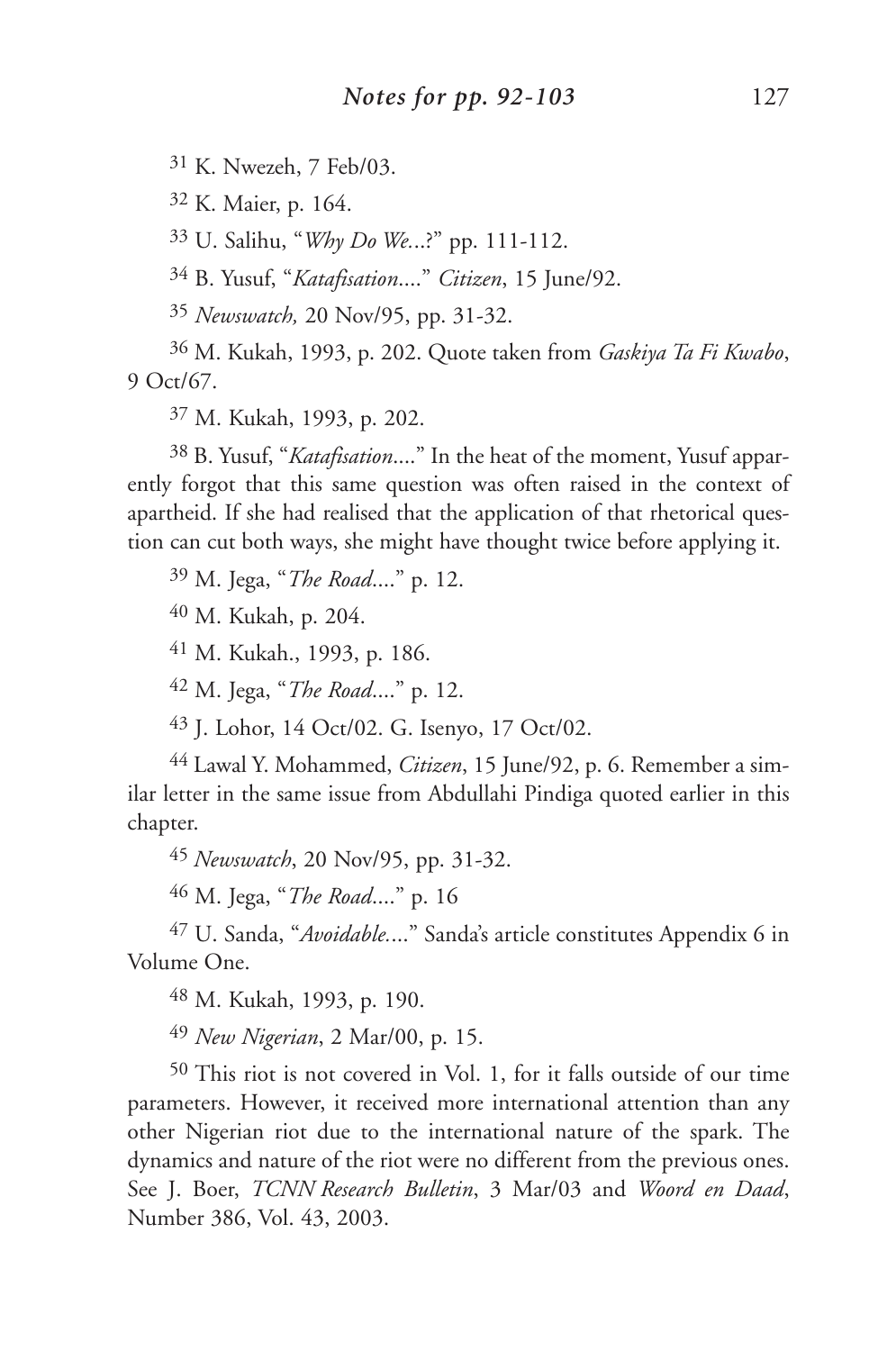[31] K. Nwezeh, 7 Feb/03.

[32] K. Maier, p. 164.

[33] U. Salihu, "*Why Do We...*?" pp. 111-112.

[34] B. Yusuf, "*Katafisation....*" *Citizen*, 15 June/92.

[35] *Newswatch,* 20 Nov/95, pp. 31-32.

[36] M. Kukah, 1993, p. 202. Quote taken from *Gaskiya Ta Fi Kwabo*, 9 Oct/67.

[37] M. Kukah, 1993, p. 202.

[38] B. Yusuf, "*Katafisation....*" In the heat of the moment, Yusuf apparently forgot that this same question was often raised in the context of apartheid. If she had realised that the application of that rhetorical question can cut both ways, she might have thought twice before applying it.

[39] M. Jega, "*The Road....*" p. 12.

[40] M. Kukah, p. 204.

[41] M. Kukah., 1993, p. 186.

[42] M. Jega, "*The Road....*" p. 12.

[43] J. Lohor, 14 Oct/02. G. Isenyo, 17 Oct/02.

[44] Lawal Y. Mohammed, *Citizen*, 15 June/92, p. 6. Remember a similar letter in the same issue from Abdullahi Pindiga quoted earlier in this chapter.

[45] *Newswatch*, 20 Nov/95, pp. 31-32.

[46] M. Jega, "*The Road....*" p. 16

[47] U. Sanda, "*Avoidable....*" Sanda's article constitutes Appendix 6 in Volume One.

[48] M. Kukah, 1993, p. 190.

[49] *New Nigerian*, 2 Mar/00, p. 15.

[50] This riot is not covered in Vol. 1, for it falls outside of our time parameters. However, it received more international attention than any other Nigerian riot due to the international nature of the spark. The dynamics and nature of the riot were no different from the previous ones. See J. Boer, *TCNN Research Bulletin*, 3 Mar/03 and *Woord en Daad*, Number 386, Vol. 43, 2003.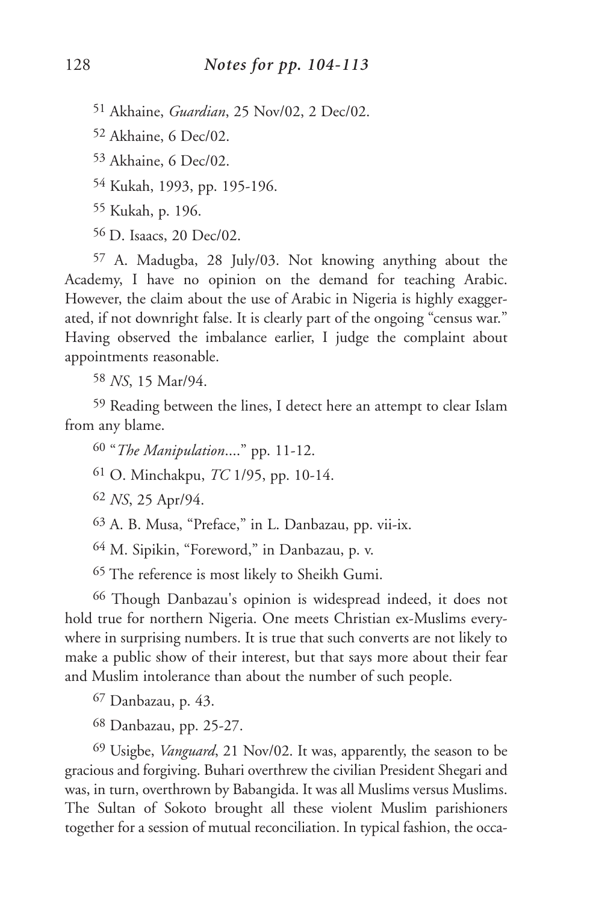[51] Akhaine, *Guardian*, 25 Nov/02, 2 Dec/02.

[52] Akhaine, 6 Dec/02.

[53] Akhaine, 6 Dec/02.

[54] Kukah, 1993, pp. 195-196.

[55] Kukah, p. 196.

[56] D. Isaacs, 20 Dec/02.

[57] A. Madugba, 28 July/03. Not knowing anything about the Academy, I have no opinion on the demand for teaching Arabic. However, the claim about the use of Arabic in Nigeria is highly exaggerated, if not downright false. It is clearly part of the ongoing "census war." Having observed the imbalance earlier, I judge the complaint about appointments reasonable.

[58] *NS*, 15 Mar/94.

[59] Reading between the lines, I detect here an attempt to clear Islam from any blame.

[60] "*The Manipulation*...." pp. 11-12.

[61] O. Minchakpu, *TC* 1/95, pp. 10-14.

[62] *NS*, 25 Apr/94.

[63] A. B. Musa, "Preface," in L. Danbazau, pp. vii-ix.

[64] M. Sipikin, "Foreword," in Danbazau, p. v.

[65] The reference is most likely to Sheikh Gumi.

[66] Though Danbazau's opinion is widespread indeed, it does not hold true for northern Nigeria. One meets Christian ex-Muslims everywhere in surprising numbers. It is true that such converts are not likely to make a public show of their interest, but that says more about their fear and Muslim intolerance than about the number of such people.

[67] Danbazau, p. 43.

[68] Danbazau, pp. 25-27.

[69] Usigbe, *Vanguard*, 21 Nov/02. It was, apparently, the season to be gracious and forgiving. Buhari overthrew the civilian President Shegari and was, in turn, overthrown by Babangida. It was all Muslims versus Muslims. The Sultan of Sokoto brought all these violent Muslim parishioners together for a session of mutual reconciliation. In typical fashion, the occa-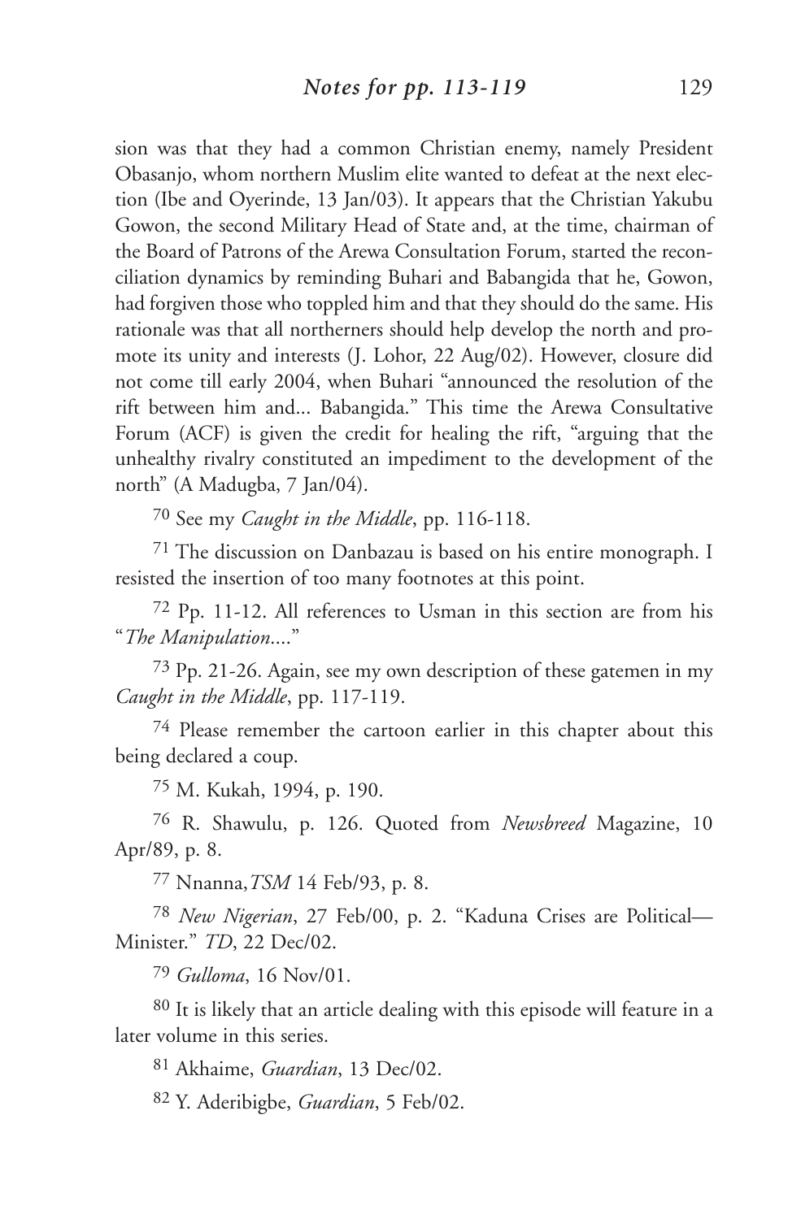sion was that they had a common Christian enemy, namely President Obasanjo, whom northern Muslim elite wanted to defeat at the next election (Ibe and Oyerinde, 13 Jan/03). It appears that the Christian Yakubu Gowon, the second Military Head of State and, at the time, chairman of the Board of Patrons of the Arewa Consultation Forum, started the reconciliation dynamics by reminding Buhari and Babangida that he, Gowon, had forgiven those who toppled him and that they should do the same. His rationale was that all northerners should help develop the north and promote its unity and interests (J. Lohor, 22 Aug/02). However, closure did not come till early 2004, when Buhari "announced the resolution of the rift between him and... Babangida." This time the Arewa Consultative Forum (ACF) is given the credit for healing the rift, "arguing that the unhealthy rivalry constituted an impediment to the development of the north" (A Madugba, 7 Jan/04).

[70] See my *Caught in the Middle*, pp. 116-118.

[71] The discussion on Danbazau is based on his entire monograph. I resisted the insertion of too many footnotes at this point.

[72] Pp. 11-12. All references to Usman in this section are from his "*The Manipulation*...."

[73] Pp. 21-26. Again, see my own description of these gatemen in my *Caught in the Middle*, pp. 117-119.

[74] Please remember the cartoon earlier in this chapter about this being declared a coup.

[75] M. Kukah, 1994, p. 190.

[76] R. Shawulu, p. 126. Quoted from *Newsbreed* Magazine, 10 Apr/89, p. 8.

[77] Nnanna, *TSM* 14 Feb/93, p. 8.

[78] *New Nigerian*, 27 Feb/00, p. 2. "Kaduna Crises are Political—Minister." *TD*, 22 Dec/02.

[79] *Gulloma*, 16 Nov/01.

[80] It is likely that an article dealing with this episode will feature in a later volume in this series.

[81] Akhaime, *Guardian*, 13 Dec/02.

[82] Y. Aderibigbe, *Guardian*, 5 Feb/02.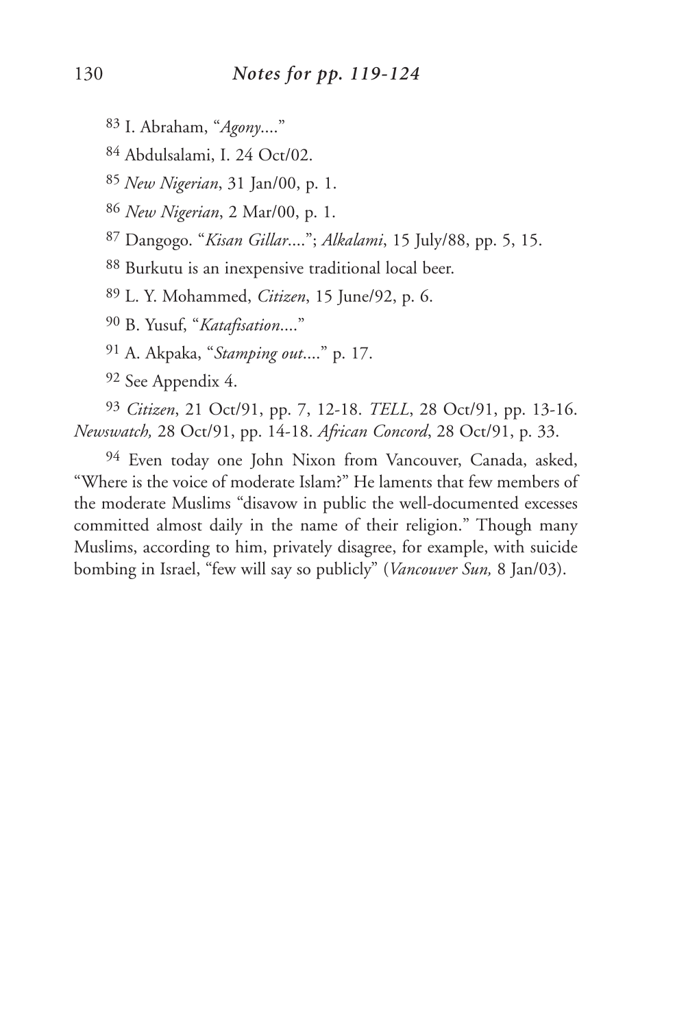[83] I. Abraham, "*Agony*...."

[84] Abdulsalami, I. 24 Oct/02.

[85] *New Nigerian*, 31 Jan/00, p. 1.

[86] *New Nigerian*, 2 Mar/00, p. 1.

[87] Dangogo. "*Kisan Gillar*...."; *Alkalami*, 15 July/88, pp. 5, 15.

[88] Burkutu is an inexpensive traditional local beer.

[89] L. Y. Mohammed, *Citizen*, 15 June/92, p. 6.

[90] B. Yusuf, "*Katafisation*...."

[91] A. Akpaka, "*Stamping out*...." p. 17.

[92] See Appendix 4.

[93] *Citizen*, 21 Oct/91, pp. 7, 12-18. *TELL*, 28 Oct/91, pp. 13-16. *Newswatch,* 28 Oct/91, pp. 14-18. *African Concord*, 28 Oct/91, p. 33.

[94] Even today one John Nixon from Vancouver, Canada, asked, "Where is the voice of moderate Islam?" He laments that few members of the moderate Muslims "disavow in public the well-documented excesses committed almost daily in the name of their religion." Though many Muslims, according to him, privately disagree, for example, with suicide bombing in Israel, "few will say so publicly" (*Vancouver Sun,* 8 Jan/03).